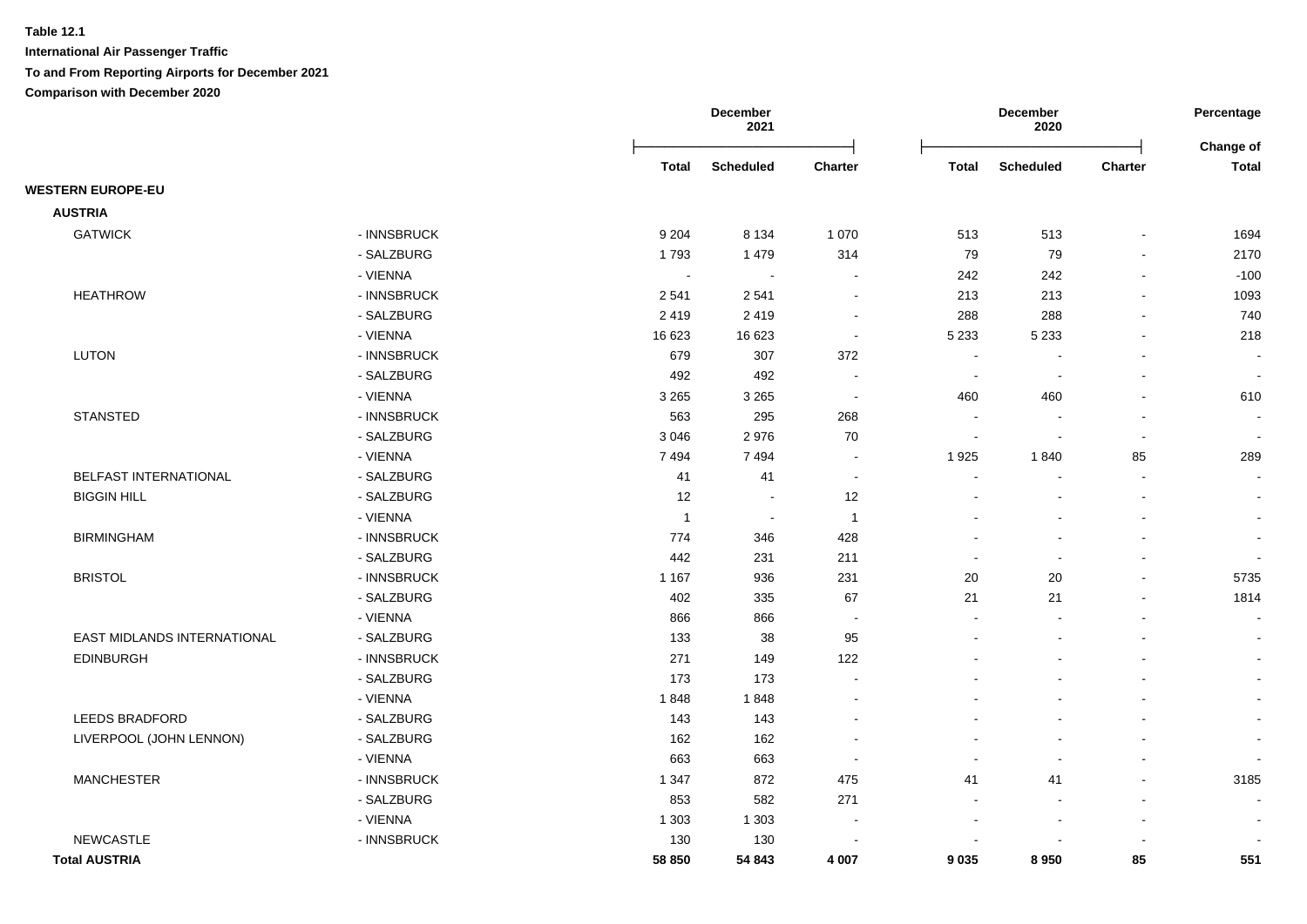**Table 12.1**

**International Air Passenger Traffic**

**To and From Reporting Airports for December 2021**

**Comparison with December 2020**

| | | December 2021 | | | December 2020 | | | Percentage |
|---|---|---|---|---|---|---|---|---|
| | | Total | Scheduled | Charter | Total | Scheduled | Charter | Change of Total |
| **WESTERN EUROPE-EU** | | | | | | | | |
| **AUSTRIA** | | | | | | | | |
| GATWICK | - INNSBRUCK | 9 204 | 8 134 | 1 070 | 513 | 513 | - | 1694 |
| | - SALZBURG | 1 793 | 1 479 | 314 | 79 | 79 | - | 2170 |
| | - VIENNA | - | - | - | 242 | 242 | - | -100 |
| HEATHROW | - INNSBRUCK | 2 541 | 2 541 | - | 213 | 213 | - | 1093 |
| | - SALZBURG | 2 419 | 2 419 | - | 288 | 288 | - | 740 |
| | - VIENNA | 16 623 | 16 623 | - | 5 233 | 5 233 | - | 218 |
| LUTON | - INNSBRUCK | 679 | 307 | 372 | - | - | - | - |
| | - SALZBURG | 492 | 492 | - | - | - | - | - |
| | - VIENNA | 3 265 | 3 265 | - | 460 | 460 | - | 610 |
| STANSTED | - INNSBRUCK | 563 | 295 | 268 | - | - | - | - |
| | - SALZBURG | 3 046 | 2 976 | 70 | - | - | - | - |
| | - VIENNA | 7 494 | 7 494 | - | 1 925 | 1 840 | 85 | 289 |
| BELFAST INTERNATIONAL | - SALZBURG | 41 | 41 | - | - | - | - | - |
| BIGGIN HILL | - SALZBURG | 12 | - | 12 | - | - | - | - |
| | - VIENNA | 1 | - | 1 | - | - | - | - |
| BIRMINGHAM | - INNSBRUCK | 774 | 346 | 428 | - | - | - | - |
| | - SALZBURG | 442 | 231 | 211 | - | - | - | - |
| BRISTOL | - INNSBRUCK | 1 167 | 936 | 231 | 20 | 20 | - | 5735 |
| | - SALZBURG | 402 | 335 | 67 | 21 | 21 | - | 1814 |
| | - VIENNA | 866 | 866 | - | - | - | - | - |
| EAST MIDLANDS INTERNATIONAL | - SALZBURG | 133 | 38 | 95 | - | - | - | - |
| EDINBURGH | - INNSBRUCK | 271 | 149 | 122 | - | - | - | - |
| | - SALZBURG | 173 | 173 | - | - | - | - | - |
| | - VIENNA | 1 848 | 1 848 | - | - | - | - | - |
| LEEDS BRADFORD | - SALZBURG | 143 | 143 | - | - | - | - | - |
| LIVERPOOL (JOHN LENNON) | - SALZBURG | 162 | 162 | - | - | - | - | - |
| | - VIENNA | 663 | 663 | - | - | - | - | - |
| MANCHESTER | - INNSBRUCK | 1 347 | 872 | 475 | 41 | 41 | - | 3185 |
| | - SALZBURG | 853 | 582 | 271 | - | - | - | - |
| | - VIENNA | 1 303 | 1 303 | - | - | - | - | - |
| NEWCASTLE | - INNSBRUCK | 130 | 130 | - | - | - | - | - |
| **Total AUSTRIA** | | **58 850** | **54 843** | **4 007** | **9 035** | **8 950** | **85** | **551** |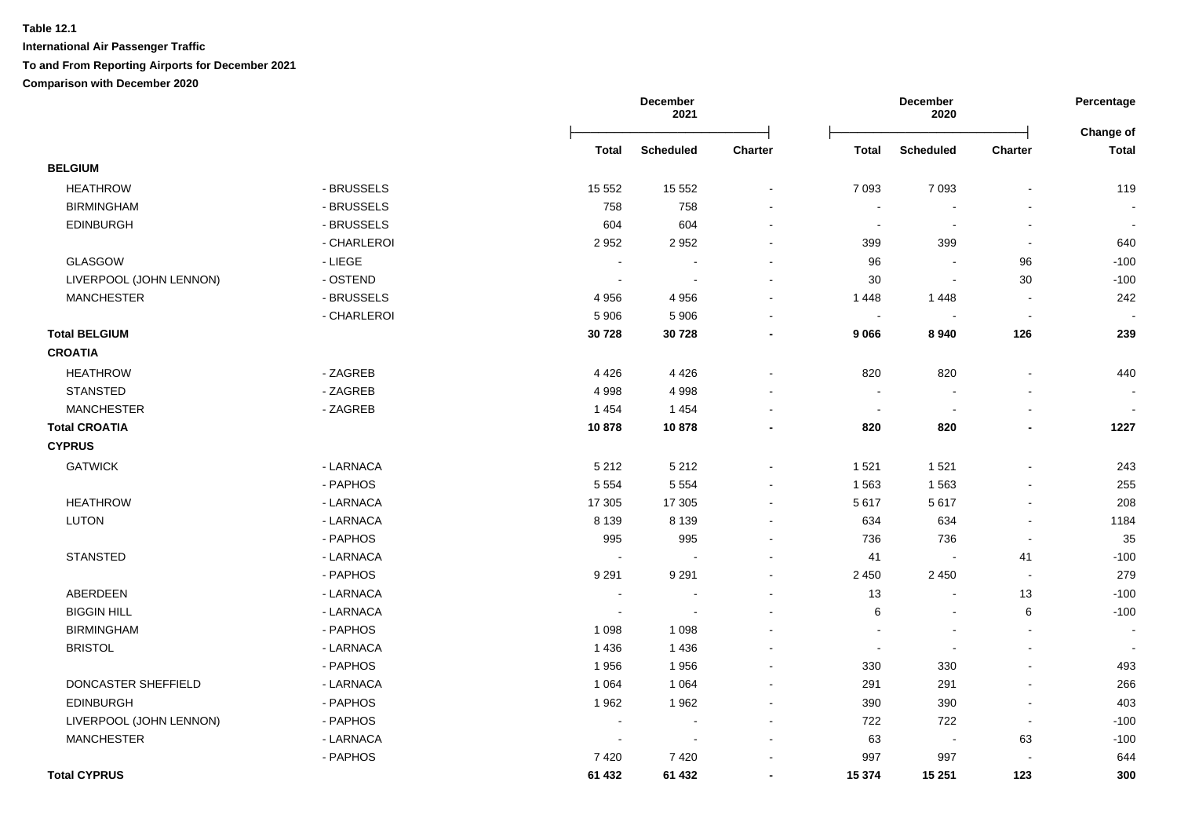**Table 12.1**

**International Air Passenger Traffic**

**To and From Reporting Airports for December 2021**

**Comparison with December 2020**

| | | December 2021 | | | December 2020 | | | Percentage |
|---|---|---|---|---|---|---|---|---|
| | | **Total** | **Scheduled** | **Charter** | **Total** | **Scheduled** | **Charter** | **Change of Total** |
| **BELGIUM** | | | | | | | | |
| HEATHROW | - BRUSSELS | 15 552 | 15 552 | - | 7 093 | 7 093 | - | 119 |
| BIRMINGHAM | - BRUSSELS | 758 | 758 | - | - | - | - | - |
| EDINBURGH | - BRUSSELS | 604 | 604 | - | - | - | - | - |
| | - CHARLEROI | 2 952 | 2 952 | - | 399 | 399 | - | 640 |
| GLASGOW | - LIEGE | - | - | - | 96 | - | 96 | -100 |
| LIVERPOOL (JOHN LENNON) | - OSTEND | - | - | - | 30 | - | 30 | -100 |
| MANCHESTER | - BRUSSELS | 4 956 | 4 956 | - | 1 448 | 1 448 | - | 242 |
| | - CHARLEROI | 5 906 | 5 906 | - | - | - | - | - |
| **Total BELGIUM** | | **30 728** | **30 728** | **-** | **9 066** | **8 940** | **126** | **239** |
| **CROATIA** | | | | | | | | |
| HEATHROW | - ZAGREB | 4 426 | 4 426 | - | 820 | 820 | - | 440 |
| STANSTED | - ZAGREB | 4 998 | 4 998 | - | - | - | - | - |
| MANCHESTER | - ZAGREB | 1 454 | 1 454 | - | - | - | - | - |
| **Total CROATIA** | | **10 878** | **10 878** | **-** | **820** | **820** | **-** | **1227** |
| **CYPRUS** | | | | | | | | |
| GATWICK | - LARNACA | 5 212 | 5 212 | - | 1 521 | 1 521 | - | 243 |
| | - PAPHOS | 5 554 | 5 554 | - | 1 563 | 1 563 | - | 255 |
| HEATHROW | - LARNACA | 17 305 | 17 305 | - | 5 617 | 5 617 | - | 208 |
| LUTON | - LARNACA | 8 139 | 8 139 | - | 634 | 634 | - | 1184 |
| | - PAPHOS | 995 | 995 | - | 736 | 736 | - | 35 |
| STANSTED | - LARNACA | - | - | - | 41 | - | 41 | -100 |
| | - PAPHOS | 9 291 | 9 291 | - | 2 450 | 2 450 | - | 279 |
| ABERDEEN | - LARNACA | - | - | - | 13 | - | 13 | -100 |
| BIGGIN HILL | - LARNACA | - | - | - | 6 | - | 6 | -100 |
| BIRMINGHAM | - PAPHOS | 1 098 | 1 098 | - | - | - | - | - |
| BRISTOL | - LARNACA | 1 436 | 1 436 | - | - | - | - | - |
| | - PAPHOS | 1 956 | 1 956 | - | 330 | 330 | - | 493 |
| DONCASTER SHEFFIELD | - LARNACA | 1 064 | 1 064 | - | 291 | 291 | - | 266 |
| EDINBURGH | - PAPHOS | 1 962 | 1 962 | - | 390 | 390 | - | 403 |
| LIVERPOOL (JOHN LENNON) | - PAPHOS | - | - | - | 722 | 722 | - | -100 |
| MANCHESTER | - LARNACA | - | - | - | 63 | - | 63 | -100 |
| | - PAPHOS | 7 420 | 7 420 | - | 997 | 997 | - | 644 |
| **Total CYPRUS** | | **61 432** | **61 432** | **-** | **15 374** | **15 251** | **123** | **300** |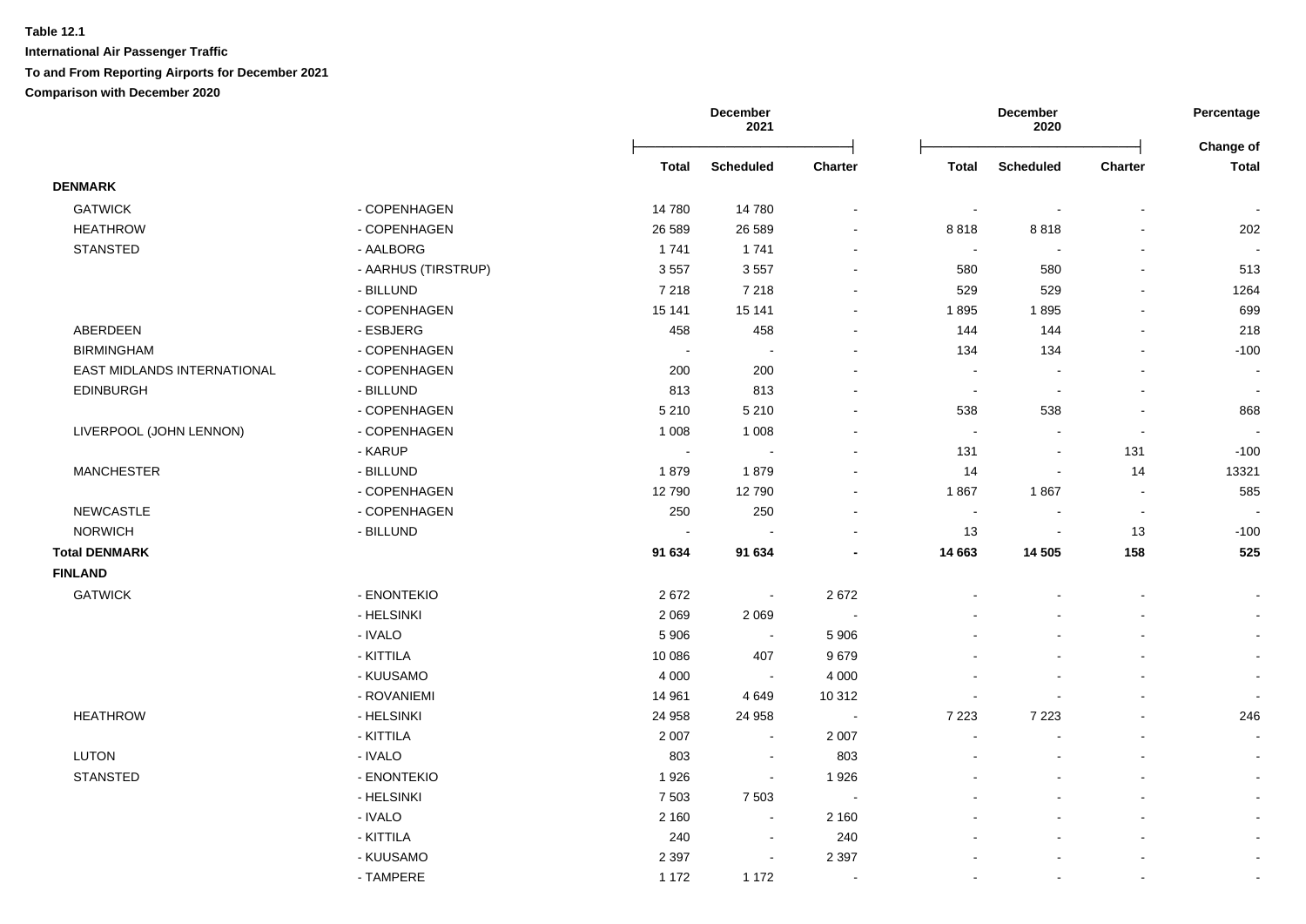**Table 12.1**

**International Air Passenger Traffic**

**To and From Reporting Airports for December 2021**

**Comparison with December 2020**

| | | December 2021 | | | December 2020 | | | Percentage |
|---|---|---|---|---|---|---|---|---|
| | | **Total** | **Scheduled** | **Charter** | **Total** | **Scheduled** | **Charter** | **Change of Total** |
| **DENMARK** | | | | | | | | |
| GATWICK | - COPENHAGEN | 14 780 | 14 780 | - | - | - | - | - |
| HEATHROW | - COPENHAGEN | 26 589 | 26 589 | - | 8 818 | 8 818 | - | 202 |
| STANSTED | - AALBORG | 1 741 | 1 741 | - | - | - | - | - |
| | - AARHUS (TIRSTRUP) | 3 557 | 3 557 | - | 580 | 580 | - | 513 |
| | - BILLUND | 7 218 | 7 218 | - | 529 | 529 | - | 1264 |
| | - COPENHAGEN | 15 141 | 15 141 | - | 1 895 | 1 895 | - | 699 |
| ABERDEEN | - ESBJERG | 458 | 458 | - | 144 | 144 | - | 218 |
| BIRMINGHAM | - COPENHAGEN | - | - | - | 134 | 134 | - | -100 |
| EAST MIDLANDS INTERNATIONAL | - COPENHAGEN | 200 | 200 | - | - | - | - | - |
| EDINBURGH | - BILLUND | 813 | 813 | - | - | - | - | - |
| | - COPENHAGEN | 5 210 | 5 210 | - | 538 | 538 | - | 868 |
| LIVERPOOL (JOHN LENNON) | - COPENHAGEN | 1 008 | 1 008 | - | - | - | - | - |
| | - KARUP | - | - | - | 131 | - | 131 | -100 |
| MANCHESTER | - BILLUND | 1 879 | 1 879 | - | 14 | - | 14 | 13321 |
| | - COPENHAGEN | 12 790 | 12 790 | - | 1 867 | 1 867 | - | 585 |
| NEWCASTLE | - COPENHAGEN | 250 | 250 | - | - | - | - | - |
| NORWICH | - BILLUND | - | - | - | 13 | - | 13 | -100 |
| **Total DENMARK** | | **91 634** | **91 634** | **-** | **14 663** | **14 505** | **158** | **525** |
| **FINLAND** | | | | | | | | |
| GATWICK | - ENONTEKIO | 2 672 | - | 2 672 | - | - | - | - |
| | - HELSINKI | 2 069 | 2 069 | - | - | - | - | - |
| | - IVALO | 5 906 | - | 5 906 | - | - | - | - |
| | - KITTILA | 10 086 | 407 | 9 679 | - | - | - | - |
| | - KUUSAMO | 4 000 | - | 4 000 | - | - | - | - |
| | - ROVANIEMI | 14 961 | 4 649 | 10 312 | - | - | - | - |
| HEATHROW | - HELSINKI | 24 958 | 24 958 | - | 7 223 | 7 223 | - | 246 |
| | - KITTILA | 2 007 | - | 2 007 | - | - | - | - |
| LUTON | - IVALO | 803 | - | 803 | - | - | - | - |
| STANSTED | - ENONTEKIO | 1 926 | - | 1 926 | - | - | - | - |
| | - HELSINKI | 7 503 | 7 503 | - | - | - | - | - |
| | - IVALO | 2 160 | - | 2 160 | - | - | - | - |
| | - KITTILA | 240 | - | 240 | - | - | - | - |
| | - KUUSAMO | 2 397 | - | 2 397 | - | - | - | - |
| | - TAMPERE | 1 172 | 1 172 | - | - | - | - | - |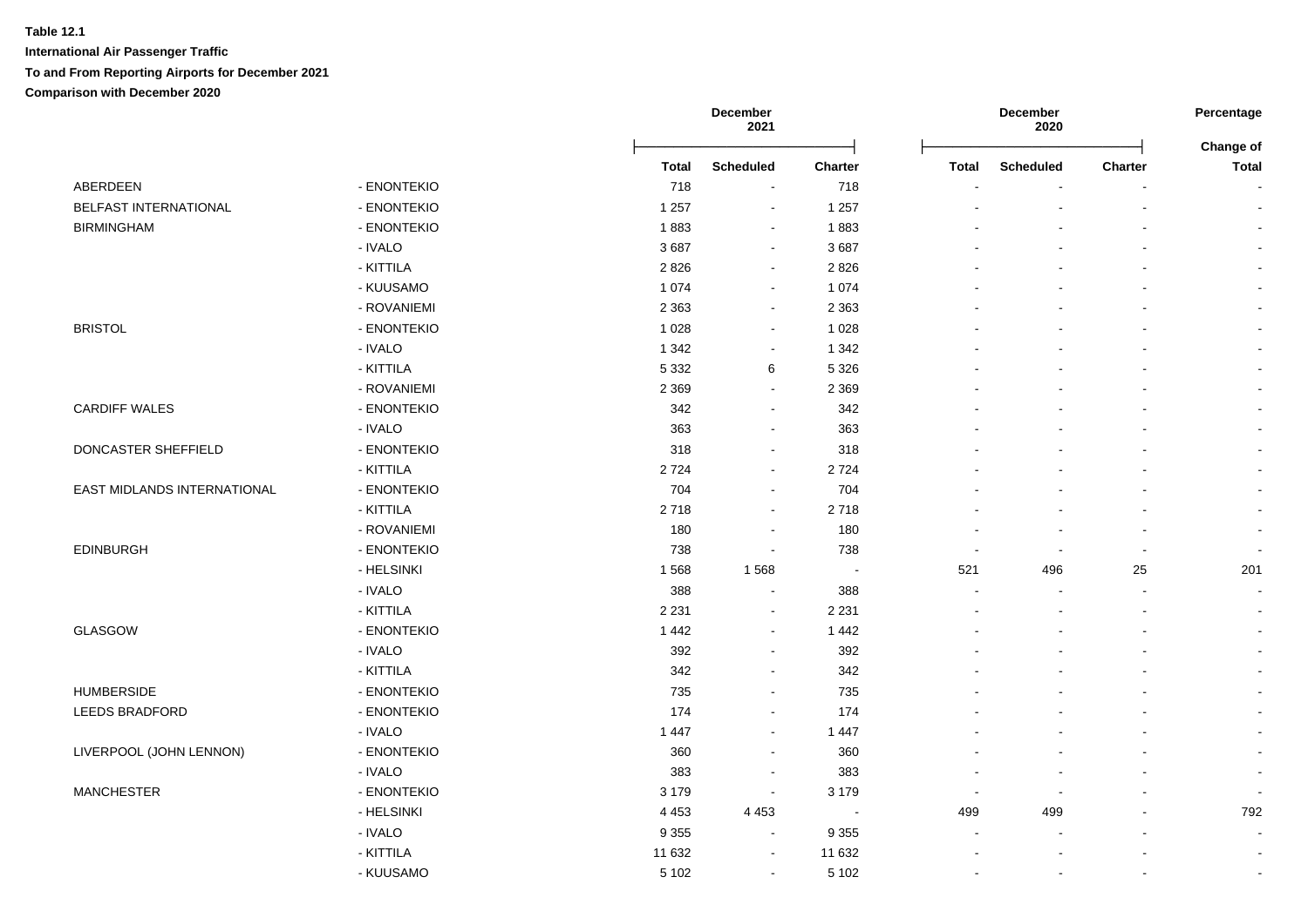**Table 12.1**

**International Air Passenger Traffic**

**To and From Reporting Airports for December 2021**

**Comparison with December 2020**

| | | December 2021 | | | December 2020 | | | Percentage Change of |
|---|---|---|---|---|---|---|---|---|
| | | Total | Scheduled | Charter | Total | Scheduled | Charter | Total |
| ABERDEEN | - ENONTEKIO | 718 | - | 718 | - | - | - | - |
| BELFAST INTERNATIONAL | - ENONTEKIO | 1 257 | - | 1 257 | - | - | - | - |
| BIRMINGHAM | - ENONTEKIO | 1 883 | - | 1 883 | - | - | - | - |
| | - IVALO | 3 687 | - | 3 687 | - | - | - | - |
| | - KITTILA | 2 826 | - | 2 826 | - | - | - | - |
| | - KUUSAMO | 1 074 | - | 1 074 | - | - | - | - |
| | - ROVANIEMI | 2 363 | - | 2 363 | - | - | - | - |
| BRISTOL | - ENONTEKIO | 1 028 | - | 1 028 | - | - | - | - |
| | - IVALO | 1 342 | - | 1 342 | - | - | - | - |
| | - KITTILA | 5 332 | 6 | 5 326 | - | - | - | - |
| | - ROVANIEMI | 2 369 | - | 2 369 | - | - | - | - |
| CARDIFF WALES | - ENONTEKIO | 342 | - | 342 | - | - | - | - |
| | - IVALO | 363 | - | 363 | - | - | - | - |
| DONCASTER SHEFFIELD | - ENONTEKIO | 318 | - | 318 | - | - | - | - |
| | - KITTILA | 2 724 | - | 2 724 | - | - | - | - |
| EAST MIDLANDS INTERNATIONAL | - ENONTEKIO | 704 | - | 704 | - | - | - | - |
| | - KITTILA | 2 718 | - | 2 718 | - | - | - | - |
| | - ROVANIEMI | 180 | - | 180 | - | - | - | - |
| EDINBURGH | - ENONTEKIO | 738 | - | 738 | - | - | - | - |
| | - HELSINKI | 1 568 | 1 568 | - | 521 | 496 | 25 | 201 |
| | - IVALO | 388 | - | 388 | - | - | - | - |
| | - KITTILA | 2 231 | - | 2 231 | - | - | - | - |
| GLASGOW | - ENONTEKIO | 1 442 | - | 1 442 | - | - | - | - |
| | - IVALO | 392 | - | 392 | - | - | - | - |
| | - KITTILA | 342 | - | 342 | - | - | - | - |
| HUMBERSIDE | - ENONTEKIO | 735 | - | 735 | - | - | - | - |
| LEEDS BRADFORD | - ENONTEKIO | 174 | - | 174 | - | - | - | - |
| | - IVALO | 1 447 | - | 1 447 | - | - | - | - |
| LIVERPOOL (JOHN LENNON) | - ENONTEKIO | 360 | - | 360 | - | - | - | - |
| | - IVALO | 383 | - | 383 | - | - | - | - |
| MANCHESTER | - ENONTEKIO | 3 179 | - | 3 179 | - | - | - | - |
| | - HELSINKI | 4 453 | 4 453 | - | 499 | 499 | - | 792 |
| | - IVALO | 9 355 | - | 9 355 | - | - | - | - |
| | - KITTILA | 11 632 | - | 11 632 | - | - | - | - |
| | - KUUSAMO | 5 102 | - | 5 102 | - | - | - | - |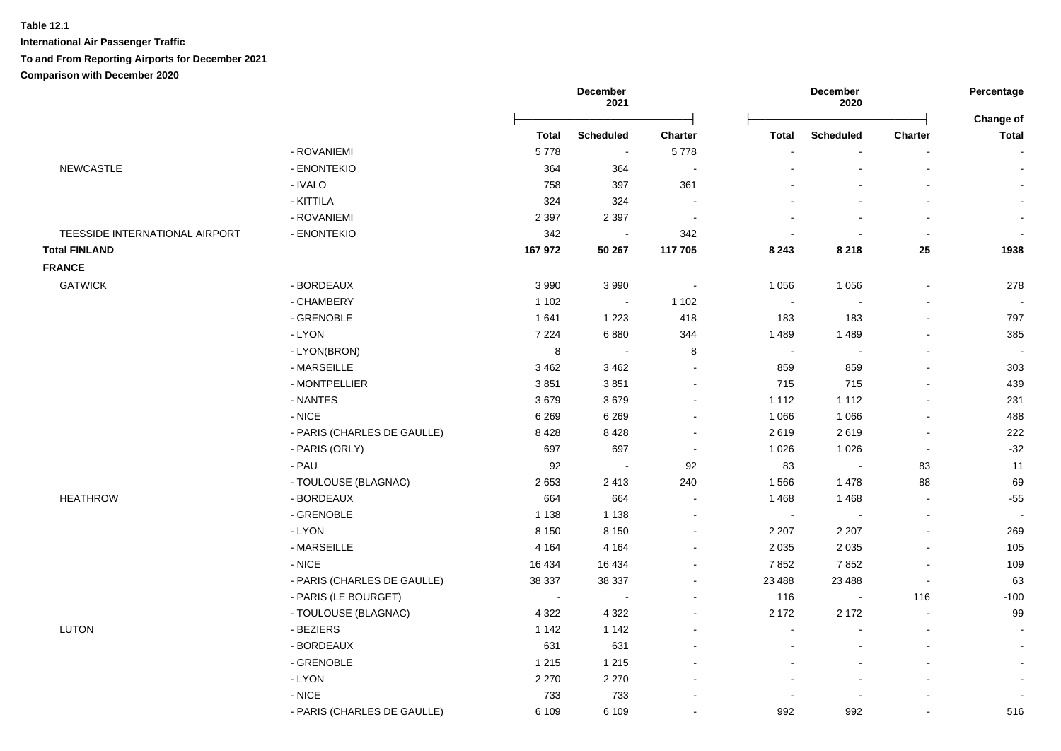**Table 12.1**

**International Air Passenger Traffic**

**To and From Reporting Airports for December 2021**

**Comparison with December 2020**

| | | December 2021 | | | December 2020 | | | Percentage |
|---|---|---|---|---|---|---|---|---|
| | | **Total** | **Scheduled** | **Charter** | **Total** | **Scheduled** | **Charter** | **Change of Total** |
| | - ROVANIEMI | 5 778 | - | 5 778 | - | - | - | - |
| NEWCASTLE | - ENONTEKIO | 364 | 364 | - | - | - | - | - |
| | - IVALO | 758 | 397 | 361 | - | - | - | - |
| | - KITTILA | 324 | 324 | - | - | - | - | - |
| | - ROVANIEMI | 2 397 | 2 397 | - | - | - | - | - |
| TEESSIDE INTERNATIONAL AIRPORT | - ENONTEKIO | 342 | - | 342 | - | - | - | - |
| **Total FINLAND** | | **167 972** | **50 267** | **117 705** | **8 243** | **8 218** | **25** | **1938** |
| **FRANCE** | | | | | | | | |
| GATWICK | - BORDEAUX | 3 990 | 3 990 | - | 1 056 | 1 056 | - | 278 |
| | - CHAMBERY | 1 102 | - | 1 102 | - | - | - | - |
| | - GRENOBLE | 1 641 | 1 223 | 418 | 183 | 183 | - | 797 |
| | - LYON | 7 224 | 6 880 | 344 | 1 489 | 1 489 | - | 385 |
| | - LYON(BRON) | 8 | - | 8 | - | - | - | - |
| | - MARSEILLE | 3 462 | 3 462 | - | 859 | 859 | - | 303 |
| | - MONTPELLIER | 3 851 | 3 851 | - | 715 | 715 | - | 439 |
| | - NANTES | 3 679 | 3 679 | - | 1 112 | 1 112 | - | 231 |
| | - NICE | 6 269 | 6 269 | - | 1 066 | 1 066 | - | 488 |
| | - PARIS (CHARLES DE GAULLE) | 8 428 | 8 428 | - | 2 619 | 2 619 | - | 222 |
| | - PARIS (ORLY) | 697 | 697 | - | 1 026 | 1 026 | - | -32 |
| | - PAU | 92 | - | 92 | 83 | - | 83 | 11 |
| | - TOULOUSE (BLAGNAC) | 2 653 | 2 413 | 240 | 1 566 | 1 478 | 88 | 69 |
| HEATHROW | - BORDEAUX | 664 | 664 | - | 1 468 | 1 468 | - | -55 |
| | - GRENOBLE | 1 138 | 1 138 | - | - | - | - | - |
| | - LYON | 8 150 | 8 150 | - | 2 207 | 2 207 | - | 269 |
| | - MARSEILLE | 4 164 | 4 164 | - | 2 035 | 2 035 | - | 105 |
| | - NICE | 16 434 | 16 434 | - | 7 852 | 7 852 | - | 109 |
| | - PARIS (CHARLES DE GAULLE) | 38 337 | 38 337 | - | 23 488 | 23 488 | - | 63 |
| | - PARIS (LE BOURGET) | - | - | - | 116 | - | 116 | -100 |
| | - TOULOUSE (BLAGNAC) | 4 322 | 4 322 | - | 2 172 | 2 172 | - | 99 |
| LUTON | - BEZIERS | 1 142 | 1 142 | - | - | - | - | - |
| | - BORDEAUX | 631 | 631 | - | - | - | - | - |
| | - GRENOBLE | 1 215 | 1 215 | - | - | - | - | - |
| | - LYON | 2 270 | 2 270 | - | - | - | - | - |
| | - NICE | 733 | 733 | - | - | - | - | - |
| | - PARIS (CHARLES DE GAULLE) | 6 109 | 6 109 | - | 992 | 992 | - | 516 |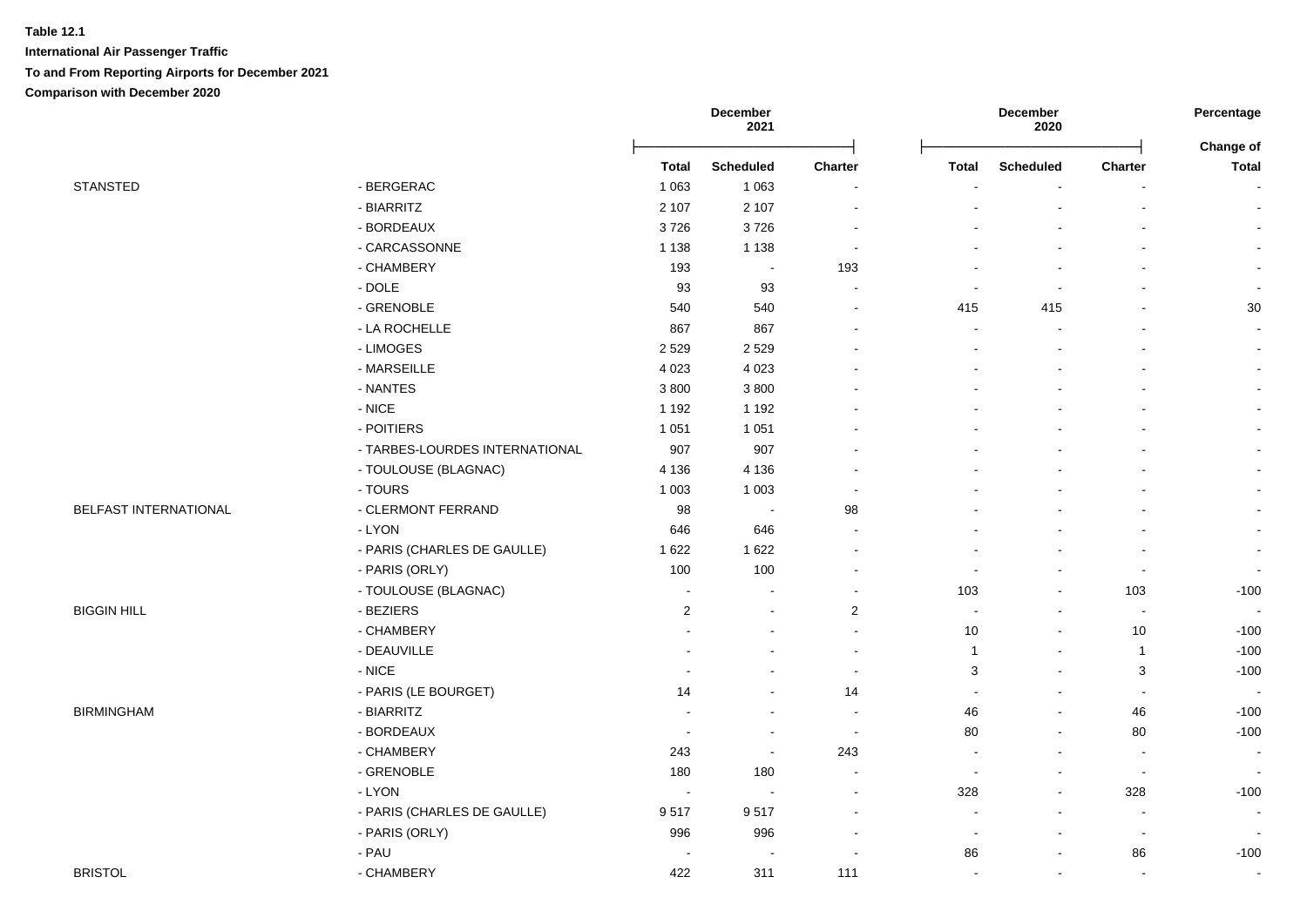**Table 12.1**

**International Air Passenger Traffic**

**To and From Reporting Airports for December 2021**

**Comparison with December 2020**

| | | December 2021 | | | December 2020 | | | Percentage |
|---|---|---|---|---|---|---|---|---|
| | | Total | Scheduled | Charter | Total | Scheduled | Charter | Change of Total |
| STANSTED | - BERGERAC | 1 063 | 1 063 | - | - | - | - | - |
| | - BIARRITZ | 2 107 | 2 107 | - | - | - | - | - |
| | - BORDEAUX | 3 726 | 3 726 | - | - | - | - | - |
| | - CARCASSONNE | 1 138 | 1 138 | - | - | - | - | - |
| | - CHAMBERY | 193 | - | 193 | - | - | - | - |
| | - DOLE | 93 | 93 | - | - | - | - | - |
| | - GRENOBLE | 540 | 540 | - | 415 | 415 | - | 30 |
| | - LA ROCHELLE | 867 | 867 | - | - | - | - | - |
| | - LIMOGES | 2 529 | 2 529 | - | - | - | - | - |
| | - MARSEILLE | 4 023 | 4 023 | - | - | - | - | - |
| | - NANTES | 3 800 | 3 800 | - | - | - | - | - |
| | - NICE | 1 192 | 1 192 | - | - | - | - | - |
| | - POITIERS | 1 051 | 1 051 | - | - | - | - | - |
| | - TARBES-LOURDES INTERNATIONAL | 907 | 907 | - | - | - | - | - |
| | - TOULOUSE (BLAGNAC) | 4 136 | 4 136 | - | - | - | - | - |
| | - TOURS | 1 003 | 1 003 | - | - | - | - | - |
| BELFAST INTERNATIONAL | - CLERMONT FERRAND | 98 | - | 98 | - | - | - | - |
| | - LYON | 646 | 646 | - | - | - | - | - |
| | - PARIS (CHARLES DE GAULLE) | 1 622 | 1 622 | - | - | - | - | - |
| | - PARIS (ORLY) | 100 | 100 | - | - | - | - | - |
| | - TOULOUSE (BLAGNAC) | - | - | - | 103 | - | 103 | -100 |
| BIGGIN HILL | - BEZIERS | 2 | - | 2 | - | - | - | - |
| | - CHAMBERY | - | - | - | 10 | - | 10 | -100 |
| | - DEAUVILLE | - | - | - | 1 | - | 1 | -100 |
| | - NICE | - | - | - | 3 | - | 3 | -100 |
| | - PARIS (LE BOURGET) | 14 | - | 14 | - | - | - | - |
| BIRMINGHAM | - BIARRITZ | - | - | - | 46 | - | 46 | -100 |
| | - BORDEAUX | - | - | - | 80 | - | 80 | -100 |
| | - CHAMBERY | 243 | - | 243 | - | - | - | - |
| | - GRENOBLE | 180 | 180 | - | - | - | - | - |
| | - LYON | - | - | - | 328 | - | 328 | -100 |
| | - PARIS (CHARLES DE GAULLE) | 9 517 | 9 517 | - | - | - | - | - |
| | - PARIS (ORLY) | 996 | 996 | - | - | - | - | - |
| | - PAU | - | - | - | 86 | - | 86 | -100 |
| BRISTOL | - CHAMBERY | 422 | 311 | 111 | - | - | - | - |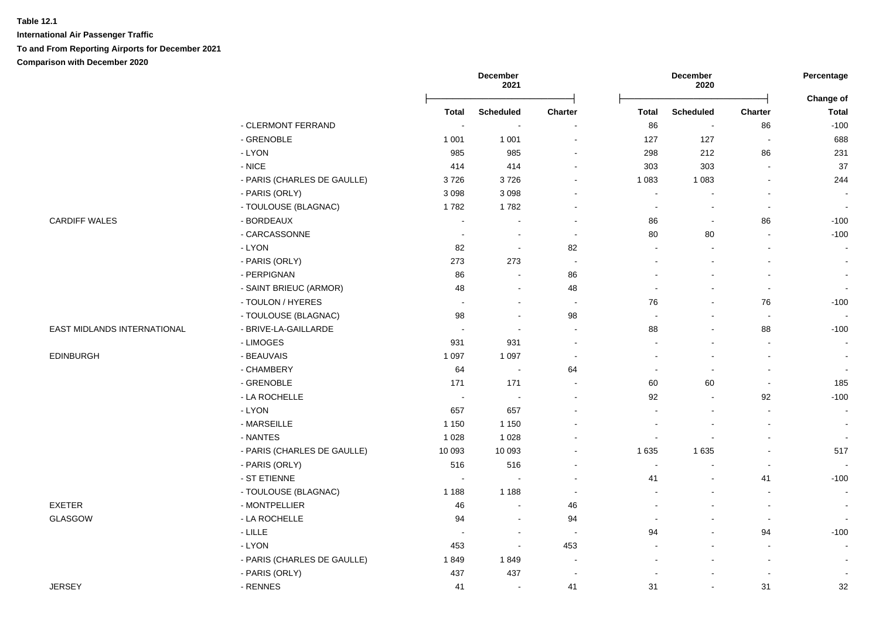**Table 12.1**

**International Air Passenger Traffic**

**To and From Reporting Airports for December 2021**

**Comparison with December 2020**

| | | December 2021 | | | December 2020 | | | Percentage |
|---|---|---|---|---|---|---|---|---|
| | | Total | Scheduled | Charter | Total | Scheduled | Charter | Change of Total |
| | - CLERMONT FERRAND | - | - | - | 86 | - | 86 | -100 |
| | - GRENOBLE | 1 001 | 1 001 | - | 127 | 127 | - | 688 |
| | - LYON | 985 | 985 | - | 298 | 212 | 86 | 231 |
| | - NICE | 414 | 414 | - | 303 | 303 | - | 37 |
| | - PARIS (CHARLES DE GAULLE) | 3 726 | 3 726 | - | 1 083 | 1 083 | - | 244 |
| | - PARIS (ORLY) | 3 098 | 3 098 | - | - | - | - | - |
| | - TOULOUSE (BLAGNAC) | 1 782 | 1 782 | - | - | - | - | - |
| CARDIFF WALES | - BORDEAUX | - | - | - | 86 | - | 86 | -100 |
| | - CARCASSONNE | - | - | - | 80 | 80 | - | -100 |
| | - LYON | 82 | - | 82 | - | - | - | - |
| | - PARIS (ORLY) | 273 | 273 | - | - | - | - | - |
| | - PERPIGNAN | 86 | - | 86 | - | - | - | - |
| | - SAINT BRIEUC (ARMOR) | 48 | - | 48 | - | - | - | - |
| | - TOULON / HYERES | - | - | - | 76 | - | 76 | -100 |
| | - TOULOUSE (BLAGNAC) | 98 | - | 98 | - | - | - | - |
| EAST MIDLANDS INTERNATIONAL | - BRIVE-LA-GAILLARDE | - | - | - | 88 | - | 88 | -100 |
| | - LIMOGES | 931 | 931 | - | - | - | - | - |
| EDINBURGH | - BEAUVAIS | 1 097 | 1 097 | - | - | - | - | - |
| | - CHAMBERY | 64 | - | 64 | - | - | - | - |
| | - GRENOBLE | 171 | 171 | - | 60 | 60 | - | 185 |
| | - LA ROCHELLE | - | - | - | 92 | - | 92 | -100 |
| | - LYON | 657 | 657 | - | - | - | - | - |
| | - MARSEILLE | 1 150 | 1 150 | - | - | - | - | - |
| | - NANTES | 1 028 | 1 028 | - | - | - | - | - |
| | - PARIS (CHARLES DE GAULLE) | 10 093 | 10 093 | - | 1 635 | 1 635 | - | 517 |
| | - PARIS (ORLY) | 516 | 516 | - | - | - | - | - |
| | - ST ETIENNE | - | - | - | 41 | - | 41 | -100 |
| | - TOULOUSE (BLAGNAC) | 1 188 | 1 188 | - | - | - | - | - |
| EXETER | - MONTPELLIER | 46 | - | 46 | - | - | - | - |
| GLASGOW | - LA ROCHELLE | 94 | - | 94 | - | - | - | - |
| | - LILLE | - | - | - | 94 | - | 94 | -100 |
| | - LYON | 453 | - | 453 | - | - | - | - |
| | - PARIS (CHARLES DE GAULLE) | 1 849 | 1 849 | - | - | - | - | - |
| | - PARIS (ORLY) | 437 | 437 | - | - | - | - | - |
| JERSEY | - RENNES | 41 | - | 41 | 31 | - | 31 | 32 |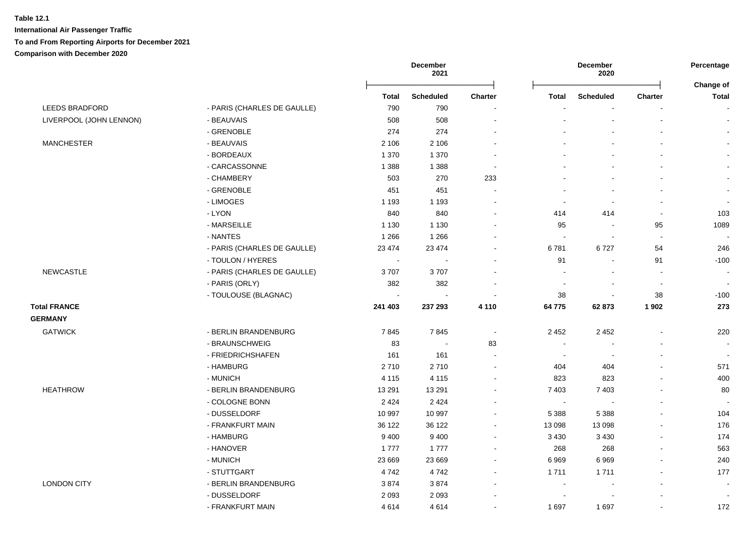**Table 12.1**

**International Air Passenger Traffic**

**To and From Reporting Airports for December 2021**

**Comparison with December 2020**

| | | December 2021 | | | December 2020 | | | Percentage |
|---|---|---|---|---|---|---|---|---|
| | | **Total** | **Scheduled** | **Charter** | **Total** | **Scheduled** | **Charter** | **Change of Total** |
| LEEDS BRADFORD | - PARIS (CHARLES DE GAULLE) | 790 | 790 | - | - | - | - | - |
| LIVERPOOL (JOHN LENNON) | - BEAUVAIS | 508 | 508 | - | - | - | - | - |
| | - GRENOBLE | 274 | 274 | - | - | - | - | - |
| MANCHESTER | - BEAUVAIS | 2 106 | 2 106 | - | - | - | - | - |
| | - BORDEAUX | 1 370 | 1 370 | - | - | - | - | - |
| | - CARCASSONNE | 1 388 | 1 388 | - | - | - | - | - |
| | - CHAMBERY | 503 | 270 | 233 | - | - | - | - |
| | - GRENOBLE | 451 | 451 | - | - | - | - | - |
| | - LIMOGES | 1 193 | 1 193 | - | - | - | - | - |
| | - LYON | 840 | 840 | - | 414 | 414 | - | 103 |
| | - MARSEILLE | 1 130 | 1 130 | - | 95 | - | 95 | 1089 |
| | - NANTES | 1 266 | 1 266 | - | - | - | - | - |
| | - PARIS (CHARLES DE GAULLE) | 23 474 | 23 474 | - | 6 781 | 6 727 | 54 | 246 |
| | - TOULON / HYERES | - | - | - | 91 | - | 91 | -100 |
| NEWCASTLE | - PARIS (CHARLES DE GAULLE) | 3 707 | 3 707 | - | - | - | - | - |
| | - PARIS (ORLY) | 382 | 382 | - | - | - | - | - |
| | - TOULOUSE (BLAGNAC) | - | - | - | 38 | - | 38 | -100 |
| **Total FRANCE** | | **241 403** | **237 293** | **4 110** | **64 775** | **62 873** | **1 902** | **273** |
| **GERMANY** | | | | | | | | |
| GATWICK | - BERLIN BRANDENBURG | 7 845 | 7 845 | - | 2 452 | 2 452 | - | 220 |
| | - BRAUNSCHWEIG | 83 | - | 83 | - | - | - | - |
| | - FRIEDRICHSHAFEN | 161 | 161 | - | - | - | - | - |
| | - HAMBURG | 2 710 | 2 710 | - | 404 | 404 | - | 571 |
| | - MUNICH | 4 115 | 4 115 | - | 823 | 823 | - | 400 |
| HEATHROW | - BERLIN BRANDENBURG | 13 291 | 13 291 | - | 7 403 | 7 403 | - | 80 |
| | - COLOGNE BONN | 2 424 | 2 424 | - | - | - | - | - |
| | - DUSSELDORF | 10 997 | 10 997 | - | 5 388 | 5 388 | - | 104 |
| | - FRANKFURT MAIN | 36 122 | 36 122 | - | 13 098 | 13 098 | - | 176 |
| | - HAMBURG | 9 400 | 9 400 | - | 3 430 | 3 430 | - | 174 |
| | - HANOVER | 1 777 | 1 777 | - | 268 | 268 | - | 563 |
| | - MUNICH | 23 669 | 23 669 | - | 6 969 | 6 969 | - | 240 |
| | - STUTTGART | 4 742 | 4 742 | - | 1 711 | 1 711 | - | 177 |
| LONDON CITY | - BERLIN BRANDENBURG | 3 874 | 3 874 | - | - | - | - | - |
| | - DUSSELDORF | 2 093 | 2 093 | - | - | - | - | - |
| | - FRANKFURT MAIN | 4 614 | 4 614 | - | 1 697 | 1 697 | - | 172 |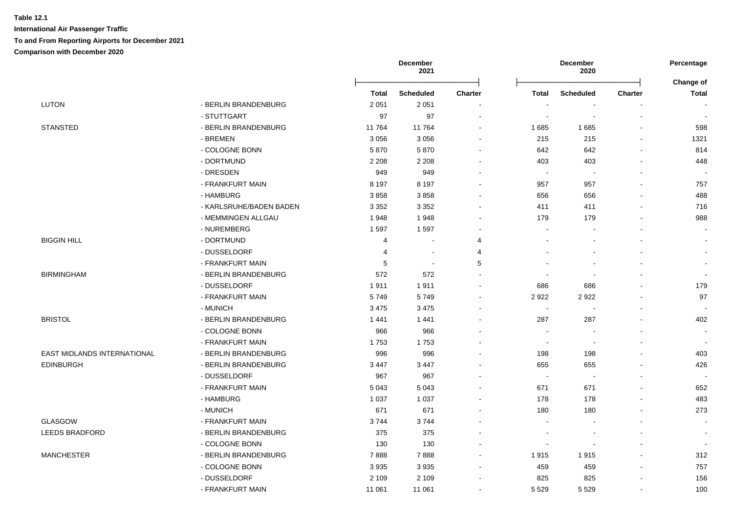**Table 12.1**

**International Air Passenger Traffic**

**To and From Reporting Airports for December 2021**

**Comparison with December 2020**

| | | December 2021 | | | December 2020 | | | Percentage |
|---|---|---|---|---|---|---|---|---|
| | | **Total** | **Scheduled** | **Charter** | **Total** | **Scheduled** | **Charter** | **Change of Total** |
| LUTON | - BERLIN BRANDENBURG | 2 051 | 2 051 | - | - | - | - | - |
| | - STUTTGART | 97 | 97 | - | - | - | - | - |
| STANSTED | - BERLIN BRANDENBURG | 11 764 | 11 764 | - | 1 685 | 1 685 | - | 598 |
| | - BREMEN | 3 056 | 3 056 | - | 215 | 215 | - | 1321 |
| | - COLOGNE BONN | 5 870 | 5 870 | - | 642 | 642 | - | 814 |
| | - DORTMUND | 2 208 | 2 208 | - | 403 | 403 | - | 448 |
| | - DRESDEN | 949 | 949 | - | - | - | - | - |
| | - FRANKFURT MAIN | 8 197 | 8 197 | - | 957 | 957 | - | 757 |
| | - HAMBURG | 3 858 | 3 858 | - | 656 | 656 | - | 488 |
| | - KARLSRUHE/BADEN BADEN | 3 352 | 3 352 | - | 411 | 411 | - | 716 |
| | - MEMMINGEN ALLGAU | 1 948 | 1 948 | - | 179 | 179 | - | 988 |
| | - NUREMBERG | 1 597 | 1 597 | - | - | - | - | - |
| BIGGIN HILL | - DORTMUND | 4 | - | 4 | - | - | - | - |
| | - DUSSELDORF | 4 | - | 4 | - | - | - | - |
| | - FRANKFURT MAIN | 5 | - | 5 | - | - | - | - |
| BIRMINGHAM | - BERLIN BRANDENBURG | 572 | 572 | - | - | - | - | - |
| | - DUSSELDORF | 1 911 | 1 911 | - | 686 | 686 | - | 179 |
| | - FRANKFURT MAIN | 5 749 | 5 749 | - | 2 922 | 2 922 | - | 97 |
| | - MUNICH | 3 475 | 3 475 | - | - | - | - | - |
| BRISTOL | - BERLIN BRANDENBURG | 1 441 | 1 441 | - | 287 | 287 | - | 402 |
| | - COLOGNE BONN | 966 | 966 | - | - | - | - | - |
| | - FRANKFURT MAIN | 1 753 | 1 753 | - | - | - | - | - |
| EAST MIDLANDS INTERNATIONAL | - BERLIN BRANDENBURG | 996 | 996 | - | 198 | 198 | - | 403 |
| EDINBURGH | - BERLIN BRANDENBURG | 3 447 | 3 447 | - | 655 | 655 | - | 426 |
| | - DUSSELDORF | 967 | 967 | - | - | - | - | - |
| | - FRANKFURT MAIN | 5 043 | 5 043 | - | 671 | 671 | - | 652 |
| | - HAMBURG | 1 037 | 1 037 | - | 178 | 178 | - | 483 |
| | - MUNICH | 671 | 671 | - | 180 | 180 | - | 273 |
| GLASGOW | - FRANKFURT MAIN | 3 744 | 3 744 | - | - | - | - | - |
| LEEDS BRADFORD | - BERLIN BRANDENBURG | 375 | 375 | - | - | - | - | - |
| | - COLOGNE BONN | 130 | 130 | - | - | - | - | - |
| MANCHESTER | - BERLIN BRANDENBURG | 7 888 | 7 888 | - | 1 915 | 1 915 | - | 312 |
| | - COLOGNE BONN | 3 935 | 3 935 | - | 459 | 459 | - | 757 |
| | - DUSSELDORF | 2 109 | 2 109 | - | 825 | 825 | - | 156 |
| | - FRANKFURT MAIN | 11 061 | 11 061 | - | 5 529 | 5 529 | - | 100 |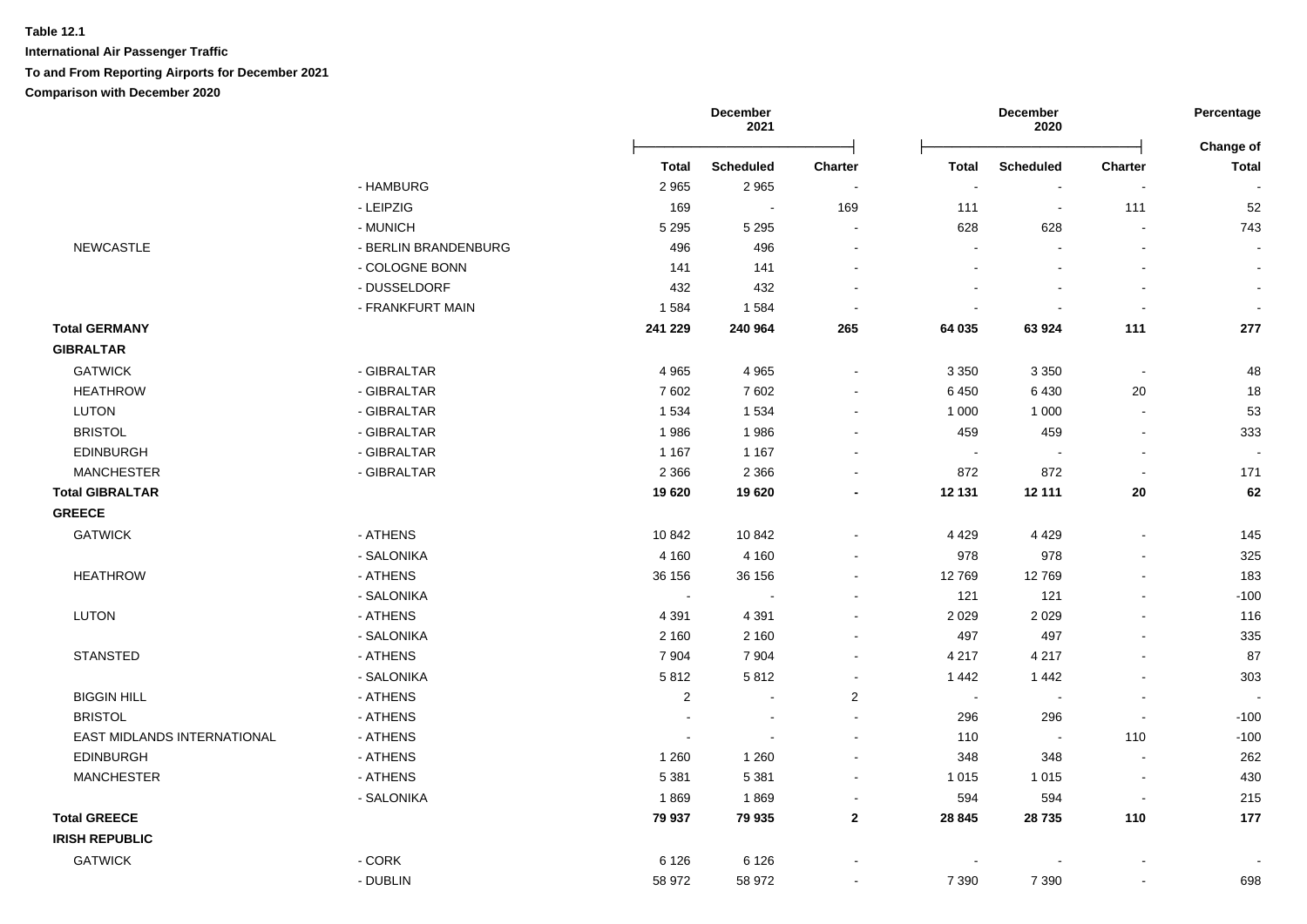**Table 12.1**

**International Air Passenger Traffic**

**To and From Reporting Airports for December 2021**

**Comparison with December 2020**

| | | December 2021 | | | December 2020 | | | Percentage |
|---|---|---|---|---|---|---|---|---|
| | | Total | Scheduled | Charter | Total | Scheduled | Charter | Change of Total |
| | - HAMBURG | 2 965 | 2 965 | - | - | - | - | - |
| | - LEIPZIG | 169 | - | 169 | 111 | - | 111 | 52 |
| | - MUNICH | 5 295 | 5 295 | - | 628 | 628 | - | 743 |
| NEWCASTLE | - BERLIN BRANDENBURG | 496 | 496 | - | - | - | - | - |
| | - COLOGNE BONN | 141 | 141 | - | - | - | - | - |
| | - DUSSELDORF | 432 | 432 | - | - | - | - | - |
| | - FRANKFURT MAIN | 1 584 | 1 584 | - | - | - | - | - |
| **Total GERMANY** | | **241 229** | **240 964** | **265** | **64 035** | **63 924** | **111** | **277** |
| **GIBRALTAR** | | | | | | | | |
| GATWICK | - GIBRALTAR | 4 965 | 4 965 | - | 3 350 | 3 350 | - | 48 |
| HEATHROW | - GIBRALTAR | 7 602 | 7 602 | - | 6 450 | 6 430 | 20 | 18 |
| LUTON | - GIBRALTAR | 1 534 | 1 534 | - | 1 000 | 1 000 | - | 53 |
| BRISTOL | - GIBRALTAR | 1 986 | 1 986 | - | 459 | 459 | - | 333 |
| EDINBURGH | - GIBRALTAR | 1 167 | 1 167 | - | - | - | - | - |
| MANCHESTER | - GIBRALTAR | 2 366 | 2 366 | - | 872 | 872 | - | 171 |
| **Total GIBRALTAR** | | **19 620** | **19 620** | **-** | **12 131** | **12 111** | **20** | **62** |
| **GREECE** | | | | | | | | |
| GATWICK | - ATHENS | 10 842 | 10 842 | - | 4 429 | 4 429 | - | 145 |
| | - SALONIKA | 4 160 | 4 160 | - | 978 | 978 | - | 325 |
| HEATHROW | - ATHENS | 36 156 | 36 156 | - | 12 769 | 12 769 | - | 183 |
| | - SALONIKA | - | - | - | 121 | 121 | - | -100 |
| LUTON | - ATHENS | 4 391 | 4 391 | - | 2 029 | 2 029 | - | 116 |
| | - SALONIKA | 2 160 | 2 160 | - | 497 | 497 | - | 335 |
| STANSTED | - ATHENS | 7 904 | 7 904 | - | 4 217 | 4 217 | - | 87 |
| | - SALONIKA | 5 812 | 5 812 | - | 1 442 | 1 442 | - | 303 |
| BIGGIN HILL | - ATHENS | 2 | - | 2 | - | - | - | - |
| BRISTOL | - ATHENS | - | - | - | 296 | 296 | - | -100 |
| EAST MIDLANDS INTERNATIONAL | - ATHENS | - | - | - | 110 | - | 110 | -100 |
| EDINBURGH | - ATHENS | 1 260 | 1 260 | - | 348 | 348 | - | 262 |
| MANCHESTER | - ATHENS | 5 381 | 5 381 | - | 1 015 | 1 015 | - | 430 |
| | - SALONIKA | 1 869 | 1 869 | - | 594 | 594 | - | 215 |
| **Total GREECE** | | **79 937** | **79 935** | **2** | **28 845** | **28 735** | **110** | **177** |
| **IRISH REPUBLIC** | | | | | | | | |
| GATWICK | - CORK | 6 126 | 6 126 | - | - | - | - | - |
| | - DUBLIN | 58 972 | 58 972 | - | 7 390 | 7 390 | - | 698 |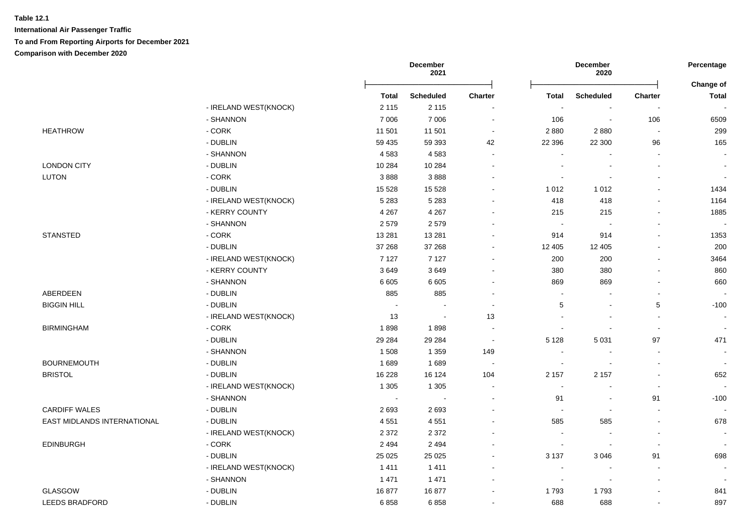**Table 12.1**

**International Air Passenger Traffic**

**To and From Reporting Airports for December 2021**

**Comparison with December 2020**

| | | December 2021 | | | December 2020 | | | Percentage |
|---|---|---|---|---|---|---|---|---|
| | | Total | Scheduled | Charter | Total | Scheduled | Charter | Change of Total |
| | - IRELAND WEST(KNOCK) | 2 115 | 2 115 | - | - | - | - | - |
| | - SHANNON | 7 006 | 7 006 | - | 106 | - | 106 | 6509 |
| HEATHROW | - CORK | 11 501 | 11 501 | - | 2 880 | 2 880 | - | 299 |
| | - DUBLIN | 59 435 | 59 393 | 42 | 22 396 | 22 300 | 96 | 165 |
| | - SHANNON | 4 583 | 4 583 | - | - | - | - | - |
| LONDON CITY | - DUBLIN | 10 284 | 10 284 | - | - | - | - | - |
| LUTON | - CORK | 3 888 | 3 888 | - | - | - | - | - |
| | - DUBLIN | 15 528 | 15 528 | - | 1 012 | 1 012 | - | 1434 |
| | - IRELAND WEST(KNOCK) | 5 283 | 5 283 | - | 418 | 418 | - | 1164 |
| | - KERRY COUNTY | 4 267 | 4 267 | - | 215 | 215 | - | 1885 |
| | - SHANNON | 2 579 | 2 579 | - | - | - | - | - |
| STANSTED | - CORK | 13 281 | 13 281 | - | 914 | 914 | - | 1353 |
| | - DUBLIN | 37 268 | 37 268 | - | 12 405 | 12 405 | - | 200 |
| | - IRELAND WEST(KNOCK) | 7 127 | 7 127 | - | 200 | 200 | - | 3464 |
| | - KERRY COUNTY | 3 649 | 3 649 | - | 380 | 380 | - | 860 |
| | - SHANNON | 6 605 | 6 605 | - | 869 | 869 | - | 660 |
| ABERDEEN | - DUBLIN | 885 | 885 | - | - | - | - | - |
| BIGGIN HILL | - DUBLIN | - | - | - | 5 | - | 5 | -100 |
| | - IRELAND WEST(KNOCK) | 13 | - | 13 | - | - | - | - |
| BIRMINGHAM | - CORK | 1 898 | 1 898 | - | - | - | - | - |
| | - DUBLIN | 29 284 | 29 284 | - | 5 128 | 5 031 | 97 | 471 |
| | - SHANNON | 1 508 | 1 359 | 149 | - | - | - | - |
| BOURNEMOUTH | - DUBLIN | 1 689 | 1 689 | - | - | - | - | - |
| BRISTOL | - DUBLIN | 16 228 | 16 124 | 104 | 2 157 | 2 157 | - | 652 |
| | - IRELAND WEST(KNOCK) | 1 305 | 1 305 | - | - | - | - | - |
| | - SHANNON | - | - | - | 91 | - | 91 | -100 |
| CARDIFF WALES | - DUBLIN | 2 693 | 2 693 | - | - | - | - | - |
| EAST MIDLANDS INTERNATIONAL | - DUBLIN | 4 551 | 4 551 | - | 585 | 585 | - | 678 |
| | - IRELAND WEST(KNOCK) | 2 372 | 2 372 | - | - | - | - | - |
| EDINBURGH | - CORK | 2 494 | 2 494 | - | - | - | - | - |
| | - DUBLIN | 25 025 | 25 025 | - | 3 137 | 3 046 | 91 | 698 |
| | - IRELAND WEST(KNOCK) | 1 411 | 1 411 | - | - | - | - | - |
| | - SHANNON | 1 471 | 1 471 | - | - | - | - | - |
| GLASGOW | - DUBLIN | 16 877 | 16 877 | - | 1 793 | 1 793 | - | 841 |
| LEEDS BRADFORD | - DUBLIN | 6 858 | 6 858 | - | 688 | 688 | - | 897 |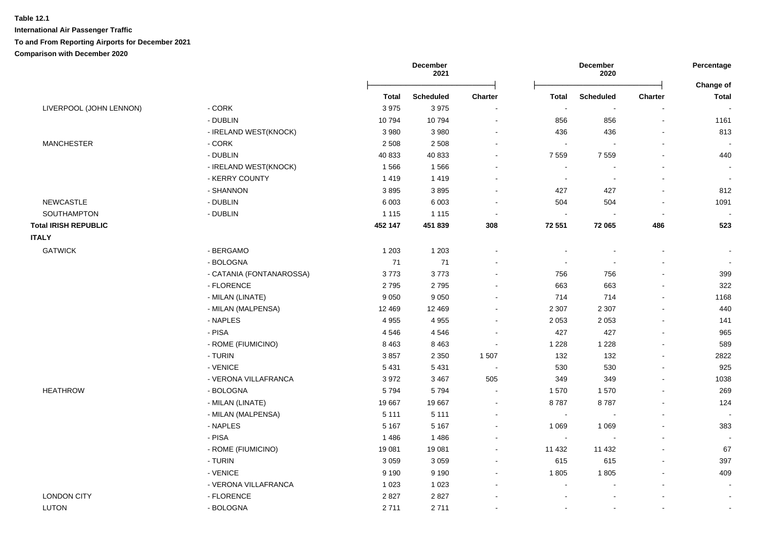**Table 12.1**

**International Air Passenger Traffic**

**To and From Reporting Airports for December 2021**

**Comparison with December 2020**

| | | December 2021 | | | December 2020 | | | Percentage |
|---|---|---|---|---|---|---|---|---|
| | | **Total** | **Scheduled** | **Charter** | **Total** | **Scheduled** | **Charter** | **Change of Total** |
| LIVERPOOL (JOHN LENNON) | - CORK | 3 975 | 3 975 | - | - | - | - | - |
| | - DUBLIN | 10 794 | 10 794 | - | 856 | 856 | - | 1161 |
| | - IRELAND WEST(KNOCK) | 3 980 | 3 980 | - | 436 | 436 | - | 813 |
| MANCHESTER | - CORK | 2 508 | 2 508 | - | - | - | - | - |
| | - DUBLIN | 40 833 | 40 833 | - | 7 559 | 7 559 | - | 440 |
| | - IRELAND WEST(KNOCK) | 1 566 | 1 566 | - | - | - | - | - |
| | - KERRY COUNTY | 1 419 | 1 419 | - | - | - | - | - |
| | - SHANNON | 3 895 | 3 895 | - | 427 | 427 | - | 812 |
| NEWCASTLE | - DUBLIN | 6 003 | 6 003 | - | 504 | 504 | - | 1091 |
| SOUTHAMPTON | - DUBLIN | 1 115 | 1 115 | - | - | - | - | - |
| **Total IRISH REPUBLIC** | | **452 147** | **451 839** | **308** | **72 551** | **72 065** | **486** | **523** |
| **ITALY** | | | | | | | | |
| GATWICK | - BERGAMO | 1 203 | 1 203 | - | - | - | - | - |
| | - BOLOGNA | 71 | 71 | - | - | - | - | - |
| | - CATANIA (FONTANAROSSA) | 3 773 | 3 773 | - | 756 | 756 | - | 399 |
| | - FLORENCE | 2 795 | 2 795 | - | 663 | 663 | - | 322 |
| | - MILAN (LINATE) | 9 050 | 9 050 | - | 714 | 714 | - | 1168 |
| | - MILAN (MALPENSA) | 12 469 | 12 469 | - | 2 307 | 2 307 | - | 440 |
| | - NAPLES | 4 955 | 4 955 | - | 2 053 | 2 053 | - | 141 |
| | - PISA | 4 546 | 4 546 | - | 427 | 427 | - | 965 |
| | - ROME (FIUMICINO) | 8 463 | 8 463 | - | 1 228 | 1 228 | - | 589 |
| | - TURIN | 3 857 | 2 350 | 1 507 | 132 | 132 | - | 2822 |
| | - VENICE | 5 431 | 5 431 | - | 530 | 530 | - | 925 |
| | - VERONA VILLAFRANCA | 3 972 | 3 467 | 505 | 349 | 349 | - | 1038 |
| HEATHROW | - BOLOGNA | 5 794 | 5 794 | - | 1 570 | 1 570 | - | 269 |
| | - MILAN (LINATE) | 19 667 | 19 667 | - | 8 787 | 8 787 | - | 124 |
| | - MILAN (MALPENSA) | 5 111 | 5 111 | - | - | - | - | - |
| | - NAPLES | 5 167 | 5 167 | - | 1 069 | 1 069 | - | 383 |
| | - PISA | 1 486 | 1 486 | - | - | - | - | - |
| | - ROME (FIUMICINO) | 19 081 | 19 081 | - | 11 432 | 11 432 | - | 67 |
| | - TURIN | 3 059 | 3 059 | - | 615 | 615 | - | 397 |
| | - VENICE | 9 190 | 9 190 | - | 1 805 | 1 805 | - | 409 |
| | - VERONA VILLAFRANCA | 1 023 | 1 023 | - | - | - | - | - |
| LONDON CITY | - FLORENCE | 2 827 | 2 827 | - | - | - | - | - |
| LUTON | - BOLOGNA | 2 711 | 2 711 | - | - | - | - | - |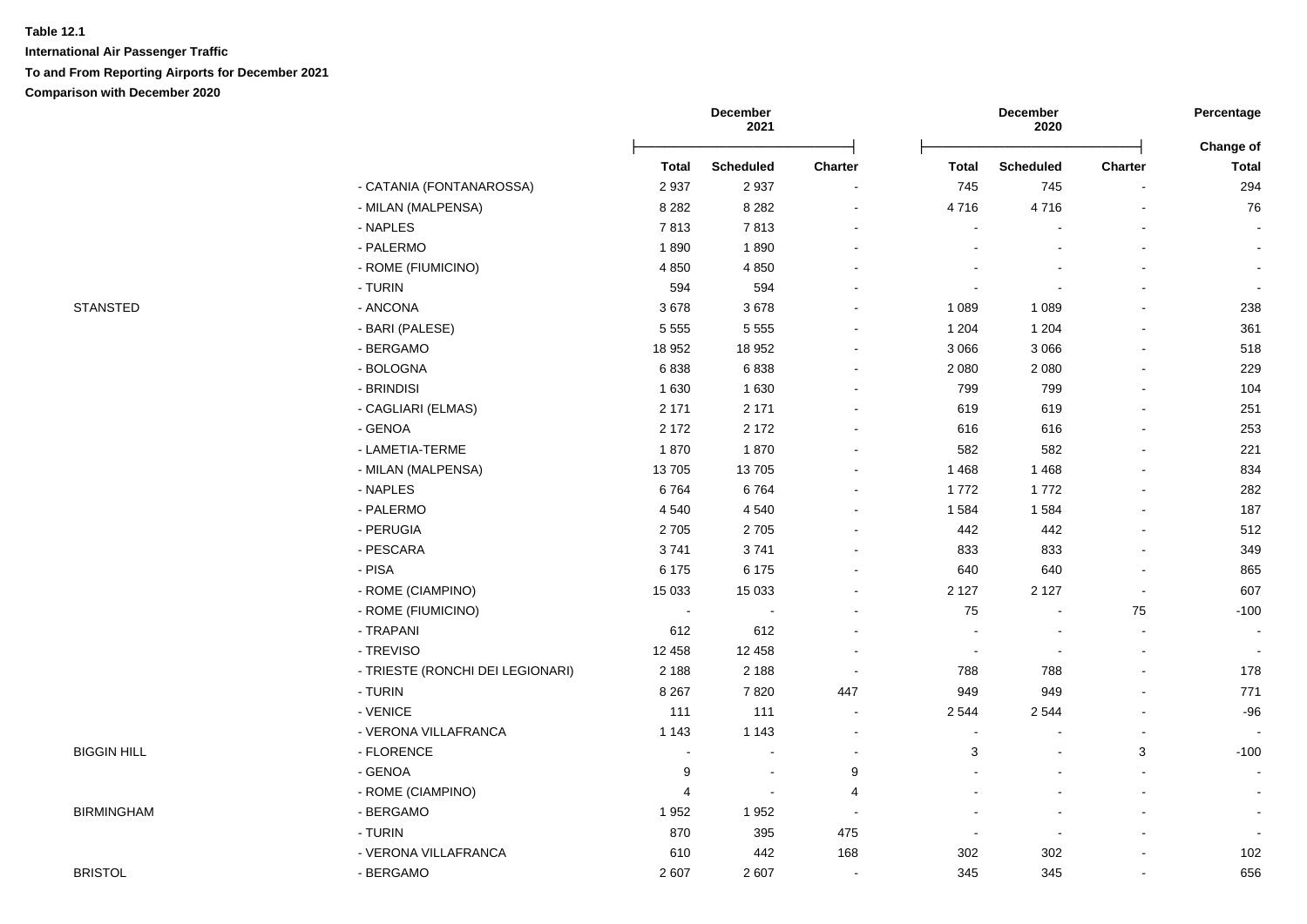**Table 12.1**

**International Air Passenger Traffic**

**To and From Reporting Airports for December 2021**

**Comparison with December 2020**

| | | December 2021 | | | December 2020 | | | Percentage |
|---|---|---|---|---|---|---|---|---|
| | | Total | Scheduled | Charter | Total | Scheduled | Charter | Change of Total |
| | - CATANIA (FONTANAROSSA) | 2 937 | 2 937 | - | 745 | 745 | - | 294 |
| | - MILAN (MALPENSA) | 8 282 | 8 282 | - | 4 716 | 4 716 | - | 76 |
| | - NAPLES | 7 813 | 7 813 | - | - | - | - | - |
| | - PALERMO | 1 890 | 1 890 | - | - | - | - | - |
| | - ROME (FIUMICINO) | 4 850 | 4 850 | - | - | - | - | - |
| | - TURIN | 594 | 594 | - | - | - | - | - |
| STANSTED | - ANCONA | 3 678 | 3 678 | - | 1 089 | 1 089 | - | 238 |
| | - BARI (PALESE) | 5 555 | 5 555 | - | 1 204 | 1 204 | - | 361 |
| | - BERGAMO | 18 952 | 18 952 | - | 3 066 | 3 066 | - | 518 |
| | - BOLOGNA | 6 838 | 6 838 | - | 2 080 | 2 080 | - | 229 |
| | - BRINDISI | 1 630 | 1 630 | - | 799 | 799 | - | 104 |
| | - CAGLIARI (ELMAS) | 2 171 | 2 171 | - | 619 | 619 | - | 251 |
| | - GENOA | 2 172 | 2 172 | - | 616 | 616 | - | 253 |
| | - LAMETIA-TERME | 1 870 | 1 870 | - | 582 | 582 | - | 221 |
| | - MILAN (MALPENSA) | 13 705 | 13 705 | - | 1 468 | 1 468 | - | 834 |
| | - NAPLES | 6 764 | 6 764 | - | 1 772 | 1 772 | - | 282 |
| | - PALERMO | 4 540 | 4 540 | - | 1 584 | 1 584 | - | 187 |
| | - PERUGIA | 2 705 | 2 705 | - | 442 | 442 | - | 512 |
| | - PESCARA | 3 741 | 3 741 | - | 833 | 833 | - | 349 |
| | - PISA | 6 175 | 6 175 | - | 640 | 640 | - | 865 |
| | - ROME (CIAMPINO) | 15 033 | 15 033 | - | 2 127 | 2 127 | - | 607 |
| | - ROME (FIUMICINO) | - | - | - | 75 | - | 75 | -100 |
| | - TRAPANI | 612 | 612 | - | - | - | - | - |
| | - TREVISO | 12 458 | 12 458 | - | - | - | - | - |
| | - TRIESTE (RONCHI DEI LEGIONARI) | 2 188 | 2 188 | - | 788 | 788 | - | 178 |
| | - TURIN | 8 267 | 7 820 | 447 | 949 | 949 | - | 771 |
| | - VENICE | 111 | 111 | - | 2 544 | 2 544 | - | -96 |
| | - VERONA VILLAFRANCA | 1 143 | 1 143 | - | - | - | - | - |
| BIGGIN HILL | - FLORENCE | - | - | - | 3 | - | 3 | -100 |
| | - GENOA | 9 | - | 9 | - | - | - | - |
| | - ROME (CIAMPINO) | 4 | - | 4 | - | - | - | - |
| BIRMINGHAM | - BERGAMO | 1 952 | 1 952 | - | - | - | - | - |
| | - TURIN | 870 | 395 | 475 | - | - | - | - |
| | - VERONA VILLAFRANCA | 610 | 442 | 168 | 302 | 302 | - | 102 |
| BRISTOL | - BERGAMO | 2 607 | 2 607 | - | 345 | 345 | - | 656 |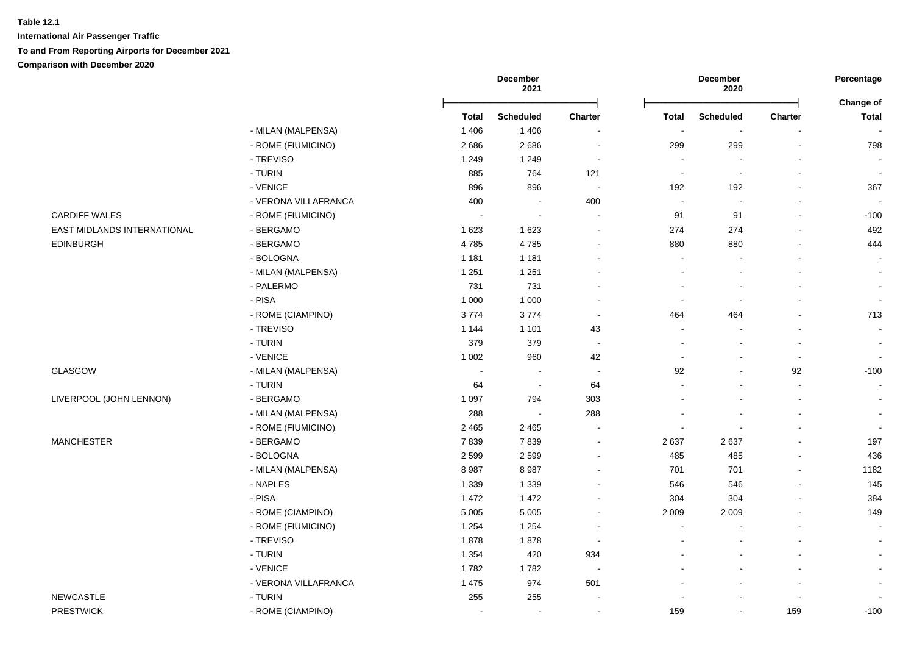**Table 12.1**

**International Air Passenger Traffic**

**To and From Reporting Airports for December 2021**

**Comparison with December 2020**

| | | December 2021 | | | December 2020 | | | Percentage |
|---|---|---|---|---|---|---|---|---|
| | | | | | | | | Change of |
| | | Total | Scheduled | Charter | Total | Scheduled | Charter | Total |
| | - MILAN (MALPENSA) | 1 406 | 1 406 | - | - | - | - | - |
| | - ROME (FIUMICINO) | 2 686 | 2 686 | - | 299 | 299 | - | 798 |
| | - TREVISO | 1 249 | 1 249 | - | - | - | - | - |
| | - TURIN | 885 | 764 | 121 | - | - | - | - |
| | - VENICE | 896 | 896 | - | 192 | 192 | - | 367 |
| | - VERONA VILLAFRANCA | 400 | - | 400 | - | - | - | - |
| CARDIFF WALES | - ROME (FIUMICINO) | - | - | - | 91 | 91 | - | -100 |
| EAST MIDLANDS INTERNATIONAL | - BERGAMO | 1 623 | 1 623 | - | 274 | 274 | - | 492 |
| EDINBURGH | - BERGAMO | 4 785 | 4 785 | - | 880 | 880 | - | 444 |
| | - BOLOGNA | 1 181 | 1 181 | - | - | - | - | - |
| | - MILAN (MALPENSA) | 1 251 | 1 251 | - | - | - | - | - |
| | - PALERMO | 731 | 731 | - | - | - | - | - |
| | - PISA | 1 000 | 1 000 | - | - | - | - | - |
| | - ROME (CIAMPINO) | 3 774 | 3 774 | - | 464 | 464 | - | 713 |
| | - TREVISO | 1 144 | 1 101 | 43 | - | - | - | - |
| | - TURIN | 379 | 379 | - | - | - | - | - |
| | - VENICE | 1 002 | 960 | 42 | - | - | - | - |
| GLASGOW | - MILAN (MALPENSA) | - | - | - | 92 | - | 92 | -100 |
| | - TURIN | 64 | - | 64 | - | - | - | - |
| LIVERPOOL (JOHN LENNON) | - BERGAMO | 1 097 | 794 | 303 | - | - | - | - |
| | - MILAN (MALPENSA) | 288 | - | 288 | - | - | - | - |
| | - ROME (FIUMICINO) | 2 465 | 2 465 | - | - | - | - | - |
| MANCHESTER | - BERGAMO | 7 839 | 7 839 | - | 2 637 | 2 637 | - | 197 |
| | - BOLOGNA | 2 599 | 2 599 | - | 485 | 485 | - | 436 |
| | - MILAN (MALPENSA) | 8 987 | 8 987 | - | 701 | 701 | - | 1182 |
| | - NAPLES | 1 339 | 1 339 | - | 546 | 546 | - | 145 |
| | - PISA | 1 472 | 1 472 | - | 304 | 304 | - | 384 |
| | - ROME (CIAMPINO) | 5 005 | 5 005 | - | 2 009 | 2 009 | - | 149 |
| | - ROME (FIUMICINO) | 1 254 | 1 254 | - | - | - | - | - |
| | - TREVISO | 1 878 | 1 878 | - | - | - | - | - |
| | - TURIN | 1 354 | 420 | 934 | - | - | - | - |
| | - VENICE | 1 782 | 1 782 | - | - | - | - | - |
| | - VERONA VILLAFRANCA | 1 475 | 974 | 501 | - | - | - | - |
| NEWCASTLE | - TURIN | 255 | 255 | - | - | - | - | - |
| PRESTWICK | - ROME (CIAMPINO) | - | - | - | 159 | - | 159 | -100 |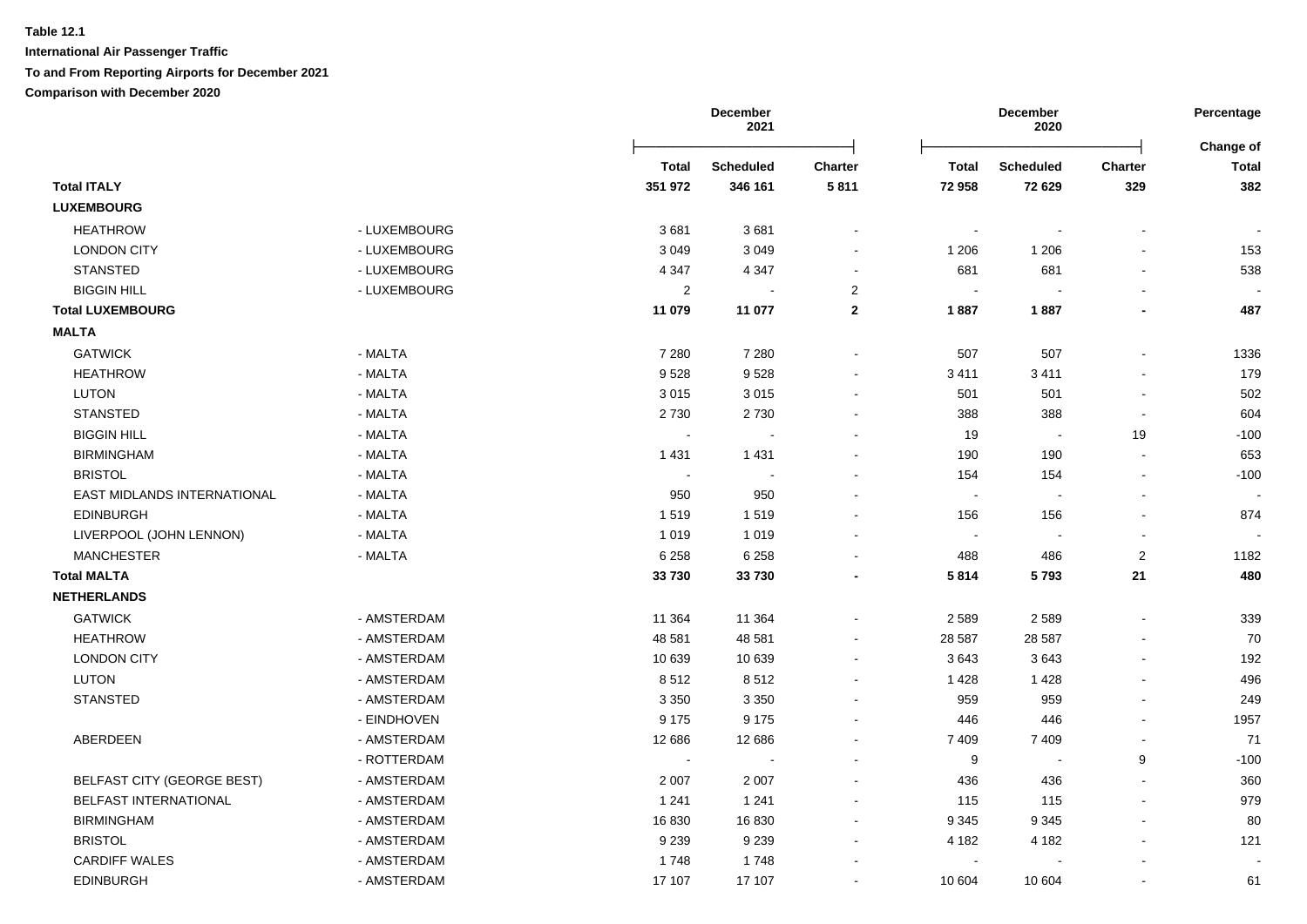**Table 12.1**

**International Air Passenger Traffic**

**To and From Reporting Airports for December 2021**

**Comparison with December 2020**

| | | December 2021 | | | December 2020 | | | Percentage |
|---|---|---|---|---|---|---|---|---|
| | | Total | Scheduled | Charter | Total | Scheduled | Charter | Change of Total |
| **Total ITALY** | | **351 972** | **346 161** | **5 811** | **72 958** | **72 629** | **329** | **382** |
| **LUXEMBOURG** | | | | | | | | |
| HEATHROW | - LUXEMBOURG | 3 681 | 3 681 | - | - | - | - | - |
| LONDON CITY | - LUXEMBOURG | 3 049 | 3 049 | - | 1 206 | 1 206 | - | 153 |
| STANSTED | - LUXEMBOURG | 4 347 | 4 347 | - | 681 | 681 | - | 538 |
| BIGGIN HILL | - LUXEMBOURG | 2 | - | 2 | - | - | - | - |
| **Total LUXEMBOURG** | | **11 079** | **11 077** | **2** | **1 887** | **1 887** | **-** | **487** |
| **MALTA** | | | | | | | | |
| GATWICK | - MALTA | 7 280 | 7 280 | - | 507 | 507 | - | 1336 |
| HEATHROW | - MALTA | 9 528 | 9 528 | - | 3 411 | 3 411 | - | 179 |
| LUTON | - MALTA | 3 015 | 3 015 | - | 501 | 501 | - | 502 |
| STANSTED | - MALTA | 2 730 | 2 730 | - | 388 | 388 | - | 604 |
| BIGGIN HILL | - MALTA | - | - | - | 19 | - | 19 | -100 |
| BIRMINGHAM | - MALTA | 1 431 | 1 431 | - | 190 | 190 | - | 653 |
| BRISTOL | - MALTA | - | - | - | 154 | 154 | - | -100 |
| EAST MIDLANDS INTERNATIONAL | - MALTA | 950 | 950 | - | - | - | - | - |
| EDINBURGH | - MALTA | 1 519 | 1 519 | - | 156 | 156 | - | 874 |
| LIVERPOOL (JOHN LENNON) | - MALTA | 1 019 | 1 019 | - | - | - | - | - |
| MANCHESTER | - MALTA | 6 258 | 6 258 | - | 488 | 486 | 2 | 1182 |
| **Total MALTA** | | **33 730** | **33 730** | **-** | **5 814** | **5 793** | **21** | **480** |
| **NETHERLANDS** | | | | | | | | |
| GATWICK | - AMSTERDAM | 11 364 | 11 364 | - | 2 589 | 2 589 | - | 339 |
| HEATHROW | - AMSTERDAM | 48 581 | 48 581 | - | 28 587 | 28 587 | - | 70 |
| LONDON CITY | - AMSTERDAM | 10 639 | 10 639 | - | 3 643 | 3 643 | - | 192 |
| LUTON | - AMSTERDAM | 8 512 | 8 512 | - | 1 428 | 1 428 | - | 496 |
| STANSTED | - AMSTERDAM | 3 350 | 3 350 | - | 959 | 959 | - | 249 |
| | - EINDHOVEN | 9 175 | 9 175 | - | 446 | 446 | - | 1957 |
| ABERDEEN | - AMSTERDAM | 12 686 | 12 686 | - | 7 409 | 7 409 | - | 71 |
| | - ROTTERDAM | - | - | - | 9 | - | 9 | -100 |
| BELFAST CITY (GEORGE BEST) | - AMSTERDAM | 2 007 | 2 007 | - | 436 | 436 | - | 360 |
| BELFAST INTERNATIONAL | - AMSTERDAM | 1 241 | 1 241 | - | 115 | 115 | - | 979 |
| BIRMINGHAM | - AMSTERDAM | 16 830 | 16 830 | - | 9 345 | 9 345 | - | 80 |
| BRISTOL | - AMSTERDAM | 9 239 | 9 239 | - | 4 182 | 4 182 | - | 121 |
| CARDIFF WALES | - AMSTERDAM | 1 748 | 1 748 | - | - | - | - | - |
| EDINBURGH | - AMSTERDAM | 17 107 | 17 107 | - | 10 604 | 10 604 | - | 61 |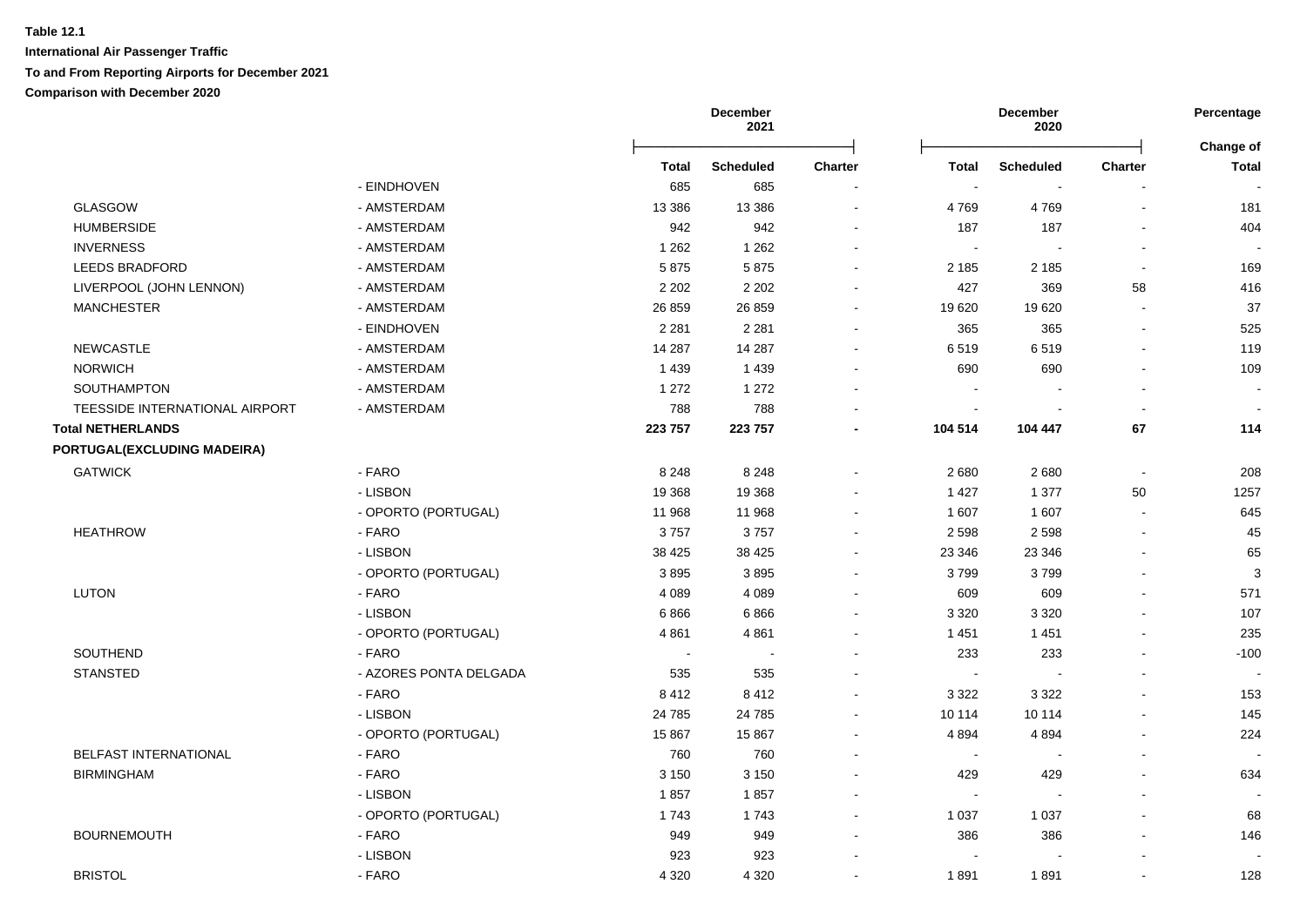**Table 12.1**

**International Air Passenger Traffic**

**To and From Reporting Airports for December 2021**

**Comparison with December 2020**

| | | December 2021 | | | December 2020 | | | Percentage |
|---|---|---|---|---|---|---|---|---|
| | | **Total** | **Scheduled** | **Charter** | **Total** | **Scheduled** | **Charter** | **Change of Total** |
| | - EINDHOVEN | 685 | 685 | - | - | - | - | - |
| GLASGOW | - AMSTERDAM | 13 386 | 13 386 | - | 4 769 | 4 769 | - | 181 |
| HUMBERSIDE | - AMSTERDAM | 942 | 942 | - | 187 | 187 | - | 404 |
| INVERNESS | - AMSTERDAM | 1 262 | 1 262 | - | - | - | - | - |
| LEEDS BRADFORD | - AMSTERDAM | 5 875 | 5 875 | - | 2 185 | 2 185 | - | 169 |
| LIVERPOOL (JOHN LENNON) | - AMSTERDAM | 2 202 | 2 202 | - | 427 | 369 | 58 | 416 |
| MANCHESTER | - AMSTERDAM | 26 859 | 26 859 | - | 19 620 | 19 620 | - | 37 |
| | - EINDHOVEN | 2 281 | 2 281 | - | 365 | 365 | - | 525 |
| NEWCASTLE | - AMSTERDAM | 14 287 | 14 287 | - | 6 519 | 6 519 | - | 119 |
| NORWICH | - AMSTERDAM | 1 439 | 1 439 | - | 690 | 690 | - | 109 |
| SOUTHAMPTON | - AMSTERDAM | 1 272 | 1 272 | - | - | - | - | - |
| TEESSIDE INTERNATIONAL AIRPORT | - AMSTERDAM | 788 | 788 | - | - | - | - | - |
| **Total NETHERLANDS** | | **223 757** | **223 757** | **-** | **104 514** | **104 447** | **67** | **114** |
| **PORTUGAL(EXCLUDING MADEIRA)** | | | | | | | | |
| GATWICK | - FARO | 8 248 | 8 248 | - | 2 680 | 2 680 | - | 208 |
| | - LISBON | 19 368 | 19 368 | - | 1 427 | 1 377 | 50 | 1257 |
| | - OPORTO (PORTUGAL) | 11 968 | 11 968 | - | 1 607 | 1 607 | - | 645 |
| HEATHROW | - FARO | 3 757 | 3 757 | - | 2 598 | 2 598 | - | 45 |
| | - LISBON | 38 425 | 38 425 | - | 23 346 | 23 346 | - | 65 |
| | - OPORTO (PORTUGAL) | 3 895 | 3 895 | - | 3 799 | 3 799 | - | 3 |
| LUTON | - FARO | 4 089 | 4 089 | - | 609 | 609 | - | 571 |
| | - LISBON | 6 866 | 6 866 | - | 3 320 | 3 320 | - | 107 |
| | - OPORTO (PORTUGAL) | 4 861 | 4 861 | - | 1 451 | 1 451 | - | 235 |
| SOUTHEND | - FARO | - | - | - | 233 | 233 | - | -100 |
| STANSTED | - AZORES PONTA DELGADA | 535 | 535 | - | - | - | - | - |
| | - FARO | 8 412 | 8 412 | - | 3 322 | 3 322 | - | 153 |
| | - LISBON | 24 785 | 24 785 | - | 10 114 | 10 114 | - | 145 |
| | - OPORTO (PORTUGAL) | 15 867 | 15 867 | - | 4 894 | 4 894 | - | 224 |
| BELFAST INTERNATIONAL | - FARO | 760 | 760 | - | - | - | - | - |
| BIRMINGHAM | - FARO | 3 150 | 3 150 | - | 429 | 429 | - | 634 |
| | - LISBON | 1 857 | 1 857 | - | - | - | - | - |
| | - OPORTO (PORTUGAL) | 1 743 | 1 743 | - | 1 037 | 1 037 | - | 68 |
| BOURNEMOUTH | - FARO | 949 | 949 | - | 386 | 386 | - | 146 |
| | - LISBON | 923 | 923 | - | - | - | - | - |
| BRISTOL | - FARO | 4 320 | 4 320 | - | 1 891 | 1 891 | - | 128 |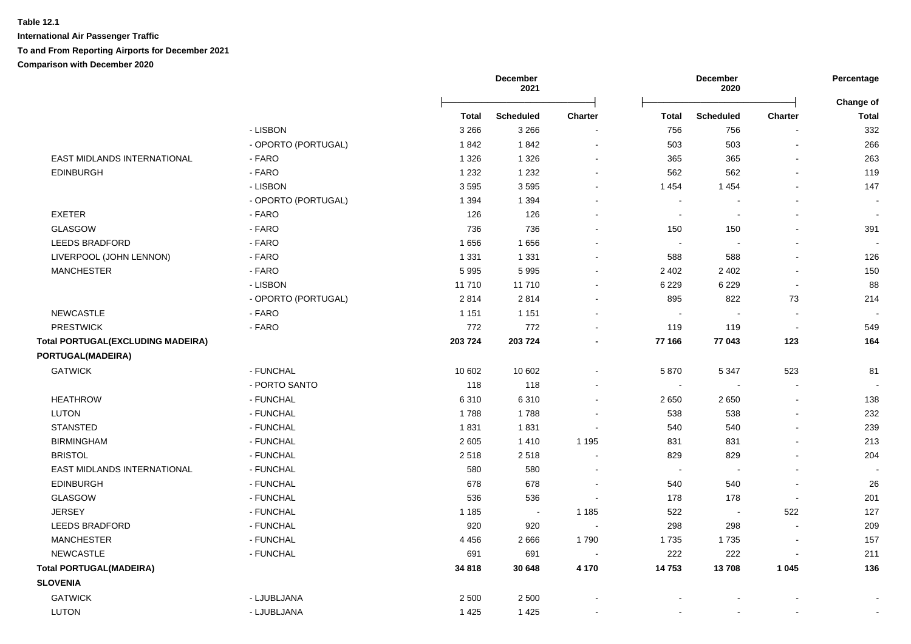**Table 12.1**

**International Air Passenger Traffic**

**To and From Reporting Airports for December 2021**

**Comparison with December 2020**

| | | December 2021 | | | December 2020 | | | Percentage |
|---|---|---|---|---|---|---|---|---|
| | | **Total** | **Scheduled** | **Charter** | **Total** | **Scheduled** | **Charter** | **Change of Total** |
| | - LISBON | 3 266 | 3 266 | - | 756 | 756 | - | 332 |
| | - OPORTO (PORTUGAL) | 1 842 | 1 842 | - | 503 | 503 | - | 266 |
| EAST MIDLANDS INTERNATIONAL | - FARO | 1 326 | 1 326 | - | 365 | 365 | - | 263 |
| EDINBURGH | - FARO | 1 232 | 1 232 | - | 562 | 562 | - | 119 |
| | - LISBON | 3 595 | 3 595 | - | 1 454 | 1 454 | - | 147 |
| | - OPORTO (PORTUGAL) | 1 394 | 1 394 | - | - | - | - | - |
| EXETER | - FARO | 126 | 126 | - | - | - | - | - |
| GLASGOW | - FARO | 736 | 736 | - | 150 | 150 | - | 391 |
| LEEDS BRADFORD | - FARO | 1 656 | 1 656 | - | - | - | - | - |
| LIVERPOOL (JOHN LENNON) | - FARO | 1 331 | 1 331 | - | 588 | 588 | - | 126 |
| MANCHESTER | - FARO | 5 995 | 5 995 | - | 2 402 | 2 402 | - | 150 |
| | - LISBON | 11 710 | 11 710 | - | 6 229 | 6 229 | - | 88 |
| | - OPORTO (PORTUGAL) | 2 814 | 2 814 | - | 895 | 822 | 73 | 214 |
| NEWCASTLE | - FARO | 1 151 | 1 151 | - | - | - | - | - |
| PRESTWICK | - FARO | 772 | 772 | - | 119 | 119 | - | 549 |
| **Total PORTUGAL(EXCLUDING MADEIRA)** | | **203 724** | **203 724** | **-** | **77 166** | **77 043** | **123** | **164** |
| **PORTUGAL(MADEIRA)** | | | | | | | | |
| GATWICK | - FUNCHAL | 10 602 | 10 602 | - | 5 870 | 5 347 | 523 | 81 |
| | - PORTO SANTO | 118 | 118 | - | - | - | - | - |
| HEATHROW | - FUNCHAL | 6 310 | 6 310 | - | 2 650 | 2 650 | - | 138 |
| LUTON | - FUNCHAL | 1 788 | 1 788 | - | 538 | 538 | - | 232 |
| STANSTED | - FUNCHAL | 1 831 | 1 831 | - | 540 | 540 | - | 239 |
| BIRMINGHAM | - FUNCHAL | 2 605 | 1 410 | 1 195 | 831 | 831 | - | 213 |
| BRISTOL | - FUNCHAL | 2 518 | 2 518 | - | 829 | 829 | - | 204 |
| EAST MIDLANDS INTERNATIONAL | - FUNCHAL | 580 | 580 | - | - | - | - | - |
| EDINBURGH | - FUNCHAL | 678 | 678 | - | 540 | 540 | - | 26 |
| GLASGOW | - FUNCHAL | 536 | 536 | - | 178 | 178 | - | 201 |
| JERSEY | - FUNCHAL | 1 185 | - | 1 185 | 522 | - | 522 | 127 |
| LEEDS BRADFORD | - FUNCHAL | 920 | 920 | - | 298 | 298 | - | 209 |
| MANCHESTER | - FUNCHAL | 4 456 | 2 666 | 1 790 | 1 735 | 1 735 | - | 157 |
| NEWCASTLE | - FUNCHAL | 691 | 691 | - | 222 | 222 | - | 211 |
| **Total PORTUGAL(MADEIRA)** | | **34 818** | **30 648** | **4 170** | **14 753** | **13 708** | **1 045** | **136** |
| **SLOVENIA** | | | | | | | | |
| GATWICK | - LJUBLJANA | 2 500 | 2 500 | - | - | - | - | - |
| LUTON | - LJUBLJANA | 1 425 | 1 425 | - | - | - | - | - |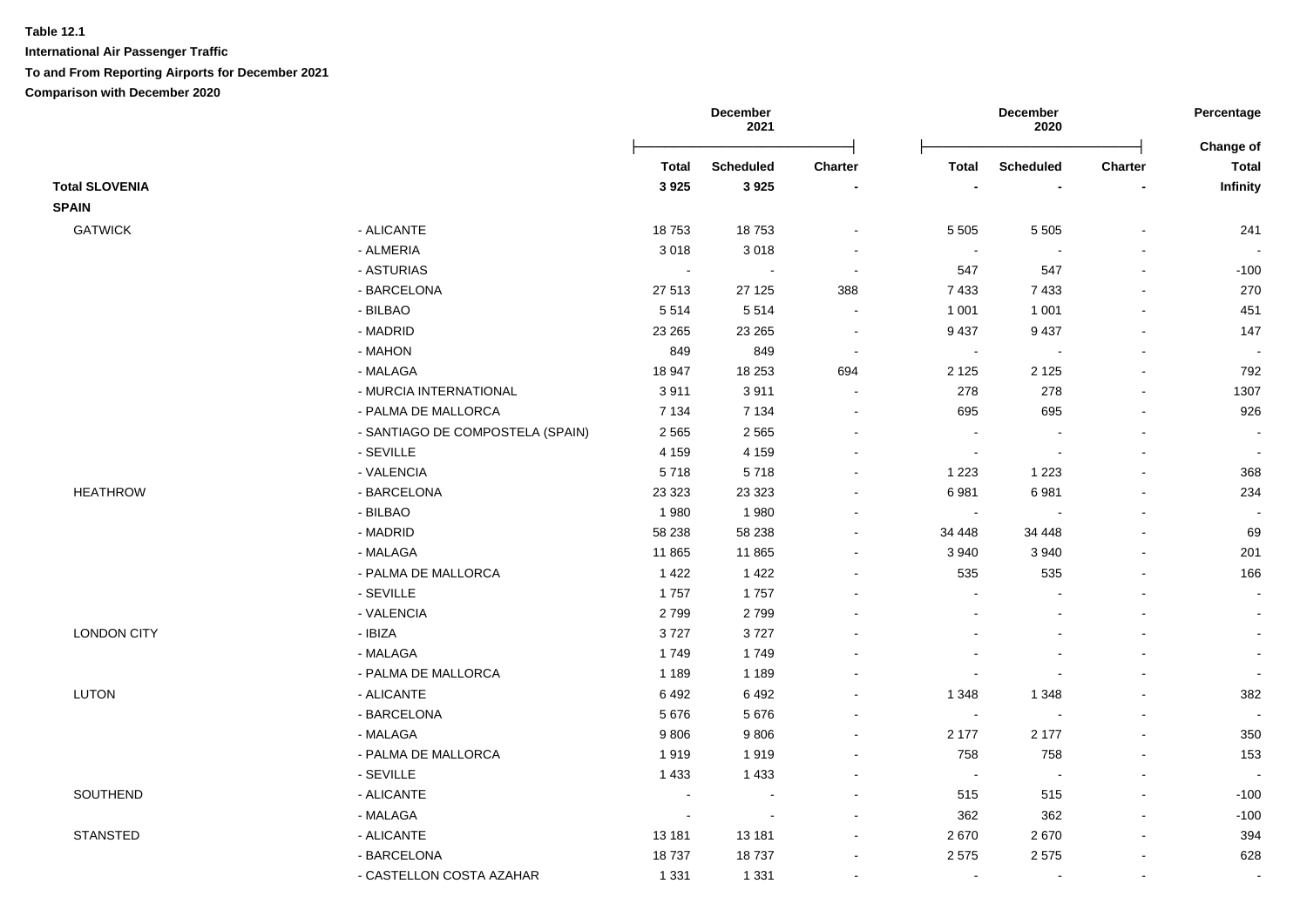**Table 12.1**

**International Air Passenger Traffic**

**To and From Reporting Airports for December 2021**

**Comparison with December 2020**

| | | December 2021 | | | December 2020 | | | Percentage |
|---|---|---|---|---|---|---|---|---|
| | | **Total** | **Scheduled** | **Charter** | **Total** | **Scheduled** | **Charter** | **Change of Total** |
| **Total SLOVENIA** | | **3 925** | **3 925** | **-** | **-** | **-** | **-** | **Infinity** |
| **SPAIN** | | | | | | | | |
| GATWICK | - ALICANTE | 18 753 | 18 753 | - | 5 505 | 5 505 | - | 241 |
| | - ALMERIA | 3 018 | 3 018 | - | - | - | - | - |
| | - ASTURIAS | - | - | - | 547 | 547 | - | -100 |
| | - BARCELONA | 27 513 | 27 125 | 388 | 7 433 | 7 433 | - | 270 |
| | - BILBAO | 5 514 | 5 514 | - | 1 001 | 1 001 | - | 451 |
| | - MADRID | 23 265 | 23 265 | - | 9 437 | 9 437 | - | 147 |
| | - MAHON | 849 | 849 | - | - | - | - | - |
| | - MALAGA | 18 947 | 18 253 | 694 | 2 125 | 2 125 | - | 792 |
| | - MURCIA INTERNATIONAL | 3 911 | 3 911 | - | 278 | 278 | - | 1307 |
| | - PALMA DE MALLORCA | 7 134 | 7 134 | - | 695 | 695 | - | 926 |
| | - SANTIAGO DE COMPOSTELA (SPAIN) | 2 565 | 2 565 | - | - | - | - | - |
| | - SEVILLE | 4 159 | 4 159 | - | - | - | - | - |
| | - VALENCIA | 5 718 | 5 718 | - | 1 223 | 1 223 | - | 368 |
| HEATHROW | - BARCELONA | 23 323 | 23 323 | - | 6 981 | 6 981 | - | 234 |
| | - BILBAO | 1 980 | 1 980 | - | - | - | - | - |
| | - MADRID | 58 238 | 58 238 | - | 34 448 | 34 448 | - | 69 |
| | - MALAGA | 11 865 | 11 865 | - | 3 940 | 3 940 | - | 201 |
| | - PALMA DE MALLORCA | 1 422 | 1 422 | - | 535 | 535 | - | 166 |
| | - SEVILLE | 1 757 | 1 757 | - | - | - | - | - |
| | - VALENCIA | 2 799 | 2 799 | - | - | - | - | - |
| LONDON CITY | - IBIZA | 3 727 | 3 727 | - | - | - | - | - |
| | - MALAGA | 1 749 | 1 749 | - | - | - | - | - |
| | - PALMA DE MALLORCA | 1 189 | 1 189 | - | - | - | - | - |
| LUTON | - ALICANTE | 6 492 | 6 492 | - | 1 348 | 1 348 | - | 382 |
| | - BARCELONA | 5 676 | 5 676 | - | - | - | - | - |
| | - MALAGA | 9 806 | 9 806 | - | 2 177 | 2 177 | - | 350 |
| | - PALMA DE MALLORCA | 1 919 | 1 919 | - | 758 | 758 | - | 153 |
| | - SEVILLE | 1 433 | 1 433 | - | - | - | - | - |
| SOUTHEND | - ALICANTE | - | - | - | 515 | 515 | - | -100 |
| | - MALAGA | - | - | - | 362 | 362 | - | -100 |
| STANSTED | - ALICANTE | 13 181 | 13 181 | - | 2 670 | 2 670 | - | 394 |
| | - BARCELONA | 18 737 | 18 737 | - | 2 575 | 2 575 | - | 628 |
| | - CASTELLON COSTA AZAHAR | 1 331 | 1 331 | - | - | - | - | - |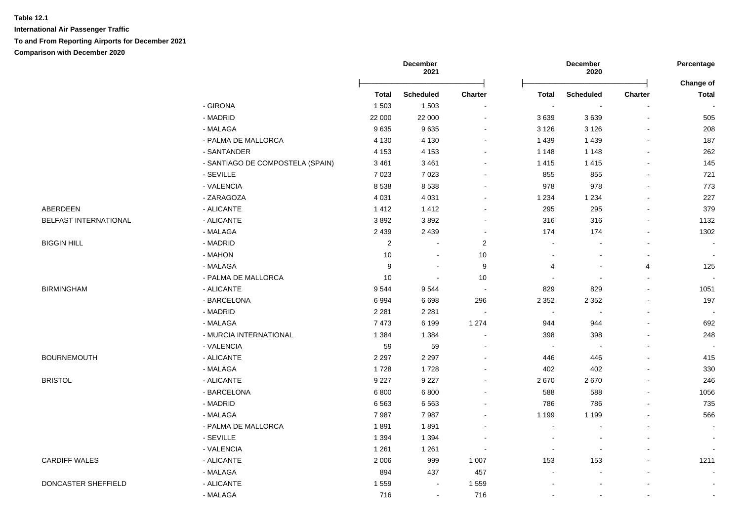**Table 12.1**

**International Air Passenger Traffic**

**To and From Reporting Airports for December 2021**

**Comparison with December 2020**

| | | December 2021 | | | December 2020 | | | Percentage Change of |
|---|---|---|---|---|---|---|---|---|
| | | **Total** | **Scheduled** | **Charter** | **Total** | **Scheduled** | **Charter** | **Total** |
| | - GIRONA | 1 503 | 1 503 | - | - | - | - | - |
| | - MADRID | 22 000 | 22 000 | - | 3 639 | 3 639 | - | 505 |
| | - MALAGA | 9 635 | 9 635 | - | 3 126 | 3 126 | - | 208 |
| | - PALMA DE MALLORCA | 4 130 | 4 130 | - | 1 439 | 1 439 | - | 187 |
| | - SANTANDER | 4 153 | 4 153 | - | 1 148 | 1 148 | - | 262 |
| | - SANTIAGO DE COMPOSTELA (SPAIN) | 3 461 | 3 461 | - | 1 415 | 1 415 | - | 145 |
| | - SEVILLE | 7 023 | 7 023 | - | 855 | 855 | - | 721 |
| | - VALENCIA | 8 538 | 8 538 | - | 978 | 978 | - | 773 |
| | - ZARAGOZA | 4 031 | 4 031 | - | 1 234 | 1 234 | - | 227 |
| ABERDEEN | - ALICANTE | 1 412 | 1 412 | - | 295 | 295 | - | 379 |
| BELFAST INTERNATIONAL | - ALICANTE | 3 892 | 3 892 | - | 316 | 316 | - | 1132 |
| | - MALAGA | 2 439 | 2 439 | - | 174 | 174 | - | 1302 |
| BIGGIN HILL | - MADRID | 2 | - | 2 | - | - | - | - |
| | - MAHON | 10 | - | 10 | - | - | - | - |
| | - MALAGA | 9 | - | 9 | 4 | - | 4 | 125 |
| | - PALMA DE MALLORCA | 10 | - | 10 | - | - | - | - |
| BIRMINGHAM | - ALICANTE | 9 544 | 9 544 | - | 829 | 829 | - | 1051 |
| | - BARCELONA | 6 994 | 6 698 | 296 | 2 352 | 2 352 | - | 197 |
| | - MADRID | 2 281 | 2 281 | - | - | - | - | - |
| | - MALAGA | 7 473 | 6 199 | 1 274 | 944 | 944 | - | 692 |
| | - MURCIA INTERNATIONAL | 1 384 | 1 384 | - | 398 | 398 | - | 248 |
| | - VALENCIA | 59 | 59 | - | - | - | - | - |
| BOURNEMOUTH | - ALICANTE | 2 297 | 2 297 | - | 446 | 446 | - | 415 |
| | - MALAGA | 1 728 | 1 728 | - | 402 | 402 | - | 330 |
| BRISTOL | - ALICANTE | 9 227 | 9 227 | - | 2 670 | 2 670 | - | 246 |
| | - BARCELONA | 6 800 | 6 800 | - | 588 | 588 | - | 1056 |
| | - MADRID | 6 563 | 6 563 | - | 786 | 786 | - | 735 |
| | - MALAGA | 7 987 | 7 987 | - | 1 199 | 1 199 | - | 566 |
| | - PALMA DE MALLORCA | 1 891 | 1 891 | - | - | - | - | - |
| | - SEVILLE | 1 394 | 1 394 | - | - | - | - | - |
| | - VALENCIA | 1 261 | 1 261 | - | - | - | - | - |
| CARDIFF WALES | - ALICANTE | 2 006 | 999 | 1 007 | 153 | 153 | - | 1211 |
| | - MALAGA | 894 | 437 | 457 | - | - | - | - |
| DONCASTER SHEFFIELD | - ALICANTE | 1 559 | - | 1 559 | - | - | - | - |
| | - MALAGA | 716 | - | 716 | - | - | - | - |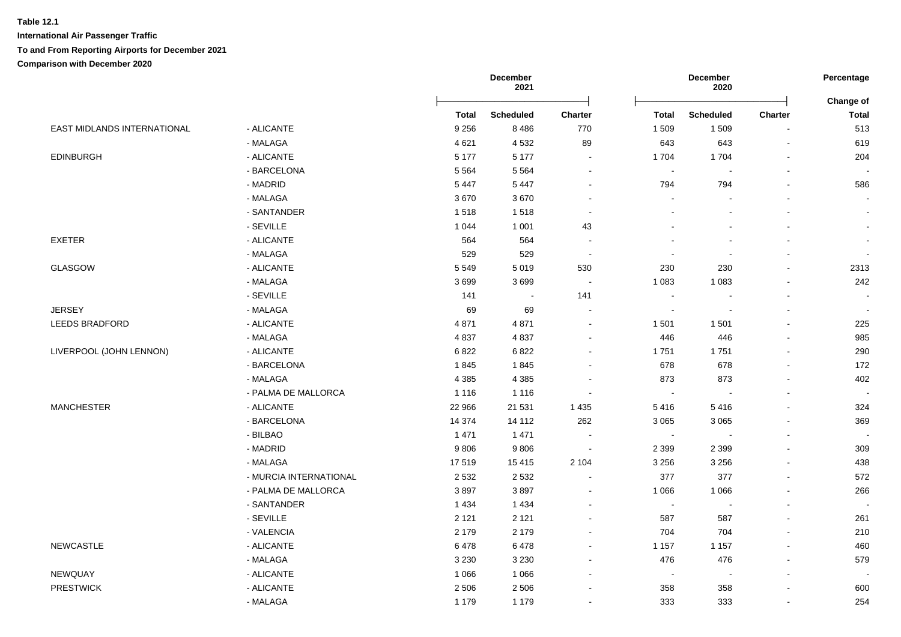**Table 12.1**

**International Air Passenger Traffic**

**To and From Reporting Airports for December 2021**

**Comparison with December 2020**

| | | December 2021 | | | December 2020 | | | Percentage |
|---|---|---|---|---|---|---|---|---|
| | | Total | Scheduled | Charter | Total | Scheduled | Charter | Change of Total |
| EAST MIDLANDS INTERNATIONAL | - ALICANTE | 9 256 | 8 486 | 770 | 1 509 | 1 509 | - | 513 |
| | - MALAGA | 4 621 | 4 532 | 89 | 643 | 643 | - | 619 |
| EDINBURGH | - ALICANTE | 5 177 | 5 177 | - | 1 704 | 1 704 | - | 204 |
| | - BARCELONA | 5 564 | 5 564 | - | - | - | - | - |
| | - MADRID | 5 447 | 5 447 | - | 794 | 794 | - | 586 |
| | - MALAGA | 3 670 | 3 670 | - | - | - | - | - |
| | - SANTANDER | 1 518 | 1 518 | - | - | - | - | - |
| | - SEVILLE | 1 044 | 1 001 | 43 | - | - | - | - |
| EXETER | - ALICANTE | 564 | 564 | - | - | - | - | - |
| | - MALAGA | 529 | 529 | - | - | - | - | - |
| GLASGOW | - ALICANTE | 5 549 | 5 019 | 530 | 230 | 230 | - | 2313 |
| | - MALAGA | 3 699 | 3 699 | - | 1 083 | 1 083 | - | 242 |
| | - SEVILLE | 141 | - | 141 | - | - | - | - |
| JERSEY | - MALAGA | 69 | 69 | - | - | - | - | - |
| LEEDS BRADFORD | - ALICANTE | 4 871 | 4 871 | - | 1 501 | 1 501 | - | 225 |
| | - MALAGA | 4 837 | 4 837 | - | 446 | 446 | - | 985 |
| LIVERPOOL (JOHN LENNON) | - ALICANTE | 6 822 | 6 822 | - | 1 751 | 1 751 | - | 290 |
| | - BARCELONA | 1 845 | 1 845 | - | 678 | 678 | - | 172 |
| | - MALAGA | 4 385 | 4 385 | - | 873 | 873 | - | 402 |
| | - PALMA DE MALLORCA | 1 116 | 1 116 | - | - | - | - | - |
| MANCHESTER | - ALICANTE | 22 966 | 21 531 | 1 435 | 5 416 | 5 416 | - | 324 |
| | - BARCELONA | 14 374 | 14 112 | 262 | 3 065 | 3 065 | - | 369 |
| | - BILBAO | 1 471 | 1 471 | - | - | - | - | - |
| | - MADRID | 9 806 | 9 806 | - | 2 399 | 2 399 | - | 309 |
| | - MALAGA | 17 519 | 15 415 | 2 104 | 3 256 | 3 256 | - | 438 |
| | - MURCIA INTERNATIONAL | 2 532 | 2 532 | - | 377 | 377 | - | 572 |
| | - PALMA DE MALLORCA | 3 897 | 3 897 | - | 1 066 | 1 066 | - | 266 |
| | - SANTANDER | 1 434 | 1 434 | - | - | - | - | - |
| | - SEVILLE | 2 121 | 2 121 | - | 587 | 587 | - | 261 |
| | - VALENCIA | 2 179 | 2 179 | - | 704 | 704 | - | 210 |
| NEWCASTLE | - ALICANTE | 6 478 | 6 478 | - | 1 157 | 1 157 | - | 460 |
| | - MALAGA | 3 230 | 3 230 | - | 476 | 476 | - | 579 |
| NEWQUAY | - ALICANTE | 1 066 | 1 066 | - | - | - | - | - |
| PRESTWICK | - ALICANTE | 2 506 | 2 506 | - | 358 | 358 | - | 600 |
| | - MALAGA | 1 179 | 1 179 | - | 333 | 333 | - | 254 |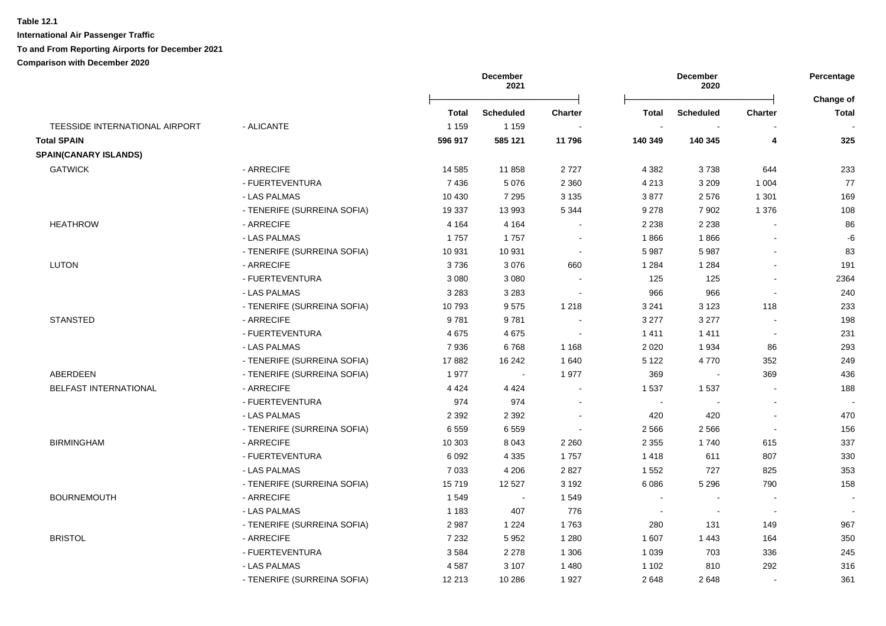**Table 12.1**

**International Air Passenger Traffic**

**To and From Reporting Airports for December 2021**

**Comparison with December 2020**

| | | December 2021 | | | December 2020 | | | Percentage |
|---|---|---|---|---|---|---|---|---|
| | | **Total** | **Scheduled** | **Charter** | **Total** | **Scheduled** | **Charter** | **Change of Total** |
| TEESSIDE INTERNATIONAL AIRPORT | - ALICANTE | 1 159 | 1 159 | - | - | - | - | - |
| **Total SPAIN** | | **596 917** | **585 121** | **11 796** | **140 349** | **140 345** | **4** | **325** |
| **SPAIN(CANARY ISLANDS)** | | | | | | | | |
| GATWICK | - ARRECIFE | 14 585 | 11 858 | 2 727 | 4 382 | 3 738 | 644 | 233 |
| | - FUERTEVENTURA | 7 436 | 5 076 | 2 360 | 4 213 | 3 209 | 1 004 | 77 |
| | - LAS PALMAS | 10 430 | 7 295 | 3 135 | 3 877 | 2 576 | 1 301 | 169 |
| | - TENERIFE (SURREINA SOFIA) | 19 337 | 13 993 | 5 344 | 9 278 | 7 902 | 1 376 | 108 |
| HEATHROW | - ARRECIFE | 4 164 | 4 164 | - | 2 238 | 2 238 | - | 86 |
| | - LAS PALMAS | 1 757 | 1 757 | - | 1 866 | 1 866 | - | -6 |
| | - TENERIFE (SURREINA SOFIA) | 10 931 | 10 931 | - | 5 987 | 5 987 | - | 83 |
| LUTON | - ARRECIFE | 3 736 | 3 076 | 660 | 1 284 | 1 284 | - | 191 |
| | - FUERTEVENTURA | 3 080 | 3 080 | - | 125 | 125 | - | 2364 |
| | - LAS PALMAS | 3 283 | 3 283 | - | 966 | 966 | - | 240 |
| | - TENERIFE (SURREINA SOFIA) | 10 793 | 9 575 | 1 218 | 3 241 | 3 123 | 118 | 233 |
| STANSTED | - ARRECIFE | 9 781 | 9 781 | - | 3 277 | 3 277 | - | 198 |
| | - FUERTEVENTURA | 4 675 | 4 675 | - | 1 411 | 1 411 | - | 231 |
| | - LAS PALMAS | 7 936 | 6 768 | 1 168 | 2 020 | 1 934 | 86 | 293 |
| | - TENERIFE (SURREINA SOFIA) | 17 882 | 16 242 | 1 640 | 5 122 | 4 770 | 352 | 249 |
| ABERDEEN | - TENERIFE (SURREINA SOFIA) | 1 977 | - | 1 977 | 369 | - | 369 | 436 |
| BELFAST INTERNATIONAL | - ARRECIFE | 4 424 | 4 424 | - | 1 537 | 1 537 | - | 188 |
| | - FUERTEVENTURA | 974 | 974 | - | - | - | - | - |
| | - LAS PALMAS | 2 392 | 2 392 | - | 420 | 420 | - | 470 |
| | - TENERIFE (SURREINA SOFIA) | 6 559 | 6 559 | - | 2 566 | 2 566 | - | 156 |
| BIRMINGHAM | - ARRECIFE | 10 303 | 8 043 | 2 260 | 2 355 | 1 740 | 615 | 337 |
| | - FUERTEVENTURA | 6 092 | 4 335 | 1 757 | 1 418 | 611 | 807 | 330 |
| | - LAS PALMAS | 7 033 | 4 206 | 2 827 | 1 552 | 727 | 825 | 353 |
| | - TENERIFE (SURREINA SOFIA) | 15 719 | 12 527 | 3 192 | 6 086 | 5 296 | 790 | 158 |
| BOURNEMOUTH | - ARRECIFE | 1 549 | - | 1 549 | - | - | - | - |
| | - LAS PALMAS | 1 183 | 407 | 776 | - | - | - | - |
| | - TENERIFE (SURREINA SOFIA) | 2 987 | 1 224 | 1 763 | 280 | 131 | 149 | 967 |
| BRISTOL | - ARRECIFE | 7 232 | 5 952 | 1 280 | 1 607 | 1 443 | 164 | 350 |
| | - FUERTEVENTURA | 3 584 | 2 278 | 1 306 | 1 039 | 703 | 336 | 245 |
| | - LAS PALMAS | 4 587 | 3 107 | 1 480 | 1 102 | 810 | 292 | 316 |
| | - TENERIFE (SURREINA SOFIA) | 12 213 | 10 286 | 1 927 | 2 648 | 2 648 | - | 361 |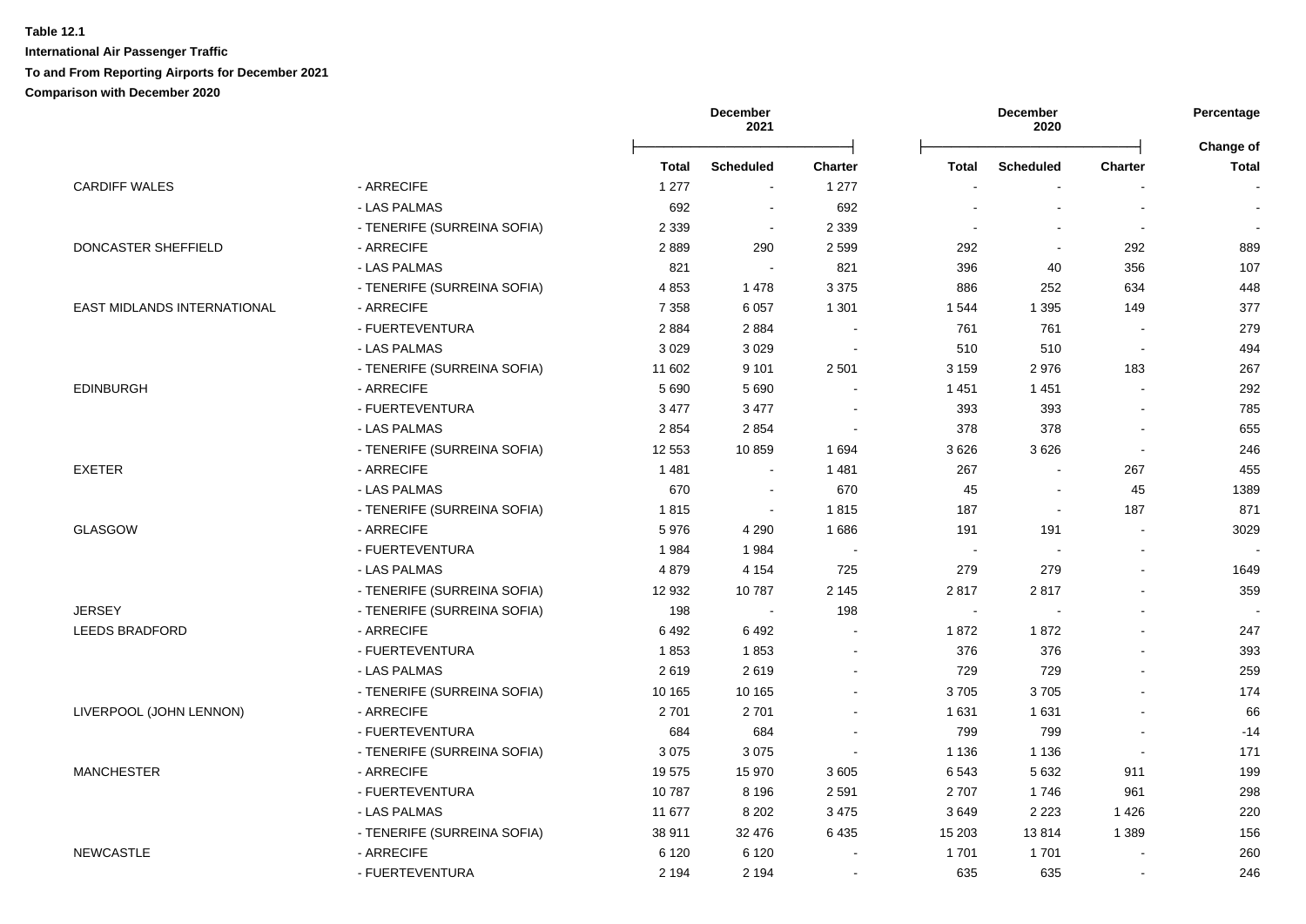**Table 12.1**

**International Air Passenger Traffic**

**To and From Reporting Airports for December 2021**

**Comparison with December 2020**

| | | December 2021 | | | December 2020 | | | Percentage |
|---|---|---|---|---|---|---|---|---|
| | | Total | Scheduled | Charter | Total | Scheduled | Charter | Change of Total |
| CARDIFF WALES | - ARRECIFE | 1 277 | - | 1 277 | - | - | - | - |
| | - LAS PALMAS | 692 | - | 692 | - | - | - | - |
| | - TENERIFE (SURREINA SOFIA) | 2 339 | - | 2 339 | - | - | - | - |
| DONCASTER SHEFFIELD | - ARRECIFE | 2 889 | 290 | 2 599 | 292 | - | 292 | 889 |
| | - LAS PALMAS | 821 | - | 821 | 396 | 40 | 356 | 107 |
| | - TENERIFE (SURREINA SOFIA) | 4 853 | 1 478 | 3 375 | 886 | 252 | 634 | 448 |
| EAST MIDLANDS INTERNATIONAL | - ARRECIFE | 7 358 | 6 057 | 1 301 | 1 544 | 1 395 | 149 | 377 |
| | - FUERTEVENTURA | 2 884 | 2 884 | - | 761 | 761 | - | 279 |
| | - LAS PALMAS | 3 029 | 3 029 | - | 510 | 510 | - | 494 |
| | - TENERIFE (SURREINA SOFIA) | 11 602 | 9 101 | 2 501 | 3 159 | 2 976 | 183 | 267 |
| EDINBURGH | - ARRECIFE | 5 690 | 5 690 | - | 1 451 | 1 451 | - | 292 |
| | - FUERTEVENTURA | 3 477 | 3 477 | - | 393 | 393 | - | 785 |
| | - LAS PALMAS | 2 854 | 2 854 | - | 378 | 378 | - | 655 |
| | - TENERIFE (SURREINA SOFIA) | 12 553 | 10 859 | 1 694 | 3 626 | 3 626 | - | 246 |
| EXETER | - ARRECIFE | 1 481 | - | 1 481 | 267 | - | 267 | 455 |
| | - LAS PALMAS | 670 | - | 670 | 45 | - | 45 | 1389 |
| | - TENERIFE (SURREINA SOFIA) | 1 815 | - | 1 815 | 187 | - | 187 | 871 |
| GLASGOW | - ARRECIFE | 5 976 | 4 290 | 1 686 | 191 | 191 | - | 3029 |
| | - FUERTEVENTURA | 1 984 | 1 984 | - | - | - | - | - |
| | - LAS PALMAS | 4 879 | 4 154 | 725 | 279 | 279 | - | 1649 |
| | - TENERIFE (SURREINA SOFIA) | 12 932 | 10 787 | 2 145 | 2 817 | 2 817 | - | 359 |
| JERSEY | - TENERIFE (SURREINA SOFIA) | 198 | - | 198 | - | - | - | - |
| LEEDS BRADFORD | - ARRECIFE | 6 492 | 6 492 | - | 1 872 | 1 872 | - | 247 |
| | - FUERTEVENTURA | 1 853 | 1 853 | - | 376 | 376 | - | 393 |
| | - LAS PALMAS | 2 619 | 2 619 | - | 729 | 729 | - | 259 |
| | - TENERIFE (SURREINA SOFIA) | 10 165 | 10 165 | - | 3 705 | 3 705 | - | 174 |
| LIVERPOOL (JOHN LENNON) | - ARRECIFE | 2 701 | 2 701 | - | 1 631 | 1 631 | - | 66 |
| | - FUERTEVENTURA | 684 | 684 | - | 799 | 799 | - | -14 |
| | - TENERIFE (SURREINA SOFIA) | 3 075 | 3 075 | - | 1 136 | 1 136 | - | 171 |
| MANCHESTER | - ARRECIFE | 19 575 | 15 970 | 3 605 | 6 543 | 5 632 | 911 | 199 |
| | - FUERTEVENTURA | 10 787 | 8 196 | 2 591 | 2 707 | 1 746 | 961 | 298 |
| | - LAS PALMAS | 11 677 | 8 202 | 3 475 | 3 649 | 2 223 | 1 426 | 220 |
| | - TENERIFE (SURREINA SOFIA) | 38 911 | 32 476 | 6 435 | 15 203 | 13 814 | 1 389 | 156 |
| NEWCASTLE | - ARRECIFE | 6 120 | 6 120 | - | 1 701 | 1 701 | - | 260 |
| | - FUERTEVENTURA | 2 194 | 2 194 | - | 635 | 635 | - | 246 |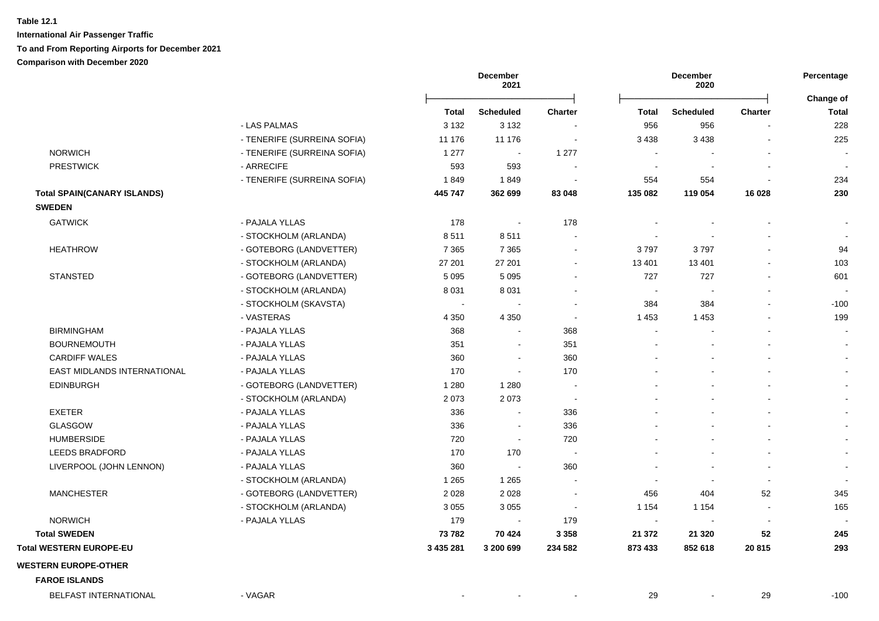**Table 12.1**

**International Air Passenger Traffic**

**To and From Reporting Airports for December 2021**

**Comparison with December 2020**

| | | December 2021 | | | December 2020 | | | Percentage |
|---|---|---|---|---|---|---|---|---|
| | | **Total** | **Scheduled** | **Charter** | **Total** | **Scheduled** | **Charter** | **Change of Total** |
| | - LAS PALMAS | 3 132 | 3 132 | - | 956 | 956 | - | 228 |
| | - TENERIFE (SURREINA SOFIA) | 11 176 | 11 176 | - | 3 438 | 3 438 | - | 225 |
| NORWICH | - TENERIFE (SURREINA SOFIA) | 1 277 | - | 1 277 | - | - | - | - |
| PRESTWICK | - ARRECIFE | 593 | 593 | - | - | - | - | - |
| | - TENERIFE (SURREINA SOFIA) | 1 849 | 1 849 | - | 554 | 554 | - | 234 |
| **Total SPAIN(CANARY ISLANDS)** | | **445 747** | **362 699** | **83 048** | **135 082** | **119 054** | **16 028** | **230** |
| **SWEDEN** | | | | | | | | |
| GATWICK | - PAJALA YLLAS | 178 | - | 178 | - | - | - | - |
| | - STOCKHOLM (ARLANDA) | 8 511 | 8 511 | - | - | - | - | - |
| HEATHROW | - GOTEBORG (LANDVETTER) | 7 365 | 7 365 | - | 3 797 | 3 797 | - | 94 |
| | - STOCKHOLM (ARLANDA) | 27 201 | 27 201 | - | 13 401 | 13 401 | - | 103 |
| STANSTED | - GOTEBORG (LANDVETTER) | 5 095 | 5 095 | - | 727 | 727 | - | 601 |
| | - STOCKHOLM (ARLANDA) | 8 031 | 8 031 | - | - | - | - | - |
| | - STOCKHOLM (SKAVSTA) | - | - | - | 384 | 384 | - | -100 |
| | - VASTERAS | 4 350 | 4 350 | - | 1 453 | 1 453 | - | 199 |
| BIRMINGHAM | - PAJALA YLLAS | 368 | - | 368 | - | - | - | - |
| BOURNEMOUTH | - PAJALA YLLAS | 351 | - | 351 | - | - | - | - |
| CARDIFF WALES | - PAJALA YLLAS | 360 | - | 360 | - | - | - | - |
| EAST MIDLANDS INTERNATIONAL | - PAJALA YLLAS | 170 | - | 170 | - | - | - | - |
| EDINBURGH | - GOTEBORG (LANDVETTER) | 1 280 | 1 280 | - | - | - | - | - |
| | - STOCKHOLM (ARLANDA) | 2 073 | 2 073 | - | - | - | - | - |
| EXETER | - PAJALA YLLAS | 336 | - | 336 | - | - | - | - |
| GLASGOW | - PAJALA YLLAS | 336 | - | 336 | - | - | - | - |
| HUMBERSIDE | - PAJALA YLLAS | 720 | - | 720 | - | - | - | - |
| LEEDS BRADFORD | - PAJALA YLLAS | 170 | 170 | - | - | - | - | - |
| LIVERPOOL (JOHN LENNON) | - PAJALA YLLAS | 360 | - | 360 | - | - | - | - |
| | - STOCKHOLM (ARLANDA) | 1 265 | 1 265 | - | - | - | - | - |
| MANCHESTER | - GOTEBORG (LANDVETTER) | 2 028 | 2 028 | - | 456 | 404 | 52 | 345 |
| | - STOCKHOLM (ARLANDA) | 3 055 | 3 055 | - | 1 154 | 1 154 | - | 165 |
| NORWICH | - PAJALA YLLAS | 179 | - | 179 | - | - | - | - |
| **Total SWEDEN** | | **73 782** | **70 424** | **3 358** | **21 372** | **21 320** | **52** | **245** |
| **Total WESTERN EUROPE-EU** | | **3 435 281** | **3 200 699** | **234 582** | **873 433** | **852 618** | **20 815** | **293** |
| **WESTERN EUROPE-OTHER** | | | | | | | | |
| **FAROE ISLANDS** | | | | | | | | |
| BELFAST INTERNATIONAL | - VAGAR | - | - | - | 29 | - | 29 | -100 |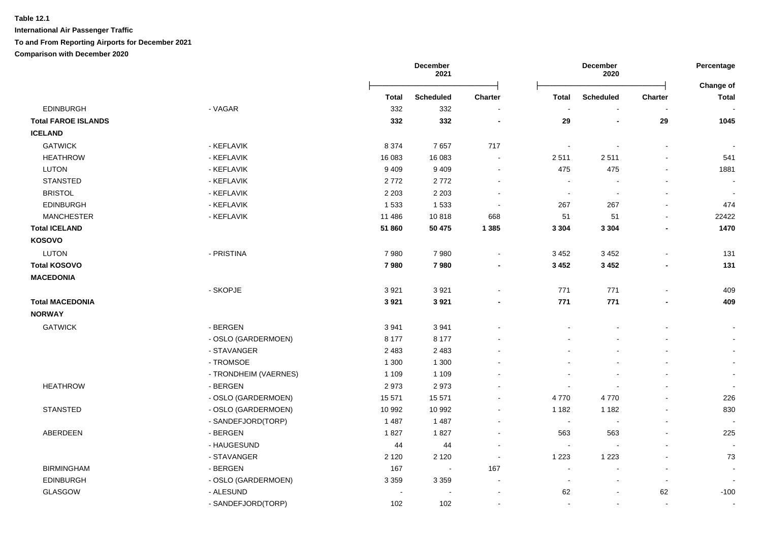**Table 12.1**

**International Air Passenger Traffic**

**To and From Reporting Airports for December 2021**

**Comparison with December 2020**

| | | December 2021 | | | December 2020 | | | Percentage |
|---|---|---|---|---|---|---|---|---|
| | | **Total** | **Scheduled** | **Charter** | **Total** | **Scheduled** | **Charter** | **Change of Total** |
| EDINBURGH | - VAGAR | 332 | 332 | - | - | - | - | - |
| **Total FAROE ISLANDS** | | **332** | **332** | **-** | **29** | **-** | **29** | **1045** |
| **ICELAND** | | | | | | | | |
| GATWICK | - KEFLAVIK | 8 374 | 7 657 | 717 | - | - | - | - |
| HEATHROW | - KEFLAVIK | 16 083 | 16 083 | - | 2 511 | 2 511 | - | 541 |
| LUTON | - KEFLAVIK | 9 409 | 9 409 | - | 475 | 475 | - | 1881 |
| STANSTED | - KEFLAVIK | 2 772 | 2 772 | - | - | - | - | - |
| BRISTOL | - KEFLAVIK | 2 203 | 2 203 | - | - | - | - | - |
| EDINBURGH | - KEFLAVIK | 1 533 | 1 533 | - | 267 | 267 | - | 474 |
| MANCHESTER | - KEFLAVIK | 11 486 | 10 818 | 668 | 51 | 51 | - | 22422 |
| **Total ICELAND** | | **51 860** | **50 475** | **1 385** | **3 304** | **3 304** | **-** | **1470** |
| **KOSOVO** | | | | | | | | |
| LUTON | - PRISTINA | 7 980 | 7 980 | - | 3 452 | 3 452 | - | 131 |
| **Total KOSOVO** | | **7 980** | **7 980** | **-** | **3 452** | **3 452** | **-** | **131** |
| **MACEDONIA** | | | | | | | | |
| | - SKOPJE | 3 921 | 3 921 | - | 771 | 771 | - | 409 |
| **Total MACEDONIA** | | **3 921** | **3 921** | **-** | **771** | **771** | **-** | **409** |
| **NORWAY** | | | | | | | | |
| GATWICK | - BERGEN | 3 941 | 3 941 | - | - | - | - | - |
| | - OSLO (GARDERMOEN) | 8 177 | 8 177 | - | - | - | - | - |
| | - STAVANGER | 2 483 | 2 483 | - | - | - | - | - |
| | - TROMSOE | 1 300 | 1 300 | - | - | - | - | - |
| | - TRONDHEIM (VAERNES) | 1 109 | 1 109 | - | - | - | - | - |
| HEATHROW | - BERGEN | 2 973 | 2 973 | - | - | - | - | - |
| | - OSLO (GARDERMOEN) | 15 571 | 15 571 | - | 4 770 | 4 770 | - | 226 |
| STANSTED | - OSLO (GARDERMOEN) | 10 992 | 10 992 | - | 1 182 | 1 182 | - | 830 |
| | - SANDEFJORD(TORP) | 1 487 | 1 487 | - | - | - | - | - |
| ABERDEEN | - BERGEN | 1 827 | 1 827 | - | 563 | 563 | - | 225 |
| | - HAUGESUND | 44 | 44 | - | - | - | - | - |
| | - STAVANGER | 2 120 | 2 120 | - | 1 223 | 1 223 | - | 73 |
| BIRMINGHAM | - BERGEN | 167 | - | 167 | - | - | - | - |
| EDINBURGH | - OSLO (GARDERMOEN) | 3 359 | 3 359 | - | - | - | - | - |
| GLASGOW | - ALESUND | - | - | - | 62 | - | 62 | -100 |
| | - SANDEFJORD(TORP) | 102 | 102 | - | - | - | - | - |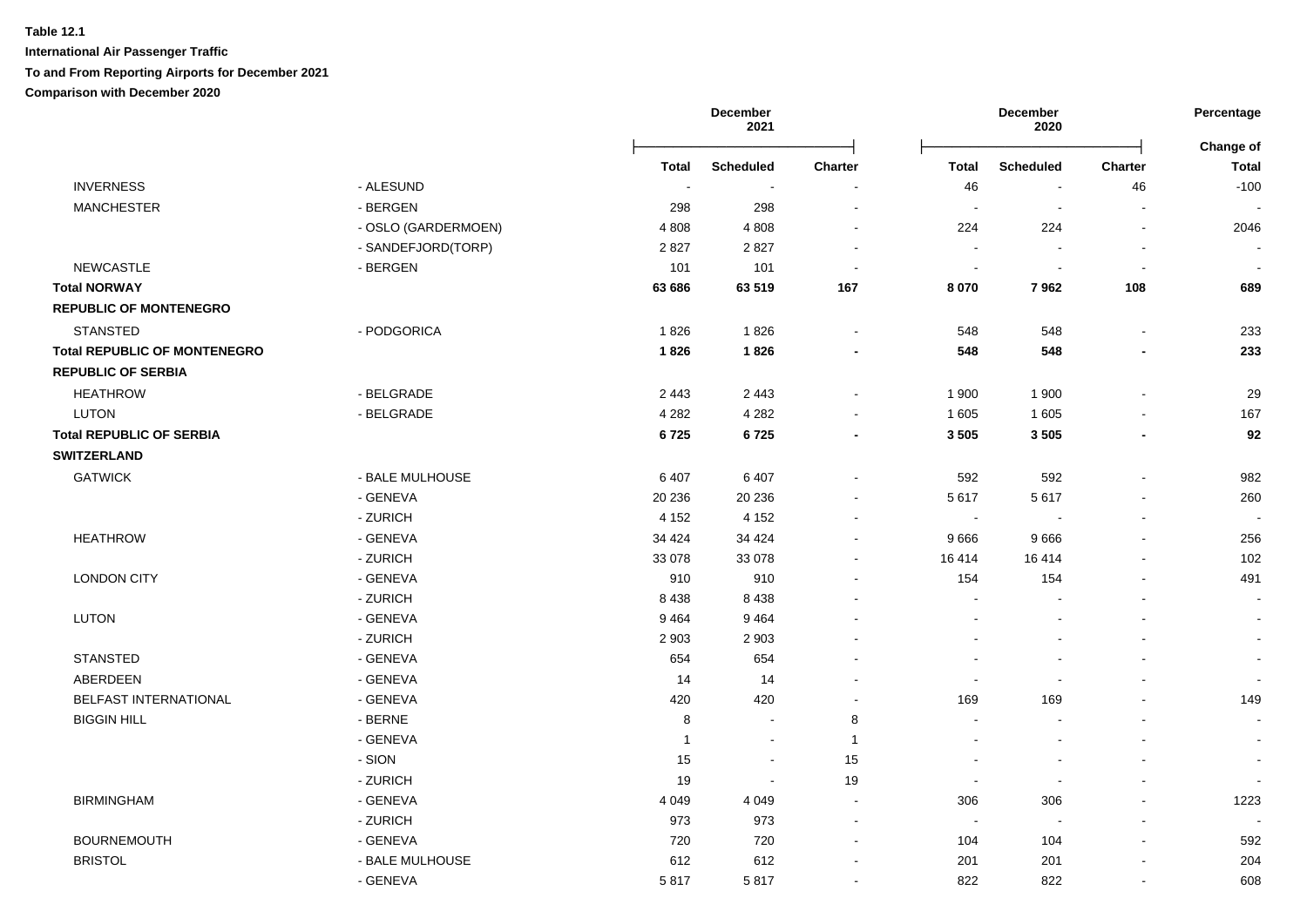**Table 12.1**

**International Air Passenger Traffic**

**To and From Reporting Airports for December 2021**

**Comparison with December 2020**

| | | December 2021 | | | December 2020 | | | Percentage |
|---|---|---|---|---|---|---|---|---|
| | | | | | | | | Change of |
| | | **Total** | **Scheduled** | **Charter** | **Total** | **Scheduled** | **Charter** | **Total** |
| INVERNESS | - ALESUND | - | - | - | 46 | - | 46 | -100 |
| MANCHESTER | - BERGEN | 298 | 298 | - | - | - | - | - |
| | - OSLO (GARDERMOEN) | 4 808 | 4 808 | - | 224 | 224 | - | 2046 |
| | - SANDEFJORD(TORP) | 2 827 | 2 827 | - | - | - | - | - |
| NEWCASTLE | - BERGEN | 101 | 101 | - | - | - | - | - |
| **Total NORWAY** | | **63 686** | **63 519** | **167** | **8 070** | **7 962** | **108** | **689** |
| **REPUBLIC OF MONTENEGRO** | | | | | | | | |
| STANSTED | - PODGORICA | 1 826 | 1 826 | - | 548 | 548 | - | 233 |
| **Total REPUBLIC OF MONTENEGRO** | | **1 826** | **1 826** | **-** | **548** | **548** | **-** | **233** |
| **REPUBLIC OF SERBIA** | | | | | | | | |
| HEATHROW | - BELGRADE | 2 443 | 2 443 | - | 1 900 | 1 900 | - | 29 |
| LUTON | - BELGRADE | 4 282 | 4 282 | - | 1 605 | 1 605 | - | 167 |
| **Total REPUBLIC OF SERBIA** | | **6 725** | **6 725** | **-** | **3 505** | **3 505** | **-** | **92** |
| **SWITZERLAND** | | | | | | | | |
| GATWICK | - BALE MULHOUSE | 6 407 | 6 407 | - | 592 | 592 | - | 982 |
| | - GENEVA | 20 236 | 20 236 | - | 5 617 | 5 617 | - | 260 |
| | - ZURICH | 4 152 | 4 152 | - | - | - | - | - |
| HEATHROW | - GENEVA | 34 424 | 34 424 | - | 9 666 | 9 666 | - | 256 |
| | - ZURICH | 33 078 | 33 078 | - | 16 414 | 16 414 | - | 102 |
| LONDON CITY | - GENEVA | 910 | 910 | - | 154 | 154 | - | 491 |
| | - ZURICH | 8 438 | 8 438 | - | - | - | - | - |
| LUTON | - GENEVA | 9 464 | 9 464 | - | - | - | - | - |
| | - ZURICH | 2 903 | 2 903 | - | - | - | - | - |
| STANSTED | - GENEVA | 654 | 654 | - | - | - | - | - |
| ABERDEEN | - GENEVA | 14 | 14 | - | - | - | - | - |
| BELFAST INTERNATIONAL | - GENEVA | 420 | 420 | - | 169 | 169 | - | 149 |
| BIGGIN HILL | - BERNE | 8 | - | 8 | - | - | - | - |
| | - GENEVA | 1 | - | 1 | - | - | - | - |
| | - SION | 15 | - | 15 | - | - | - | - |
| | - ZURICH | 19 | - | 19 | - | - | - | - |
| BIRMINGHAM | - GENEVA | 4 049 | 4 049 | - | 306 | 306 | - | 1223 |
| | - ZURICH | 973 | 973 | - | - | - | - | - |
| BOURNEMOUTH | - GENEVA | 720 | 720 | - | 104 | 104 | - | 592 |
| BRISTOL | - BALE MULHOUSE | 612 | 612 | - | 201 | 201 | - | 204 |
| | - GENEVA | 5 817 | 5 817 | - | 822 | 822 | - | 608 |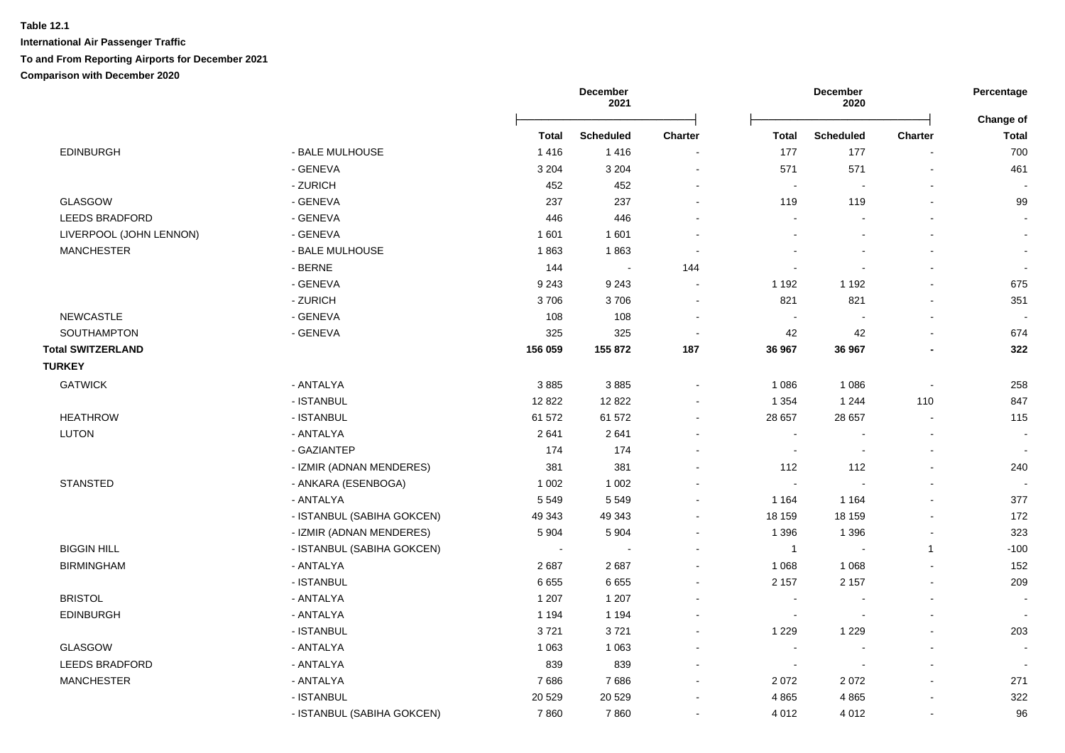**Table 12.1**

**International Air Passenger Traffic**

**To and From Reporting Airports for December 2021**

**Comparison with December 2020**

| | | December 2021 | | | December 2020 | | | Percentage |
|---|---|---|---|---|---|---|---|---|
| | | | | | | | | Change of |
| | | **Total** | **Scheduled** | **Charter** | **Total** | **Scheduled** | **Charter** | **Total** |
| EDINBURGH | - BALE MULHOUSE | 1 416 | 1 416 | - | 177 | 177 | - | 700 |
| | - GENEVA | 3 204 | 3 204 | - | 571 | 571 | - | 461 |
| | - ZURICH | 452 | 452 | - | - | - | - | - |
| GLASGOW | - GENEVA | 237 | 237 | - | 119 | 119 | - | 99 |
| LEEDS BRADFORD | - GENEVA | 446 | 446 | - | - | - | - | - |
| LIVERPOOL (JOHN LENNON) | - GENEVA | 1 601 | 1 601 | - | - | - | - | - |
| MANCHESTER | - BALE MULHOUSE | 1 863 | 1 863 | - | - | - | - | - |
| | - BERNE | 144 | - | 144 | - | - | - | - |
| | - GENEVA | 9 243 | 9 243 | - | 1 192 | 1 192 | - | 675 |
| | - ZURICH | 3 706 | 3 706 | - | 821 | 821 | - | 351 |
| NEWCASTLE | - GENEVA | 108 | 108 | - | - | - | - | - |
| SOUTHAMPTON | - GENEVA | 325 | 325 | - | 42 | 42 | - | 674 |
| **Total SWITZERLAND** | | **156 059** | **155 872** | **187** | **36 967** | **36 967** | **-** | **322** |
| **TURKEY** | | | | | | | | |
| GATWICK | - ANTALYA | 3 885 | 3 885 | - | 1 086 | 1 086 | - | 258 |
| | - ISTANBUL | 12 822 | 12 822 | - | 1 354 | 1 244 | 110 | 847 |
| HEATHROW | - ISTANBUL | 61 572 | 61 572 | - | 28 657 | 28 657 | - | 115 |
| LUTON | - ANTALYA | 2 641 | 2 641 | - | - | - | - | - |
| | - GAZIANTEP | 174 | 174 | - | - | - | - | - |
| | - IZMIR (ADNAN MENDERES) | 381 | 381 | - | 112 | 112 | - | 240 |
| STANSTED | - ANKARA (ESENBOGA) | 1 002 | 1 002 | - | - | - | - | - |
| | - ANTALYA | 5 549 | 5 549 | - | 1 164 | 1 164 | - | 377 |
| | - ISTANBUL (SABIHA GOKCEN) | 49 343 | 49 343 | - | 18 159 | 18 159 | - | 172 |
| | - IZMIR (ADNAN MENDERES) | 5 904 | 5 904 | - | 1 396 | 1 396 | - | 323 |
| BIGGIN HILL | - ISTANBUL (SABIHA GOKCEN) | - | - | - | 1 | - | 1 | -100 |
| BIRMINGHAM | - ANTALYA | 2 687 | 2 687 | - | 1 068 | 1 068 | - | 152 |
| | - ISTANBUL | 6 655 | 6 655 | - | 2 157 | 2 157 | - | 209 |
| BRISTOL | - ANTALYA | 1 207 | 1 207 | - | - | - | - | - |
| EDINBURGH | - ANTALYA | 1 194 | 1 194 | - | - | - | - | - |
| | - ISTANBUL | 3 721 | 3 721 | - | 1 229 | 1 229 | - | 203 |
| GLASGOW | - ANTALYA | 1 063 | 1 063 | - | - | - | - | - |
| LEEDS BRADFORD | - ANTALYA | 839 | 839 | - | - | - | - | - |
| MANCHESTER | - ANTALYA | 7 686 | 7 686 | - | 2 072 | 2 072 | - | 271 |
| | - ISTANBUL | 20 529 | 20 529 | - | 4 865 | 4 865 | - | 322 |
| | - ISTANBUL (SABIHA GOKCEN) | 7 860 | 7 860 | - | 4 012 | 4 012 | - | 96 |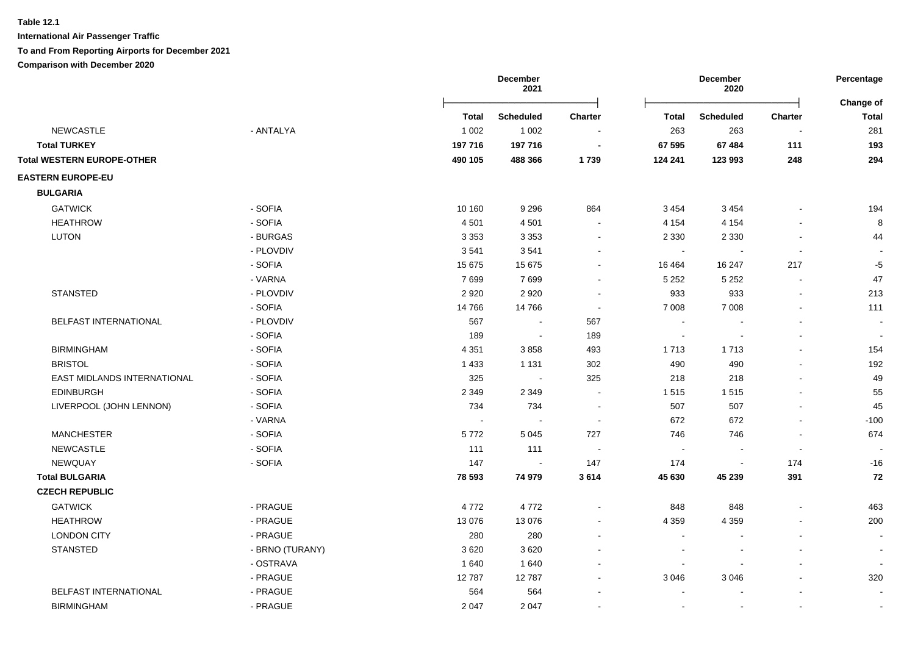**Table 12.1**

**International Air Passenger Traffic**

**To and From Reporting Airports for December 2021**

**Comparison with December 2020**

| | | December 2021 | | | December 2020 | | | Percentage |
|---|---|---|---|---|---|---|---|---|
| | | **Total** | **Scheduled** | **Charter** | **Total** | **Scheduled** | **Charter** | **Change of Total** |
| NEWCASTLE | - ANTALYA | 1 002 | 1 002 | - | 263 | 263 | - | 281 |
| **Total TURKEY** | | **197 716** | **197 716** | **-** | **67 595** | **67 484** | **111** | **193** |
| **Total WESTERN EUROPE-OTHER** | | **490 105** | **488 366** | **1 739** | **124 241** | **123 993** | **248** | **294** |
| **EASTERN EUROPE-EU** | | | | | | | | |
| **BULGARIA** | | | | | | | | |
| GATWICK | - SOFIA | 10 160 | 9 296 | 864 | 3 454 | 3 454 | - | 194 |
| HEATHROW | - SOFIA | 4 501 | 4 501 | - | 4 154 | 4 154 | - | 8 |
| LUTON | - BURGAS | 3 353 | 3 353 | - | 2 330 | 2 330 | - | 44 |
| | - PLOVDIV | 3 541 | 3 541 | - | - | - | - | - |
| | - SOFIA | 15 675 | 15 675 | - | 16 464 | 16 247 | 217 | -5 |
| | - VARNA | 7 699 | 7 699 | - | 5 252 | 5 252 | - | 47 |
| STANSTED | - PLOVDIV | 2 920 | 2 920 | - | 933 | 933 | - | 213 |
| | - SOFIA | 14 766 | 14 766 | - | 7 008 | 7 008 | - | 111 |
| BELFAST INTERNATIONAL | - PLOVDIV | 567 | - | 567 | - | - | - | - |
| | - SOFIA | 189 | - | 189 | - | - | - | - |
| BIRMINGHAM | - SOFIA | 4 351 | 3 858 | 493 | 1 713 | 1 713 | - | 154 |
| BRISTOL | - SOFIA | 1 433 | 1 131 | 302 | 490 | 490 | - | 192 |
| EAST MIDLANDS INTERNATIONAL | - SOFIA | 325 | - | 325 | 218 | 218 | - | 49 |
| EDINBURGH | - SOFIA | 2 349 | 2 349 | - | 1 515 | 1 515 | - | 55 |
| LIVERPOOL (JOHN LENNON) | - SOFIA | 734 | 734 | - | 507 | 507 | - | 45 |
| | - VARNA | - | - | - | 672 | 672 | - | -100 |
| MANCHESTER | - SOFIA | 5 772 | 5 045 | 727 | 746 | 746 | - | 674 |
| NEWCASTLE | - SOFIA | 111 | 111 | - | - | - | - | - |
| NEWQUAY | - SOFIA | 147 | - | 147 | 174 | - | 174 | -16 |
| **Total BULGARIA** | | **78 593** | **74 979** | **3 614** | **45 630** | **45 239** | **391** | **72** |
| **CZECH REPUBLIC** | | | | | | | | |
| GATWICK | - PRAGUE | 4 772 | 4 772 | - | 848 | 848 | - | 463 |
| HEATHROW | - PRAGUE | 13 076 | 13 076 | - | 4 359 | 4 359 | - | 200 |
| LONDON CITY | - PRAGUE | 280 | 280 | - | - | - | - | - |
| STANSTED | - BRNO (TURANY) | 3 620 | 3 620 | - | - | - | - | - |
| | - OSTRAVA | 1 640 | 1 640 | - | - | - | - | - |
| | - PRAGUE | 12 787 | 12 787 | - | 3 046 | 3 046 | - | 320 |
| BELFAST INTERNATIONAL | - PRAGUE | 564 | 564 | - | - | - | - | - |
| BIRMINGHAM | - PRAGUE | 2 047 | 2 047 | - | - | - | - | - |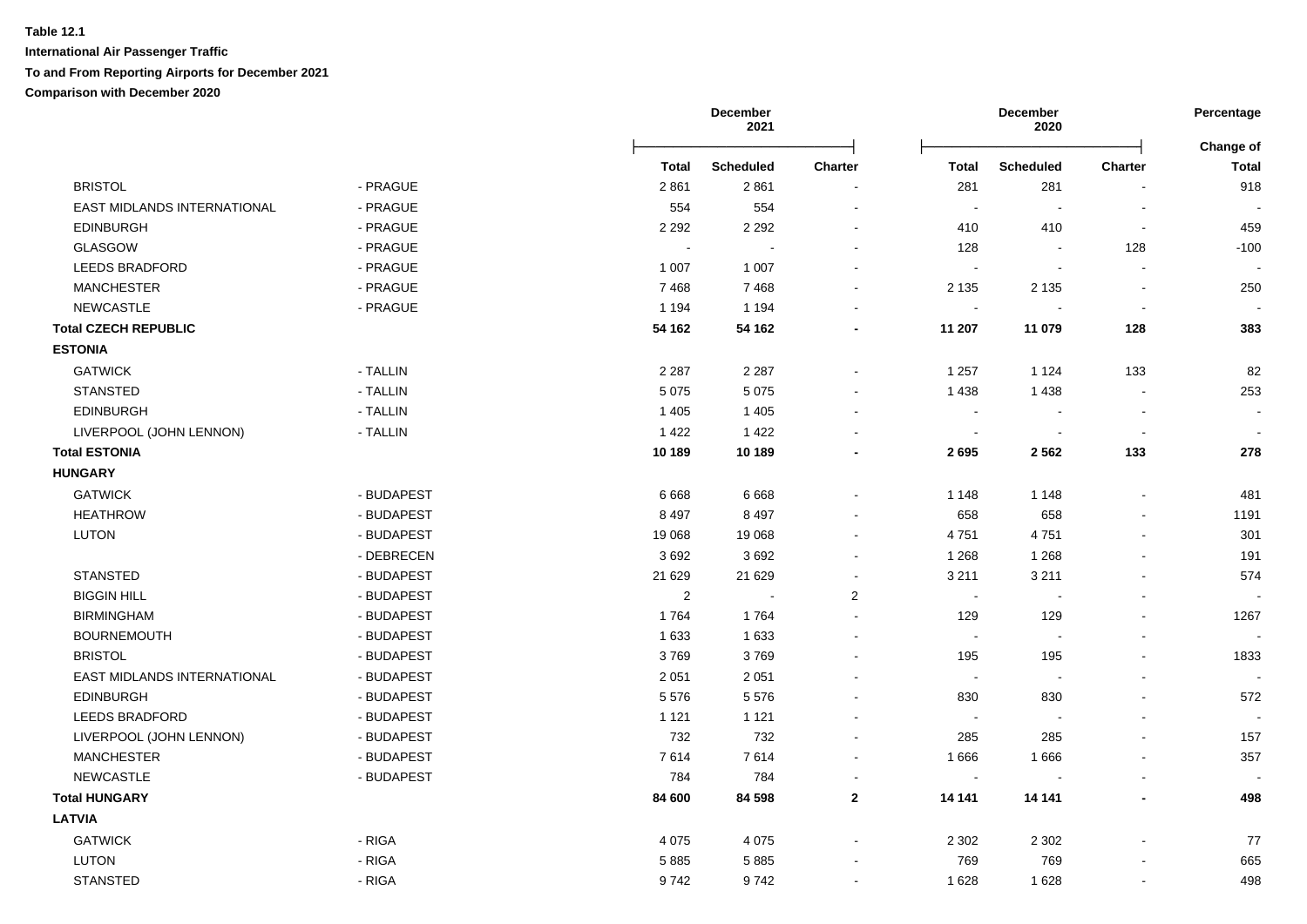**Table 12.1**

**International Air Passenger Traffic**

**To and From Reporting Airports for December 2021**

**Comparison with December 2020**

| | | December 2021 | | | December 2020 | | | Percentage |
|---|---|---|---|---|---|---|---|---|
| | | | | | | | | Change of |
| | | Total | Scheduled | Charter | Total | Scheduled | Charter | Total |
| BRISTOL | - PRAGUE | 2 861 | 2 861 | - | 281 | 281 | - | 918 |
| EAST MIDLANDS INTERNATIONAL | - PRAGUE | 554 | 554 | - | - | - | - | - |
| EDINBURGH | - PRAGUE | 2 292 | 2 292 | - | 410 | 410 | - | 459 |
| GLASGOW | - PRAGUE | - | - | - | 128 | - | 128 | -100 |
| LEEDS BRADFORD | - PRAGUE | 1 007 | 1 007 | - | - | - | - | - |
| MANCHESTER | - PRAGUE | 7 468 | 7 468 | - | 2 135 | 2 135 | - | 250 |
| NEWCASTLE | - PRAGUE | 1 194 | 1 194 | - | - | - | - | - |
| **Total CZECH REPUBLIC** | | **54 162** | **54 162** | **-** | **11 207** | **11 079** | **128** | **383** |
| **ESTONIA** | | | | | | | | |
| GATWICK | - TALLIN | 2 287 | 2 287 | - | 1 257 | 1 124 | 133 | 82 |
| STANSTED | - TALLIN | 5 075 | 5 075 | - | 1 438 | 1 438 | - | 253 |
| EDINBURGH | - TALLIN | 1 405 | 1 405 | - | - | - | - | - |
| LIVERPOOL (JOHN LENNON) | - TALLIN | 1 422 | 1 422 | - | - | - | - | - |
| **Total ESTONIA** | | **10 189** | **10 189** | **-** | **2 695** | **2 562** | **133** | **278** |
| **HUNGARY** | | | | | | | | |
| GATWICK | - BUDAPEST | 6 668 | 6 668 | - | 1 148 | 1 148 | - | 481 |
| HEATHROW | - BUDAPEST | 8 497 | 8 497 | - | 658 | 658 | - | 1191 |
| LUTON | - BUDAPEST | 19 068 | 19 068 | - | 4 751 | 4 751 | - | 301 |
| | - DEBRECEN | 3 692 | 3 692 | - | 1 268 | 1 268 | - | 191 |
| STANSTED | - BUDAPEST | 21 629 | 21 629 | - | 3 211 | 3 211 | - | 574 |
| BIGGIN HILL | - BUDAPEST | 2 | - | 2 | - | - | - | - |
| BIRMINGHAM | - BUDAPEST | 1 764 | 1 764 | - | 129 | 129 | - | 1267 |
| BOURNEMOUTH | - BUDAPEST | 1 633 | 1 633 | - | - | - | - | - |
| BRISTOL | - BUDAPEST | 3 769 | 3 769 | - | 195 | 195 | - | 1833 |
| EAST MIDLANDS INTERNATIONAL | - BUDAPEST | 2 051 | 2 051 | - | - | - | - | - |
| EDINBURGH | - BUDAPEST | 5 576 | 5 576 | - | 830 | 830 | - | 572 |
| LEEDS BRADFORD | - BUDAPEST | 1 121 | 1 121 | - | - | - | - | - |
| LIVERPOOL (JOHN LENNON) | - BUDAPEST | 732 | 732 | - | 285 | 285 | - | 157 |
| MANCHESTER | - BUDAPEST | 7 614 | 7 614 | - | 1 666 | 1 666 | - | 357 |
| NEWCASTLE | - BUDAPEST | 784 | 784 | - | - | - | - | - |
| **Total HUNGARY** | | **84 600** | **84 598** | **2** | **14 141** | **14 141** | **-** | **498** |
| **LATVIA** | | | | | | | | |
| GATWICK | - RIGA | 4 075 | 4 075 | - | 2 302 | 2 302 | - | 77 |
| LUTON | - RIGA | 5 885 | 5 885 | - | 769 | 769 | - | 665 |
| STANSTED | - RIGA | 9 742 | 9 742 | - | 1 628 | 1 628 | - | 498 |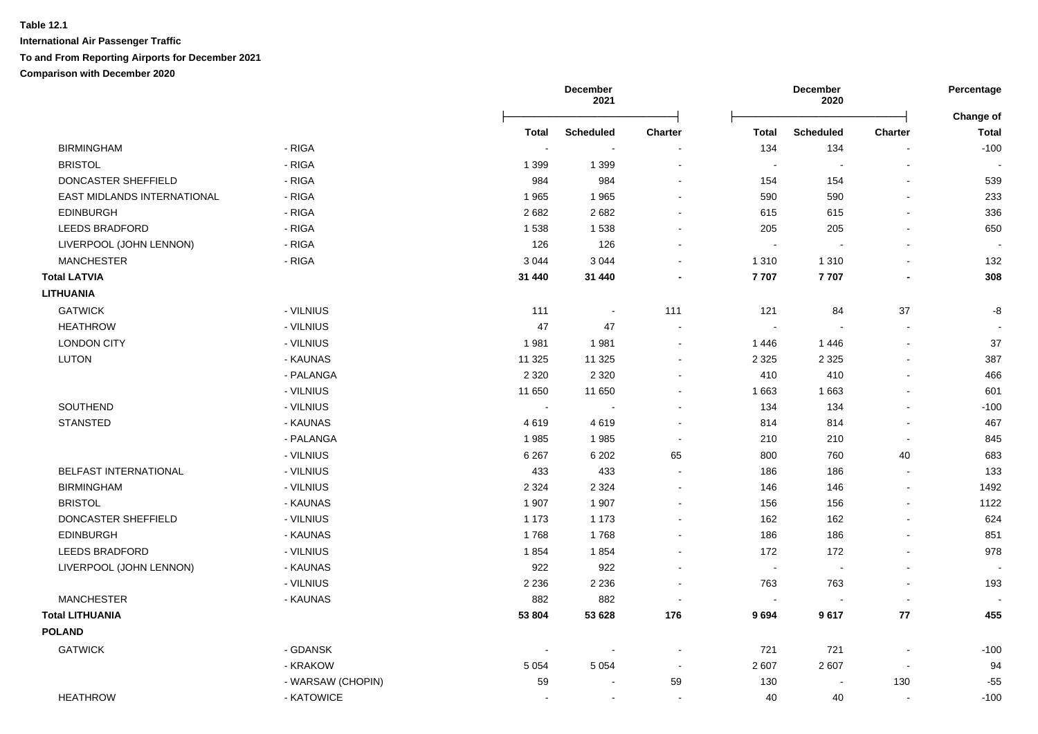**Table 12.1**

**International Air Passenger Traffic**

**To and From Reporting Airports for December 2021**

**Comparison with December 2020**

| | | December 2021 | | | December 2020 | | | Percentage Change of |
|---|---|---|---|---|---|---|---|---|
| | | **Total** | **Scheduled** | **Charter** | **Total** | **Scheduled** | **Charter** | **Total** |
| BIRMINGHAM | - RIGA | - | - | - | 134 | 134 | - | -100 |
| BRISTOL | - RIGA | 1 399 | 1 399 | - | - | - | - | - |
| DONCASTER SHEFFIELD | - RIGA | 984 | 984 | - | 154 | 154 | - | 539 |
| EAST MIDLANDS INTERNATIONAL | - RIGA | 1 965 | 1 965 | - | 590 | 590 | - | 233 |
| EDINBURGH | - RIGA | 2 682 | 2 682 | - | 615 | 615 | - | 336 |
| LEEDS BRADFORD | - RIGA | 1 538 | 1 538 | - | 205 | 205 | - | 650 |
| LIVERPOOL (JOHN LENNON) | - RIGA | 126 | 126 | - | - | - | - | - |
| MANCHESTER | - RIGA | 3 044 | 3 044 | - | 1 310 | 1 310 | - | 132 |
| **Total LATVIA** | | **31 440** | **31 440** | **-** | **7 707** | **7 707** | **-** | **308** |
| **LITHUANIA** | | | | | | | | |
| GATWICK | - VILNIUS | 111 | - | 111 | 121 | 84 | 37 | -8 |
| HEATHROW | - VILNIUS | 47 | 47 | - | - | - | - | - |
| LONDON CITY | - VILNIUS | 1 981 | 1 981 | - | 1 446 | 1 446 | - | 37 |
| LUTON | - KAUNAS | 11 325 | 11 325 | - | 2 325 | 2 325 | - | 387 |
| | - PALANGA | 2 320 | 2 320 | - | 410 | 410 | - | 466 |
| | - VILNIUS | 11 650 | 11 650 | - | 1 663 | 1 663 | - | 601 |
| SOUTHEND | - VILNIUS | - | - | - | 134 | 134 | - | -100 |
| STANSTED | - KAUNAS | 4 619 | 4 619 | - | 814 | 814 | - | 467 |
| | - PALANGA | 1 985 | 1 985 | - | 210 | 210 | - | 845 |
| | - VILNIUS | 6 267 | 6 202 | 65 | 800 | 760 | 40 | 683 |
| BELFAST INTERNATIONAL | - VILNIUS | 433 | 433 | - | 186 | 186 | - | 133 |
| BIRMINGHAM | - VILNIUS | 2 324 | 2 324 | - | 146 | 146 | - | 1492 |
| BRISTOL | - KAUNAS | 1 907 | 1 907 | - | 156 | 156 | - | 1122 |
| DONCASTER SHEFFIELD | - VILNIUS | 1 173 | 1 173 | - | 162 | 162 | - | 624 |
| EDINBURGH | - KAUNAS | 1 768 | 1 768 | - | 186 | 186 | - | 851 |
| LEEDS BRADFORD | - VILNIUS | 1 854 | 1 854 | - | 172 | 172 | - | 978 |
| LIVERPOOL (JOHN LENNON) | - KAUNAS | 922 | 922 | - | - | - | - | - |
| | - VILNIUS | 2 236 | 2 236 | - | 763 | 763 | - | 193 |
| MANCHESTER | - KAUNAS | 882 | 882 | - | - | - | - | - |
| **Total LITHUANIA** | | **53 804** | **53 628** | **176** | **9 694** | **9 617** | **77** | **455** |
| **POLAND** | | | | | | | | |
| GATWICK | - GDANSK | - | - | - | 721 | 721 | - | -100 |
| | - KRAKOW | 5 054 | 5 054 | - | 2 607 | 2 607 | - | 94 |
| | - WARSAW (CHOPIN) | 59 | - | 59 | 130 | - | 130 | -55 |
| HEATHROW | - KATOWICE | - | - | - | 40 | 40 | - | -100 |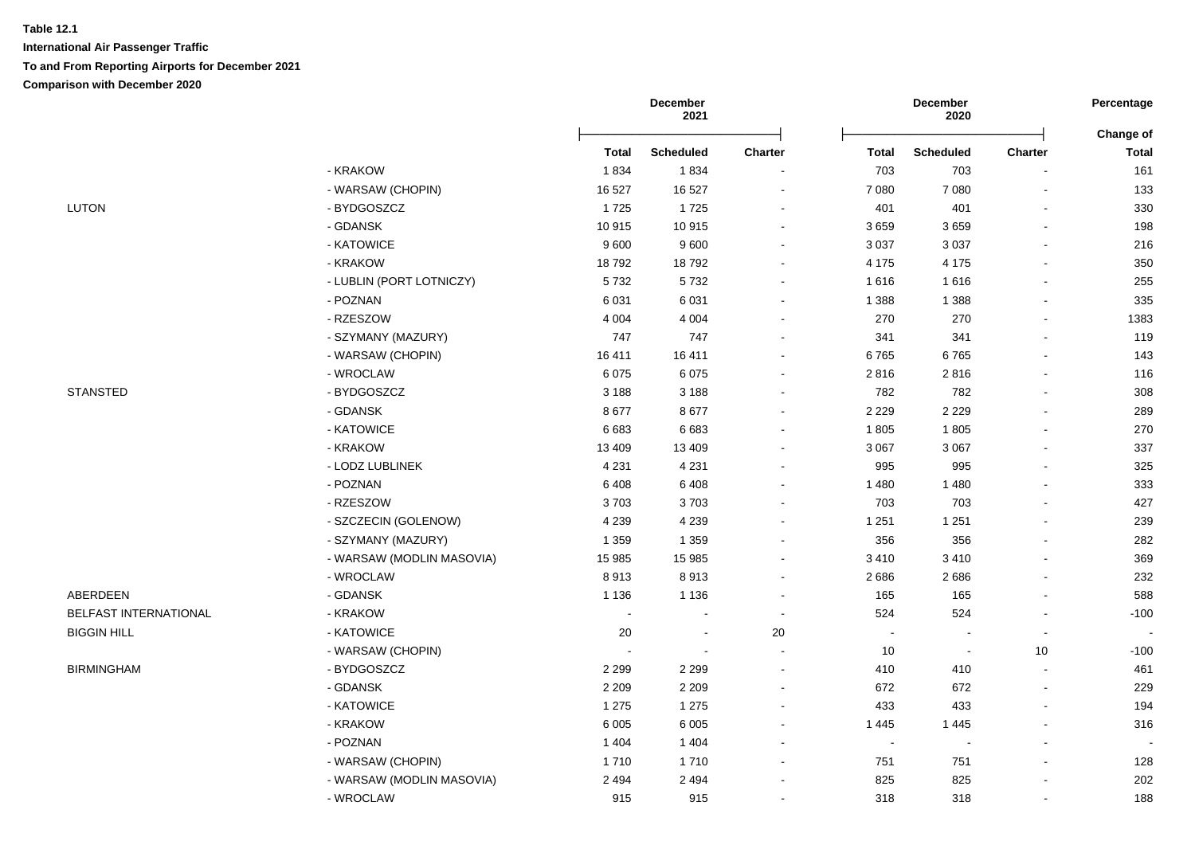**Table 12.1**

**International Air Passenger Traffic**

**To and From Reporting Airports for December 2021**

**Comparison with December 2020**

| | | December 2021 | | | December 2020 | | | Percentage |
|---|---|---|---|---|---|---|---|---|
| | | Total | Scheduled | Charter | Total | Scheduled | Charter | Change of Total |
| | - KRAKOW | 1 834 | 1 834 | - | 703 | 703 | - | 161 |
| | - WARSAW (CHOPIN) | 16 527 | 16 527 | - | 7 080 | 7 080 | - | 133 |
| LUTON | - BYDGOSZCZ | 1 725 | 1 725 | - | 401 | 401 | - | 330 |
| | - GDANSK | 10 915 | 10 915 | - | 3 659 | 3 659 | - | 198 |
| | - KATOWICE | 9 600 | 9 600 | - | 3 037 | 3 037 | - | 216 |
| | - KRAKOW | 18 792 | 18 792 | - | 4 175 | 4 175 | - | 350 |
| | - LUBLIN (PORT LOTNICZY) | 5 732 | 5 732 | - | 1 616 | 1 616 | - | 255 |
| | - POZNAN | 6 031 | 6 031 | - | 1 388 | 1 388 | - | 335 |
| | - RZESZOW | 4 004 | 4 004 | - | 270 | 270 | - | 1383 |
| | - SZYMANY (MAZURY) | 747 | 747 | - | 341 | 341 | - | 119 |
| | - WARSAW (CHOPIN) | 16 411 | 16 411 | - | 6 765 | 6 765 | - | 143 |
| | - WROCLAW | 6 075 | 6 075 | - | 2 816 | 2 816 | - | 116 |
| STANSTED | - BYDGOSZCZ | 3 188 | 3 188 | - | 782 | 782 | - | 308 |
| | - GDANSK | 8 677 | 8 677 | - | 2 229 | 2 229 | - | 289 |
| | - KATOWICE | 6 683 | 6 683 | - | 1 805 | 1 805 | - | 270 |
| | - KRAKOW | 13 409 | 13 409 | - | 3 067 | 3 067 | - | 337 |
| | - LODZ LUBLINEK | 4 231 | 4 231 | - | 995 | 995 | - | 325 |
| | - POZNAN | 6 408 | 6 408 | - | 1 480 | 1 480 | - | 333 |
| | - RZESZOW | 3 703 | 3 703 | - | 703 | 703 | - | 427 |
| | - SZCZECIN (GOLENOW) | 4 239 | 4 239 | - | 1 251 | 1 251 | - | 239 |
| | - SZYMANY (MAZURY) | 1 359 | 1 359 | - | 356 | 356 | - | 282 |
| | - WARSAW (MODLIN MASOVIA) | 15 985 | 15 985 | - | 3 410 | 3 410 | - | 369 |
| | - WROCLAW | 8 913 | 8 913 | - | 2 686 | 2 686 | - | 232 |
| ABERDEEN | - GDANSK | 1 136 | 1 136 | - | 165 | 165 | - | 588 |
| BELFAST INTERNATIONAL | - KRAKOW | - | - | - | 524 | 524 | - | -100 |
| BIGGIN HILL | - KATOWICE | 20 | - | 20 | - | - | - | - |
| | - WARSAW (CHOPIN) | - | - | - | 10 | - | 10 | -100 |
| BIRMINGHAM | - BYDGOSZCZ | 2 299 | 2 299 | - | 410 | 410 | - | 461 |
| | - GDANSK | 2 209 | 2 209 | - | 672 | 672 | - | 229 |
| | - KATOWICE | 1 275 | 1 275 | - | 433 | 433 | - | 194 |
| | - KRAKOW | 6 005 | 6 005 | - | 1 445 | 1 445 | - | 316 |
| | - POZNAN | 1 404 | 1 404 | - | - | - | - | - |
| | - WARSAW (CHOPIN) | 1 710 | 1 710 | - | 751 | 751 | - | 128 |
| | - WARSAW (MODLIN MASOVIA) | 2 494 | 2 494 | - | 825 | 825 | - | 202 |
| | - WROCLAW | 915 | 915 | - | 318 | 318 | - | 188 |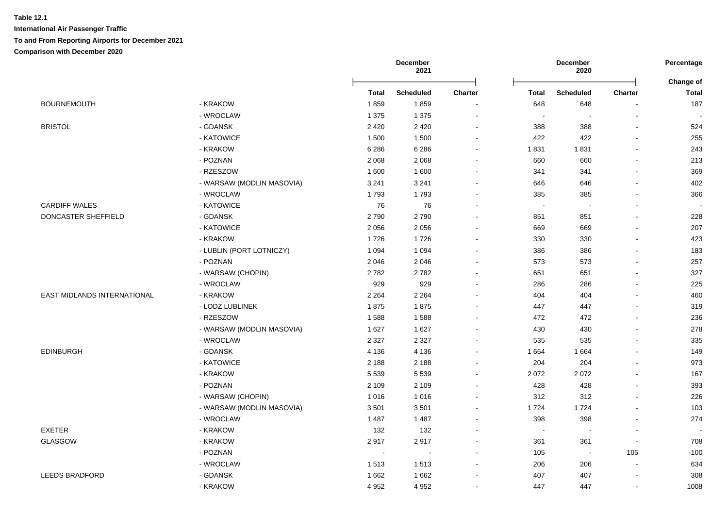**Table 12.1**

**International Air Passenger Traffic**

**To and From Reporting Airports for December 2021**

**Comparison with December 2020**

| | | December 2021 | | | December 2020 | | | Percentage |
|---|---|---|---|---|---|---|---|---|
| | | Total | Scheduled | Charter | Total | Scheduled | Charter | Change of Total |
| BOURNEMOUTH | - KRAKOW | 1 859 | 1 859 | - | 648 | 648 | - | 187 |
| | - WROCLAW | 1 375 | 1 375 | - | - | - | - | - |
| BRISTOL | - GDANSK | 2 420 | 2 420 | - | 388 | 388 | - | 524 |
| | - KATOWICE | 1 500 | 1 500 | - | 422 | 422 | - | 255 |
| | - KRAKOW | 6 286 | 6 286 | - | 1 831 | 1 831 | - | 243 |
| | - POZNAN | 2 068 | 2 068 | - | 660 | 660 | - | 213 |
| | - RZESZOW | 1 600 | 1 600 | - | 341 | 341 | - | 369 |
| | - WARSAW (MODLIN MASOVIA) | 3 241 | 3 241 | - | 646 | 646 | - | 402 |
| | - WROCLAW | 1 793 | 1 793 | - | 385 | 385 | - | 366 |
| CARDIFF WALES | - KATOWICE | 76 | 76 | - | - | - | - | - |
| DONCASTER SHEFFIELD | - GDANSK | 2 790 | 2 790 | - | 851 | 851 | - | 228 |
| | - KATOWICE | 2 056 | 2 056 | - | 669 | 669 | - | 207 |
| | - KRAKOW | 1 726 | 1 726 | - | 330 | 330 | - | 423 |
| | - LUBLIN (PORT LOTNICZY) | 1 094 | 1 094 | - | 386 | 386 | - | 183 |
| | - POZNAN | 2 046 | 2 046 | - | 573 | 573 | - | 257 |
| | - WARSAW (CHOPIN) | 2 782 | 2 782 | - | 651 | 651 | - | 327 |
| | - WROCLAW | 929 | 929 | - | 286 | 286 | - | 225 |
| EAST MIDLANDS INTERNATIONAL | - KRAKOW | 2 264 | 2 264 | - | 404 | 404 | - | 460 |
| | - LODZ LUBLINEK | 1 875 | 1 875 | - | 447 | 447 | - | 319 |
| | - RZESZOW | 1 588 | 1 588 | - | 472 | 472 | - | 236 |
| | - WARSAW (MODLIN MASOVIA) | 1 627 | 1 627 | - | 430 | 430 | - | 278 |
| | - WROCLAW | 2 327 | 2 327 | - | 535 | 535 | - | 335 |
| EDINBURGH | - GDANSK | 4 136 | 4 136 | - | 1 664 | 1 664 | - | 149 |
| | - KATOWICE | 2 188 | 2 188 | - | 204 | 204 | - | 973 |
| | - KRAKOW | 5 539 | 5 539 | - | 2 072 | 2 072 | - | 167 |
| | - POZNAN | 2 109 | 2 109 | - | 428 | 428 | - | 393 |
| | - WARSAW (CHOPIN) | 1 016 | 1 016 | - | 312 | 312 | - | 226 |
| | - WARSAW (MODLIN MASOVIA) | 3 501 | 3 501 | - | 1 724 | 1 724 | - | 103 |
| | - WROCLAW | 1 487 | 1 487 | - | 398 | 398 | - | 274 |
| EXETER | - KRAKOW | 132 | 132 | - | - | - | - | - |
| GLASGOW | - KRAKOW | 2 917 | 2 917 | - | 361 | 361 | - | 708 |
| | - POZNAN | - | - | - | 105 | - | 105 | -100 |
| | - WROCLAW | 1 513 | 1 513 | - | 206 | 206 | - | 634 |
| LEEDS BRADFORD | - GDANSK | 1 662 | 1 662 | - | 407 | 407 | - | 308 |
| | - KRAKOW | 4 952 | 4 952 | - | 447 | 447 | - | 1008 |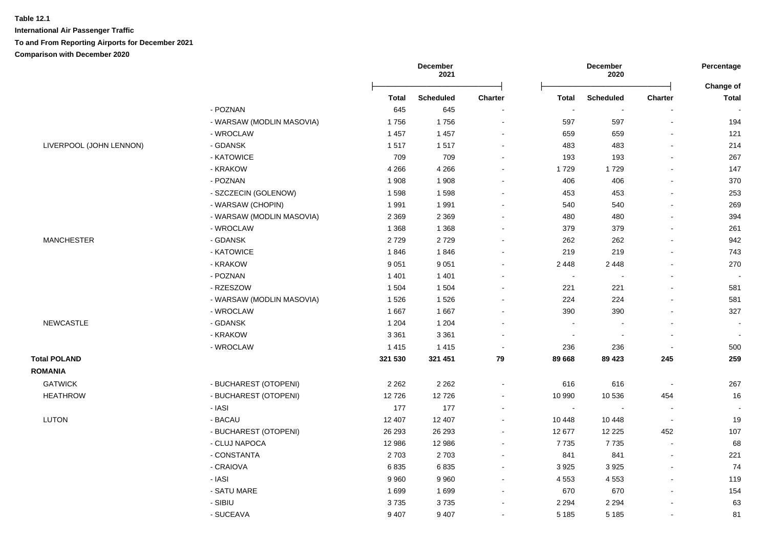**Table 12.1**

**International Air Passenger Traffic**

**To and From Reporting Airports for December 2021**

**Comparison with December 2020**

| | | December 2021 | | | December 2020 | | | Percentage |
|---|---|---|---|---|---|---|---|---|
| | | **Total** | **Scheduled** | **Charter** | **Total** | **Scheduled** | **Charter** | **Change of Total** |
| | - POZNAN | 645 | 645 | - | - | - | - | - |
| | - WARSAW (MODLIN MASOVIA) | 1 756 | 1 756 | - | 597 | 597 | - | 194 |
| | - WROCLAW | 1 457 | 1 457 | - | 659 | 659 | - | 121 |
| LIVERPOOL (JOHN LENNON) | - GDANSK | 1 517 | 1 517 | - | 483 | 483 | - | 214 |
| | - KATOWICE | 709 | 709 | - | 193 | 193 | - | 267 |
| | - KRAKOW | 4 266 | 4 266 | - | 1 729 | 1 729 | - | 147 |
| | - POZNAN | 1 908 | 1 908 | - | 406 | 406 | - | 370 |
| | - SZCZECIN (GOLENOW) | 1 598 | 1 598 | - | 453 | 453 | - | 253 |
| | - WARSAW (CHOPIN) | 1 991 | 1 991 | - | 540 | 540 | - | 269 |
| | - WARSAW (MODLIN MASOVIA) | 2 369 | 2 369 | - | 480 | 480 | - | 394 |
| | - WROCLAW | 1 368 | 1 368 | - | 379 | 379 | - | 261 |
| MANCHESTER | - GDANSK | 2 729 | 2 729 | - | 262 | 262 | - | 942 |
| | - KATOWICE | 1 846 | 1 846 | - | 219 | 219 | - | 743 |
| | - KRAKOW | 9 051 | 9 051 | - | 2 448 | 2 448 | - | 270 |
| | - POZNAN | 1 401 | 1 401 | - | - | - | - | - |
| | - RZESZOW | 1 504 | 1 504 | - | 221 | 221 | - | 581 |
| | - WARSAW (MODLIN MASOVIA) | 1 526 | 1 526 | - | 224 | 224 | - | 581 |
| | - WROCLAW | 1 667 | 1 667 | - | 390 | 390 | - | 327 |
| NEWCASTLE | - GDANSK | 1 204 | 1 204 | - | - | - | - | - |
| | - KRAKOW | 3 361 | 3 361 | - | - | - | - | - |
| | - WROCLAW | 1 415 | 1 415 | - | 236 | 236 | - | 500 |
| **Total POLAND** | | **321 530** | **321 451** | **79** | **89 668** | **89 423** | **245** | **259** |
| **ROMANIA** | | | | | | | | |
| GATWICK | - BUCHAREST (OTOPENI) | 2 262 | 2 262 | - | 616 | 616 | - | 267 |
| HEATHROW | - BUCHAREST (OTOPENI) | 12 726 | 12 726 | - | 10 990 | 10 536 | 454 | 16 |
| | - IASI | 177 | 177 | - | - | - | - | - |
| LUTON | - BACAU | 12 407 | 12 407 | - | 10 448 | 10 448 | - | 19 |
| | - BUCHAREST (OTOPENI) | 26 293 | 26 293 | - | 12 677 | 12 225 | 452 | 107 |
| | - CLUJ NAPOCA | 12 986 | 12 986 | - | 7 735 | 7 735 | - | 68 |
| | - CONSTANTA | 2 703 | 2 703 | - | 841 | 841 | - | 221 |
| | - CRAIOVA | 6 835 | 6 835 | - | 3 925 | 3 925 | - | 74 |
| | - IASI | 9 960 | 9 960 | - | 4 553 | 4 553 | - | 119 |
| | - SATU MARE | 1 699 | 1 699 | - | 670 | 670 | - | 154 |
| | - SIBIU | 3 735 | 3 735 | - | 2 294 | 2 294 | - | 63 |
| | - SUCEAVA | 9 407 | 9 407 | - | 5 185 | 5 185 | - | 81 |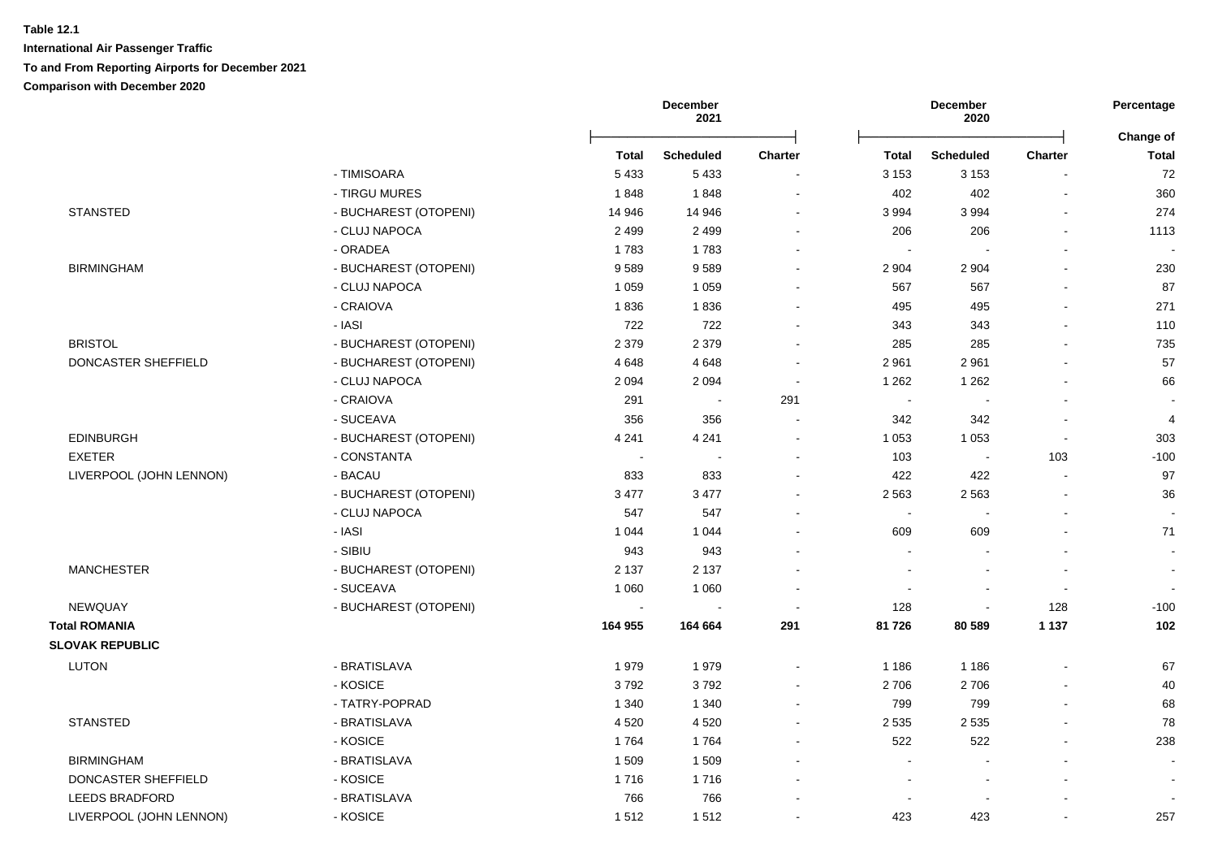**Table 12.1**

**International Air Passenger Traffic**

**To and From Reporting Airports for December 2021**

**Comparison with December 2020**

| | | December 2021 | | | December 2020 | | | Percentage |
|---|---|---|---|---|---|---|---|---|
| | | Total | Scheduled | Charter | Total | Scheduled | Charter | Change of Total |
| | - TIMISOARA | 5 433 | 5 433 | - | 3 153 | 3 153 | - | 72 |
| | - TIRGU MURES | 1 848 | 1 848 | - | 402 | 402 | - | 360 |
| STANSTED | - BUCHAREST (OTOPENI) | 14 946 | 14 946 | - | 3 994 | 3 994 | - | 274 |
| | - CLUJ NAPOCA | 2 499 | 2 499 | - | 206 | 206 | - | 1113 |
| | - ORADEA | 1 783 | 1 783 | - | - | - | - | - |
| BIRMINGHAM | - BUCHAREST (OTOPENI) | 9 589 | 9 589 | - | 2 904 | 2 904 | - | 230 |
| | - CLUJ NAPOCA | 1 059 | 1 059 | - | 567 | 567 | - | 87 |
| | - CRAIOVA | 1 836 | 1 836 | - | 495 | 495 | - | 271 |
| | - IASI | 722 | 722 | - | 343 | 343 | - | 110 |
| BRISTOL | - BUCHAREST (OTOPENI) | 2 379 | 2 379 | - | 285 | 285 | - | 735 |
| DONCASTER SHEFFIELD | - BUCHAREST (OTOPENI) | 4 648 | 4 648 | - | 2 961 | 2 961 | - | 57 |
| | - CLUJ NAPOCA | 2 094 | 2 094 | - | 1 262 | 1 262 | - | 66 |
| | - CRAIOVA | 291 | - | 291 | - | - | - | - |
| | - SUCEAVA | 356 | 356 | - | 342 | 342 | - | 4 |
| EDINBURGH | - BUCHAREST (OTOPENI) | 4 241 | 4 241 | - | 1 053 | 1 053 | - | 303 |
| EXETER | - CONSTANTA | - | - | - | 103 | - | 103 | -100 |
| LIVERPOOL (JOHN LENNON) | - BACAU | 833 | 833 | - | 422 | 422 | - | 97 |
| | - BUCHAREST (OTOPENI) | 3 477 | 3 477 | - | 2 563 | 2 563 | - | 36 |
| | - CLUJ NAPOCA | 547 | 547 | - | - | - | - | - |
| | - IASI | 1 044 | 1 044 | - | 609 | 609 | - | 71 |
| | - SIBIU | 943 | 943 | - | - | - | - | - |
| MANCHESTER | - BUCHAREST (OTOPENI) | 2 137 | 2 137 | - | - | - | - | - |
| | - SUCEAVA | 1 060 | 1 060 | - | - | - | - | - |
| NEWQUAY | - BUCHAREST (OTOPENI) | - | - | - | 128 | - | 128 | -100 |
| **Total ROMANIA** | | **164 955** | **164 664** | **291** | **81 726** | **80 589** | **1 137** | **102** |
| **SLOVAK REPUBLIC** | | | | | | | | |
| LUTON | - BRATISLAVA | 1 979 | 1 979 | - | 1 186 | 1 186 | - | 67 |
| | - KOSICE | 3 792 | 3 792 | - | 2 706 | 2 706 | - | 40 |
| | - TATRY-POPRAD | 1 340 | 1 340 | - | 799 | 799 | - | 68 |
| STANSTED | - BRATISLAVA | 4 520 | 4 520 | - | 2 535 | 2 535 | - | 78 |
| | - KOSICE | 1 764 | 1 764 | - | 522 | 522 | - | 238 |
| BIRMINGHAM | - BRATISLAVA | 1 509 | 1 509 | - | - | - | - | - |
| DONCASTER SHEFFIELD | - KOSICE | 1 716 | 1 716 | - | - | - | - | - |
| LEEDS BRADFORD | - BRATISLAVA | 766 | 766 | - | - | - | - | - |
| LIVERPOOL (JOHN LENNON) | - KOSICE | 1 512 | 1 512 | - | 423 | 423 | - | 257 |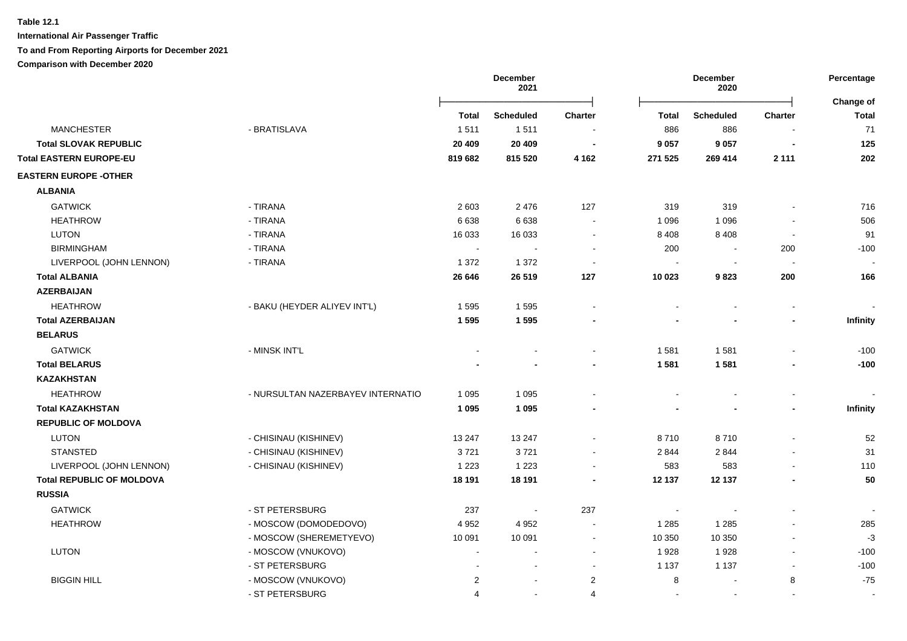**Table 12.1**

**International Air Passenger Traffic**

**To and From Reporting Airports for December 2021**

**Comparison with December 2020**

| | | December 2021 | | | December 2020 | | | Percentage |
|---|---|---|---|---|---|---|---|---|
| | | **Total** | **Scheduled** | **Charter** | **Total** | **Scheduled** | **Charter** | **Change of Total** |
| MANCHESTER | - BRATISLAVA | 1 511 | 1 511 | - | 886 | 886 | - | 71 |
| **Total SLOVAK REPUBLIC** | | **20 409** | **20 409** | **-** | **9 057** | **9 057** | **-** | **125** |
| **Total EASTERN EUROPE-EU** | | **819 682** | **815 520** | **4 162** | **271 525** | **269 414** | **2 111** | **202** |
| **EASTERN EUROPE -OTHER** | | | | | | | | |
| **ALBANIA** | | | | | | | | |
| GATWICK | - TIRANA | 2 603 | 2 476 | 127 | 319 | 319 | - | 716 |
| HEATHROW | - TIRANA | 6 638 | 6 638 | - | 1 096 | 1 096 | - | 506 |
| LUTON | - TIRANA | 16 033 | 16 033 | - | 8 408 | 8 408 | - | 91 |
| BIRMINGHAM | - TIRANA | - | - | - | 200 | - | 200 | -100 |
| LIVERPOOL (JOHN LENNON) | - TIRANA | 1 372 | 1 372 | - | - | - | - | - |
| **Total ALBANIA** | | **26 646** | **26 519** | **127** | **10 023** | **9 823** | **200** | **166** |
| **AZERBAIJAN** | | | | | | | | |
| HEATHROW | - BAKU (HEYDER ALIYEV INT'L) | 1 595 | 1 595 | - | - | - | - | - |
| **Total AZERBAIJAN** | | **1 595** | **1 595** | **-** | **-** | **-** | **-** | **Infinity** |
| **BELARUS** | | | | | | | | |
| GATWICK | - MINSK INT'L | - | - | - | 1 581 | 1 581 | - | -100 |
| **Total BELARUS** | | **-** | **-** | **-** | **1 581** | **1 581** | **-** | **-100** |
| **KAZAKHSTAN** | | | | | | | | |
| HEATHROW | - NURSULTAN NAZERBAYEV INTERNATIO | 1 095 | 1 095 | - | - | - | - | - |
| **Total KAZAKHSTAN** | | **1 095** | **1 095** | **-** | **-** | **-** | **-** | **Infinity** |
| **REPUBLIC OF MOLDOVA** | | | | | | | | |
| LUTON | - CHISINAU (KISHINEV) | 13 247 | 13 247 | - | 8 710 | 8 710 | - | 52 |
| STANSTED | - CHISINAU (KISHINEV) | 3 721 | 3 721 | - | 2 844 | 2 844 | - | 31 |
| LIVERPOOL (JOHN LENNON) | - CHISINAU (KISHINEV) | 1 223 | 1 223 | - | 583 | 583 | - | 110 |
| **Total REPUBLIC OF MOLDOVA** | | **18 191** | **18 191** | **-** | **12 137** | **12 137** | **-** | **50** |
| **RUSSIA** | | | | | | | | |
| GATWICK | - ST PETERSBURG | 237 | - | 237 | - | - | - | - |
| HEATHROW | - MOSCOW (DOMODEDOVO) | 4 952 | 4 952 | - | 1 285 | 1 285 | - | 285 |
| | - MOSCOW (SHEREMETYEVO) | 10 091 | 10 091 | - | 10 350 | 10 350 | - | -3 |
| LUTON | - MOSCOW (VNUKOVO) | - | - | - | 1 928 | 1 928 | - | -100 |
| | - ST PETERSBURG | - | - | - | 1 137 | 1 137 | - | -100 |
| BIGGIN HILL | - MOSCOW (VNUKOVO) | 2 | - | 2 | 8 | - | 8 | -75 |
| | - ST PETERSBURG | 4 | - | 4 | - | - | - | - |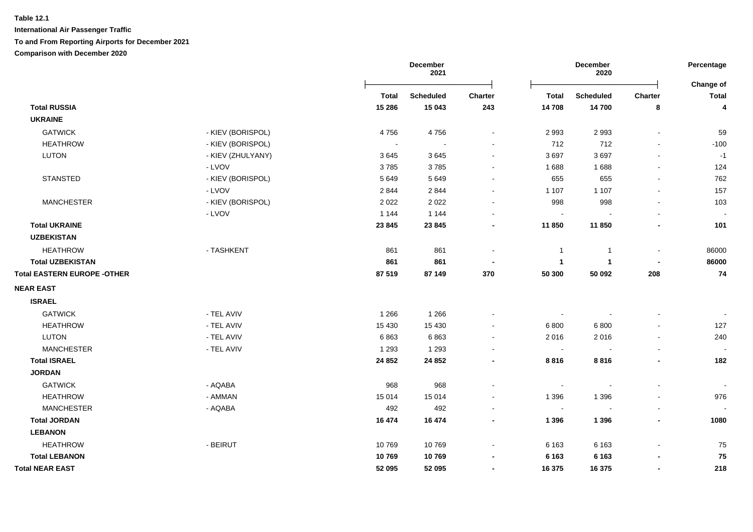**Table 12.1**

**International Air Passenger Traffic**

**To and From Reporting Airports for December 2021**

**Comparison with December 2020**

| | | December 2021 | | | December 2020 | | | Percentage |
|---|---|---|---|---|---|---|---|---|
| | | Total | Scheduled | Charter | Total | Scheduled | Charter | Change of Total |
| **Total RUSSIA** | | **15 286** | **15 043** | **243** | **14 708** | **14 700** | **8** | **4** |
| **UKRAINE** | | | | | | | | |
| GATWICK | - KIEV (BORISPOL) | 4 756 | 4 756 | - | 2 993 | 2 993 | - | 59 |
| HEATHROW | - KIEV (BORISPOL) | - | - | - | 712 | 712 | - | -100 |
| LUTON | - KIEV (ZHULYANY) | 3 645 | 3 645 | - | 3 697 | 3 697 | - | -1 |
| | - LVOV | 3 785 | 3 785 | - | 1 688 | 1 688 | - | 124 |
| STANSTED | - KIEV (BORISPOL) | 5 649 | 5 649 | - | 655 | 655 | - | 762 |
| | - LVOV | 2 844 | 2 844 | - | 1 107 | 1 107 | - | 157 |
| MANCHESTER | - KIEV (BORISPOL) | 2 022 | 2 022 | - | 998 | 998 | - | 103 |
| | - LVOV | 1 144 | 1 144 | - | - | - | - | - |
| **Total UKRAINE** | | **23 845** | **23 845** | **-** | **11 850** | **11 850** | **-** | **101** |
| **UZBEKISTAN** | | | | | | | | |
| HEATHROW | - TASHKENT | 861 | 861 | - | 1 | 1 | - | 86000 |
| **Total UZBEKISTAN** | | **861** | **861** | **-** | **1** | **1** | **-** | **86000** |
| **Total EASTERN EUROPE -OTHER** | | **87 519** | **87 149** | **370** | **50 300** | **50 092** | **208** | **74** |
| **NEAR EAST** | | | | | | | | |
| **ISRAEL** | | | | | | | | |
| GATWICK | - TEL AVIV | 1 266 | 1 266 | - | - | - | - | - |
| HEATHROW | - TEL AVIV | 15 430 | 15 430 | - | 6 800 | 6 800 | - | 127 |
| LUTON | - TEL AVIV | 6 863 | 6 863 | - | 2 016 | 2 016 | - | 240 |
| MANCHESTER | - TEL AVIV | 1 293 | 1 293 | - | - | - | - | - |
| **Total ISRAEL** | | **24 852** | **24 852** | **-** | **8 816** | **8 816** | **-** | **182** |
| **JORDAN** | | | | | | | | |
| GATWICK | - AQABA | 968 | 968 | - | - | - | - | - |
| HEATHROW | - AMMAN | 15 014 | 15 014 | - | 1 396 | 1 396 | - | 976 |
| MANCHESTER | - AQABA | 492 | 492 | - | - | - | - | - |
| **Total JORDAN** | | **16 474** | **16 474** | **-** | **1 396** | **1 396** | **-** | **1080** |
| **LEBANON** | | | | | | | | |
| HEATHROW | - BEIRUT | 10 769 | 10 769 | - | 6 163 | 6 163 | - | 75 |
| **Total LEBANON** | | **10 769** | **10 769** | **-** | **6 163** | **6 163** | **-** | **75** |
| **Total NEAR EAST** | | **52 095** | **52 095** | **-** | **16 375** | **16 375** | **-** | **218** |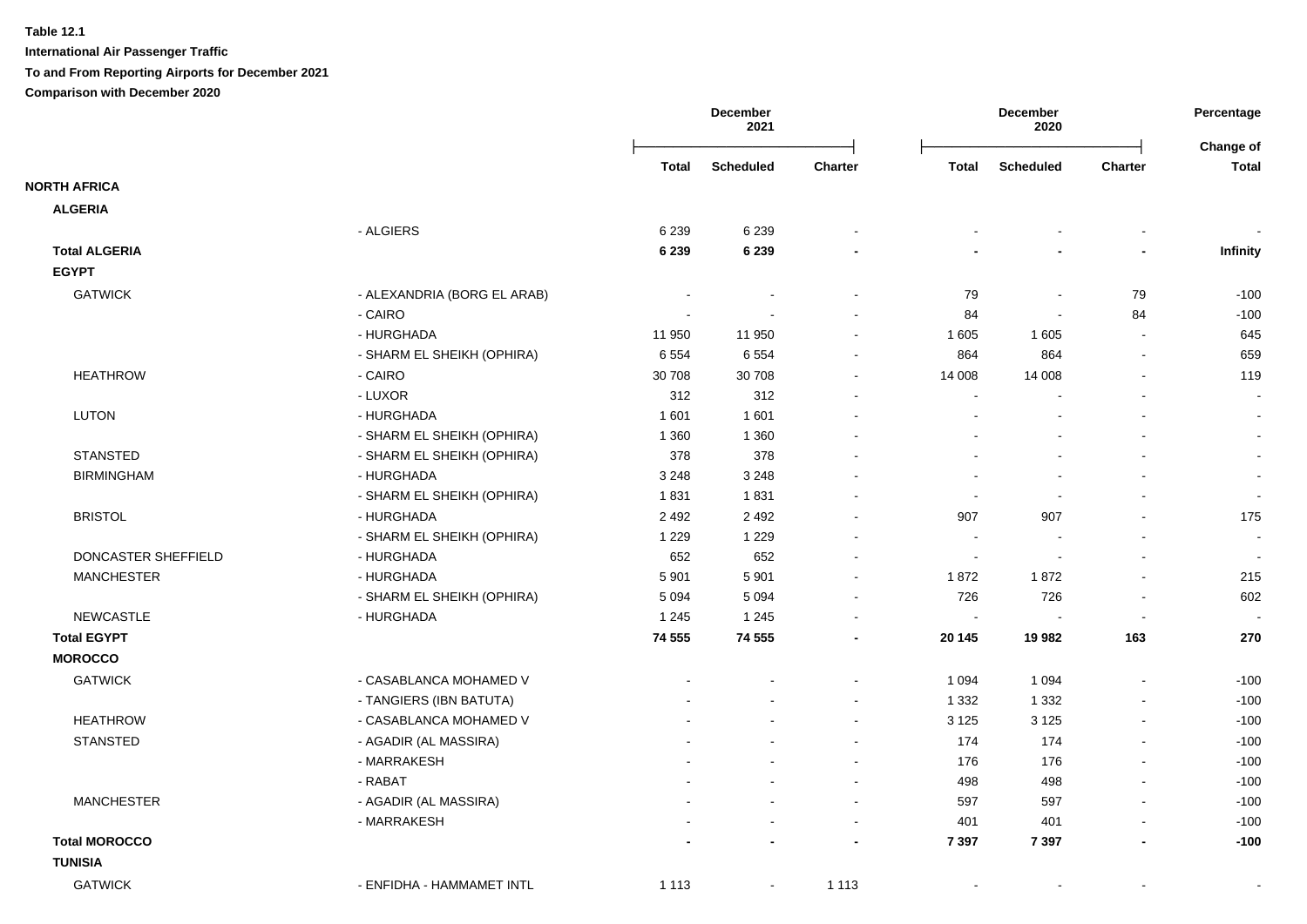**Table 12.1**

**International Air Passenger Traffic**

**To and From Reporting Airports for December 2021**

**Comparison with December 2020**

| | | December 2021 | | | December 2020 | | | Percentage |
|---|---|---|---|---|---|---|---|---|
| | | **Total** | **Scheduled** | **Charter** | **Total** | **Scheduled** | **Charter** | **Change of Total** |
| **NORTH AFRICA** | | | | | | | | |
| **ALGERIA** | | | | | | | | |
| | - ALGIERS | 6 239 | 6 239 | - | - | - | - | - |
| **Total ALGERIA** | | **6 239** | **6 239** | **-** | **-** | **-** | **-** | **Infinity** |
| **EGYPT** | | | | | | | | |
| GATWICK | - ALEXANDRIA (BORG EL ARAB) | - | - | - | 79 | - | 79 | -100 |
| | - CAIRO | - | - | - | 84 | - | 84 | -100 |
| | - HURGHADA | 11 950 | 11 950 | - | 1 605 | 1 605 | - | 645 |
| | - SHARM EL SHEIKH (OPHIRA) | 6 554 | 6 554 | - | 864 | 864 | - | 659 |
| HEATHROW | - CAIRO | 30 708 | 30 708 | - | 14 008 | 14 008 | - | 119 |
| | - LUXOR | 312 | 312 | - | - | - | - | - |
| LUTON | - HURGHADA | 1 601 | 1 601 | - | - | - | - | - |
| | - SHARM EL SHEIKH (OPHIRA) | 1 360 | 1 360 | - | - | - | - | - |
| STANSTED | - SHARM EL SHEIKH (OPHIRA) | 378 | 378 | - | - | - | - | - |
| BIRMINGHAM | - HURGHADA | 3 248 | 3 248 | - | - | - | - | - |
| | - SHARM EL SHEIKH (OPHIRA) | 1 831 | 1 831 | - | - | - | - | - |
| BRISTOL | - HURGHADA | 2 492 | 2 492 | - | 907 | 907 | - | 175 |
| | - SHARM EL SHEIKH (OPHIRA) | 1 229 | 1 229 | - | - | - | - | - |
| DONCASTER SHEFFIELD | - HURGHADA | 652 | 652 | - | - | - | - | - |
| MANCHESTER | - HURGHADA | 5 901 | 5 901 | - | 1 872 | 1 872 | - | 215 |
| | - SHARM EL SHEIKH (OPHIRA) | 5 094 | 5 094 | - | 726 | 726 | - | 602 |
| NEWCASTLE | - HURGHADA | 1 245 | 1 245 | - | - | - | - | - |
| **Total EGYPT** | | **74 555** | **74 555** | **-** | **20 145** | **19 982** | **163** | **270** |
| **MOROCCO** | | | | | | | | |
| GATWICK | - CASABLANCA MOHAMED V | - | - | - | 1 094 | 1 094 | - | -100 |
| | - TANGIERS (IBN BATUTA) | - | - | - | 1 332 | 1 332 | - | -100 |
| HEATHROW | - CASABLANCA MOHAMED V | - | - | - | 3 125 | 3 125 | - | -100 |
| STANSTED | - AGADIR (AL MASSIRA) | - | - | - | 174 | 174 | - | -100 |
| | - MARRAKESH | - | - | - | 176 | 176 | - | -100 |
| | - RABAT | - | - | - | 498 | 498 | - | -100 |
| MANCHESTER | - AGADIR (AL MASSIRA) | - | - | - | 597 | 597 | - | -100 |
| | - MARRAKESH | - | - | - | 401 | 401 | - | -100 |
| **Total MOROCCO** | | **-** | **-** | **-** | **7 397** | **7 397** | **-** | **-100** |
| **TUNISIA** | | | | | | | | |
| GATWICK | - ENFIDHA - HAMMAMET INTL | 1 113 | - | 1 113 | - | - | - | - |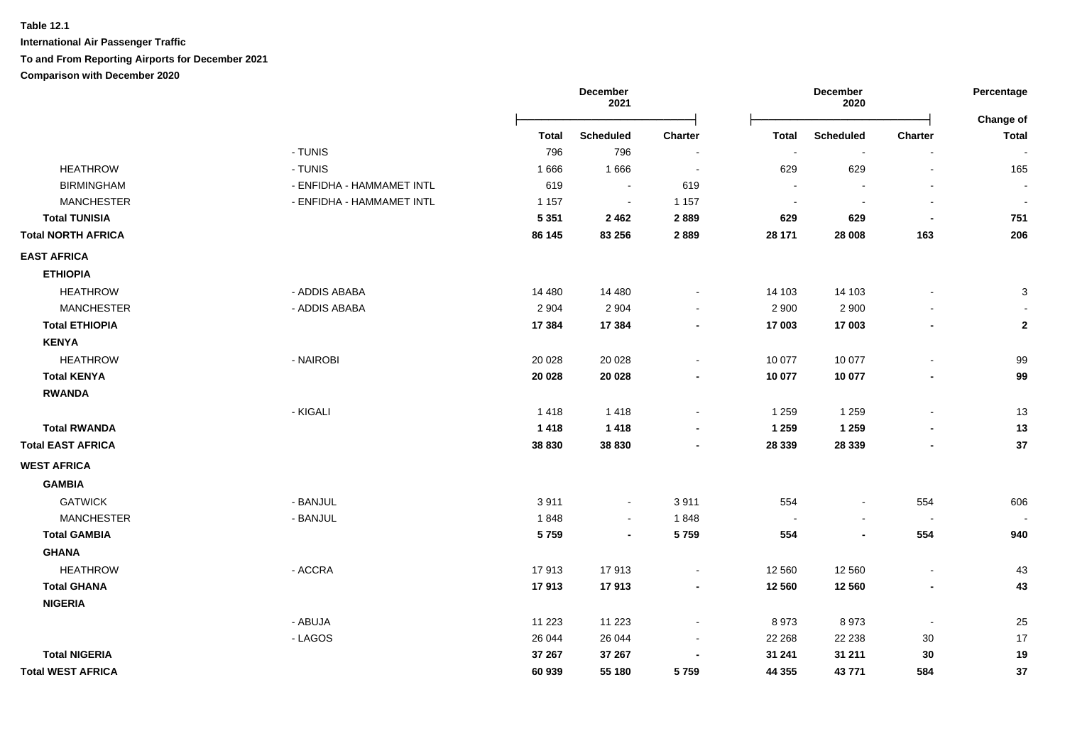**Table 12.1**

**International Air Passenger Traffic**

**To and From Reporting Airports for December 2021**

**Comparison with December 2020**

| | | December 2021 | | | December 2020 | | | Percentage |
|---|---|---|---|---|---|---|---|---|
| | | **Total** | **Scheduled** | **Charter** | **Total** | **Scheduled** | **Charter** | **Change of Total** |
| | - TUNIS | 796 | 796 | - | - | - | - | - |
| HEATHROW | - TUNIS | 1 666 | 1 666 | - | 629 | 629 | - | 165 |
| BIRMINGHAM | - ENFIDHA - HAMMAMET INTL | 619 | - | 619 | - | - | - | - |
| MANCHESTER | - ENFIDHA - HAMMAMET INTL | 1 157 | - | 1 157 | - | - | - | - |
| **Total TUNISIA** | | **5 351** | **2 462** | **2 889** | **629** | **629** | **-** | **751** |
| **Total NORTH AFRICA** | | **86 145** | **83 256** | **2 889** | **28 171** | **28 008** | **163** | **206** |
| **EAST AFRICA** | | | | | | | | |
| **ETHIOPIA** | | | | | | | | |
| HEATHROW | - ADDIS ABABA | 14 480 | 14 480 | - | 14 103 | 14 103 | - | 3 |
| MANCHESTER | - ADDIS ABABA | 2 904 | 2 904 | - | 2 900 | 2 900 | - | - |
| **Total ETHIOPIA** | | **17 384** | **17 384** | **-** | **17 003** | **17 003** | **-** | **2** |
| **KENYA** | | | | | | | | |
| HEATHROW | - NAIROBI | 20 028 | 20 028 | - | 10 077 | 10 077 | - | 99 |
| **Total KENYA** | | **20 028** | **20 028** | **-** | **10 077** | **10 077** | **-** | **99** |
| **RWANDA** | | | | | | | | |
| | - KIGALI | 1 418 | 1 418 | - | 1 259 | 1 259 | - | 13 |
| **Total RWANDA** | | **1 418** | **1 418** | **-** | **1 259** | **1 259** | **-** | **13** |
| **Total EAST AFRICA** | | **38 830** | **38 830** | **-** | **28 339** | **28 339** | **-** | **37** |
| **WEST AFRICA** | | | | | | | | |
| **GAMBIA** | | | | | | | | |
| GATWICK | - BANJUL | 3 911 | - | 3 911 | 554 | - | 554 | 606 |
| MANCHESTER | - BANJUL | 1 848 | - | 1 848 | - | - | - | - |
| **Total GAMBIA** | | **5 759** | **-** | **5 759** | **554** | **-** | **554** | **940** |
| **GHANA** | | | | | | | | |
| HEATHROW | - ACCRA | 17 913 | 17 913 | - | 12 560 | 12 560 | - | 43 |
| **Total GHANA** | | **17 913** | **17 913** | **-** | **12 560** | **12 560** | **-** | **43** |
| **NIGERIA** | | | | | | | | |
| | - ABUJA | 11 223 | 11 223 | - | 8 973 | 8 973 | - | 25 |
| | - LAGOS | 26 044 | 26 044 | - | 22 268 | 22 238 | 30 | 17 |
| **Total NIGERIA** | | **37 267** | **37 267** | **-** | **31 241** | **31 211** | **30** | **19** |
| **Total WEST AFRICA** | | **60 939** | **55 180** | **5 759** | **44 355** | **43 771** | **584** | **37** |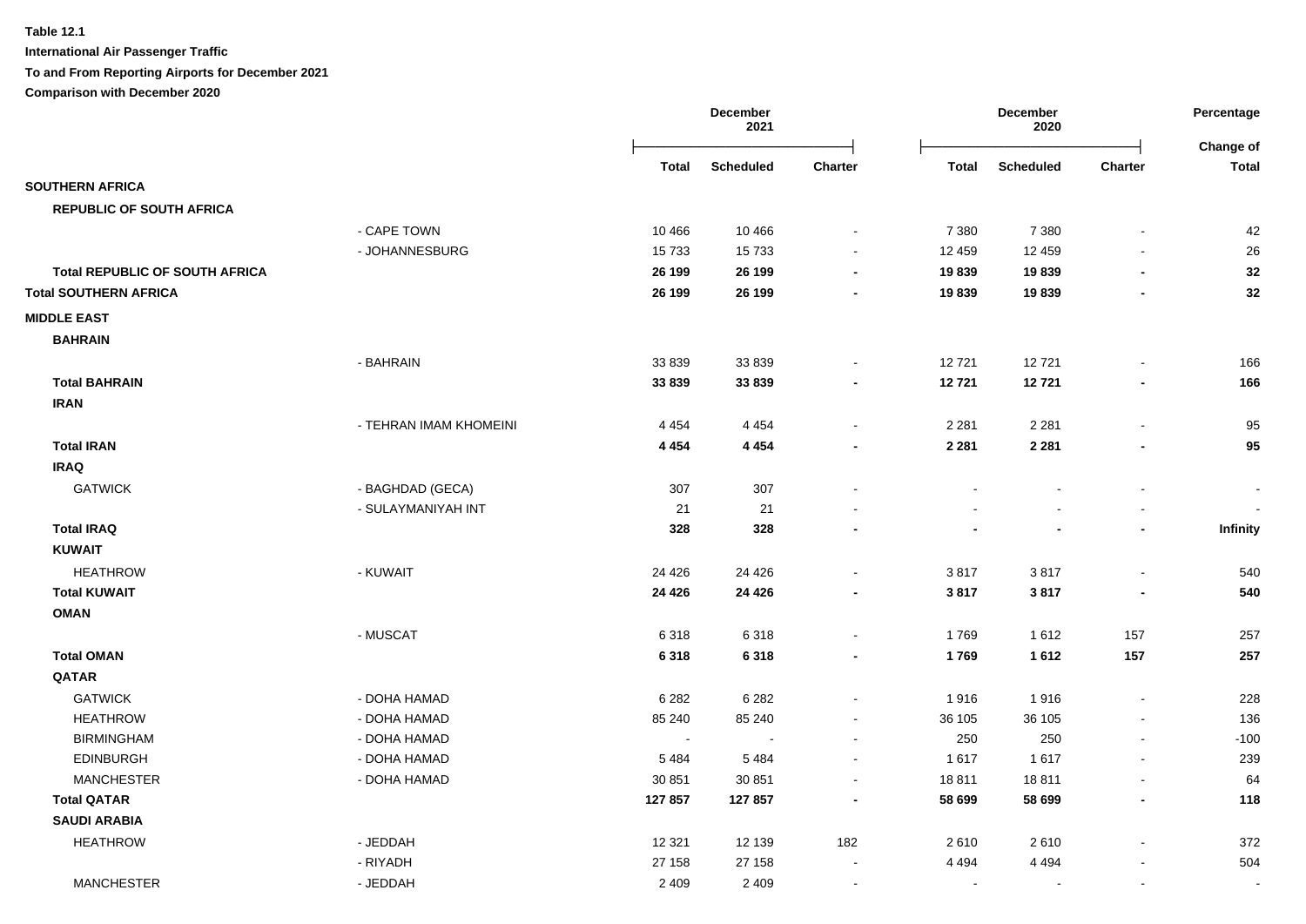**Table 12.1**

**International Air Passenger Traffic**

**To and From Reporting Airports for December 2021**

**Comparison with December 2020**

| | | December 2021 | | | December 2020 | | | Percentage |
|---|---|---|---|---|---|---|---|---|
| | | Total | Scheduled | Charter | Total | Scheduled | Charter | Change of Total |
| **SOUTHERN AFRICA** | | | | | | | | |
| **REPUBLIC OF SOUTH AFRICA** | | | | | | | | |
| | - CAPE TOWN | 10 466 | 10 466 | - | 7 380 | 7 380 | - | 42 |
| | - JOHANNESBURG | 15 733 | 15 733 | - | 12 459 | 12 459 | - | 26 |
| **Total REPUBLIC OF SOUTH AFRICA** | | **26 199** | **26 199** | **-** | **19 839** | **19 839** | **-** | **32** |
| **Total SOUTHERN AFRICA** | | **26 199** | **26 199** | **-** | **19 839** | **19 839** | **-** | **32** |
| **MIDDLE EAST** | | | | | | | | |
| **BAHRAIN** | | | | | | | | |
| | - BAHRAIN | 33 839 | 33 839 | - | 12 721 | 12 721 | - | 166 |
| **Total BAHRAIN** | | **33 839** | **33 839** | **-** | **12 721** | **12 721** | **-** | **166** |
| **IRAN** | | | | | | | | |
| | - TEHRAN IMAM KHOMEINI | 4 454 | 4 454 | - | 2 281 | 2 281 | - | 95 |
| **Total IRAN** | | **4 454** | **4 454** | **-** | **2 281** | **2 281** | **-** | **95** |
| **IRAQ** | | | | | | | | |
| GATWICK | - BAGHDAD (GECA) | 307 | 307 | - | - | - | - | - |
| | - SULAYMANIYAH INT | 21 | 21 | - | - | - | - | - |
| **Total IRAQ** | | **328** | **328** | **-** | **-** | **-** | **-** | **Infinity** |
| **KUWAIT** | | | | | | | | |
| HEATHROW | - KUWAIT | 24 426 | 24 426 | - | 3 817 | 3 817 | - | 540 |
| **Total KUWAIT** | | **24 426** | **24 426** | **-** | **3 817** | **3 817** | **-** | **540** |
| **OMAN** | | | | | | | | |
| | - MUSCAT | 6 318 | 6 318 | - | 1 769 | 1 612 | 157 | 257 |
| **Total OMAN** | | **6 318** | **6 318** | **-** | **1 769** | **1 612** | **157** | **257** |
| **QATAR** | | | | | | | | |
| GATWICK | - DOHA HAMAD | 6 282 | 6 282 | - | 1 916 | 1 916 | - | 228 |
| HEATHROW | - DOHA HAMAD | 85 240 | 85 240 | - | 36 105 | 36 105 | - | 136 |
| BIRMINGHAM | - DOHA HAMAD | - | - | - | 250 | 250 | - | -100 |
| EDINBURGH | - DOHA HAMAD | 5 484 | 5 484 | - | 1 617 | 1 617 | - | 239 |
| MANCHESTER | - DOHA HAMAD | 30 851 | 30 851 | - | 18 811 | 18 811 | - | 64 |
| **Total QATAR** | | **127 857** | **127 857** | **-** | **58 699** | **58 699** | **-** | **118** |
| **SAUDI ARABIA** | | | | | | | | |
| HEATHROW | - JEDDAH | 12 321 | 12 139 | 182 | 2 610 | 2 610 | - | 372 |
| | - RIYADH | 27 158 | 27 158 | - | 4 494 | 4 494 | - | 504 |
| MANCHESTER | - JEDDAH | 2 409 | 2 409 | - | - | - | - | - |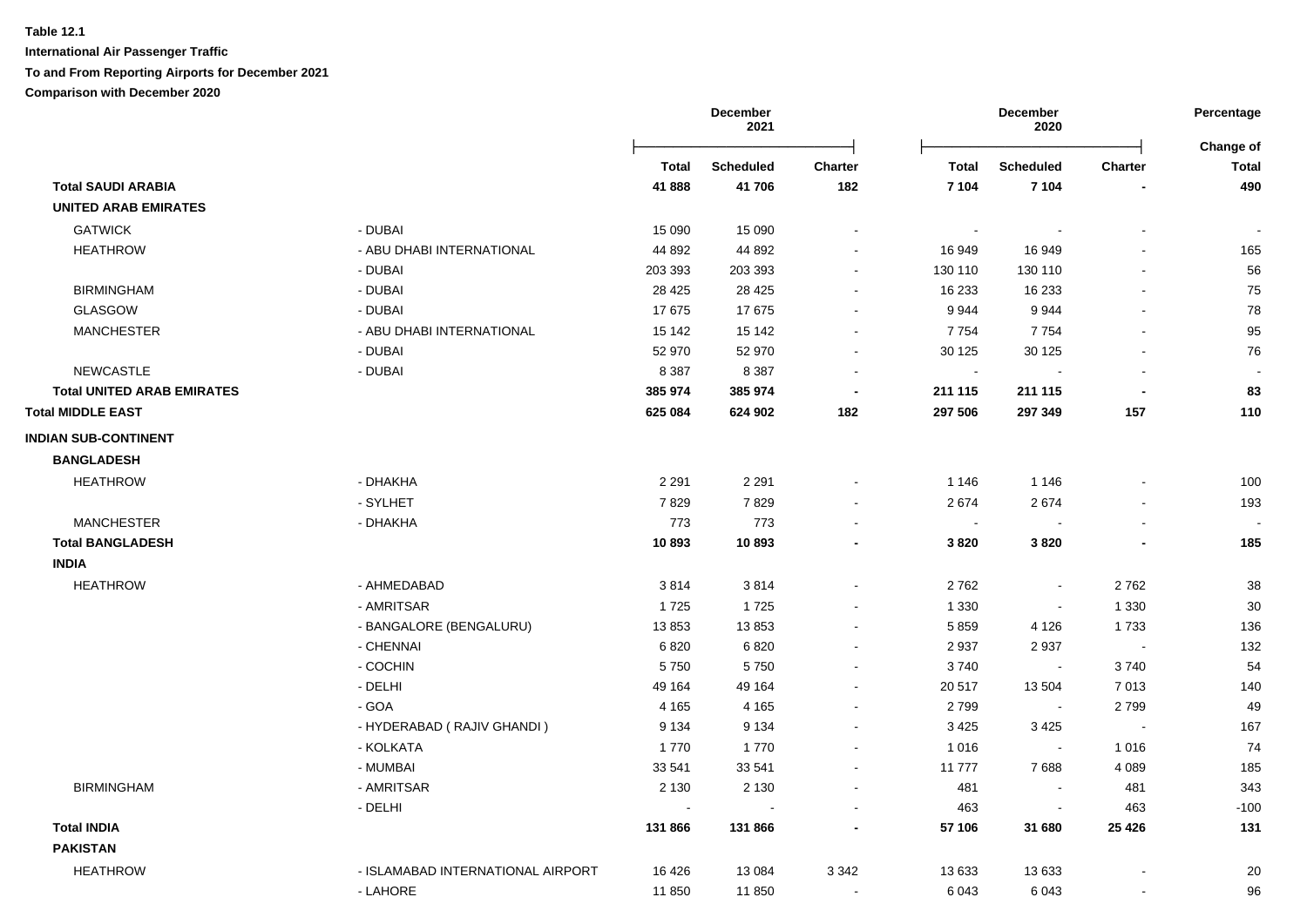**Table 12.1**

**International Air Passenger Traffic**

**To and From Reporting Airports for December 2021**

**Comparison with December 2020**

| | | December 2021 | | | December 2020 | | | Percentage Change of |
|---|---|---|---|---|---|---|---|---|
| | | **Total** | **Scheduled** | **Charter** | **Total** | **Scheduled** | **Charter** | **Total** |
| **Total SAUDI ARABIA** | | **41 888** | **41 706** | **182** | **7 104** | **7 104** | **-** | **490** |
| **UNITED ARAB EMIRATES** | | | | | | | | |
| GATWICK | - DUBAI | 15 090 | 15 090 | - | - | - | - | - |
| HEATHROW | - ABU DHABI INTERNATIONAL | 44 892 | 44 892 | - | 16 949 | 16 949 | - | 165 |
| | - DUBAI | 203 393 | 203 393 | - | 130 110 | 130 110 | - | 56 |
| BIRMINGHAM | - DUBAI | 28 425 | 28 425 | - | 16 233 | 16 233 | - | 75 |
| GLASGOW | - DUBAI | 17 675 | 17 675 | - | 9 944 | 9 944 | - | 78 |
| MANCHESTER | - ABU DHABI INTERNATIONAL | 15 142 | 15 142 | - | 7 754 | 7 754 | - | 95 |
| | - DUBAI | 52 970 | 52 970 | - | 30 125 | 30 125 | - | 76 |
| NEWCASTLE | - DUBAI | 8 387 | 8 387 | - | - | - | - | - |
| **Total UNITED ARAB EMIRATES** | | **385 974** | **385 974** | **-** | **211 115** | **211 115** | **-** | **83** |
| **Total MIDDLE EAST** | | **625 084** | **624 902** | **182** | **297 506** | **297 349** | **157** | **110** |
| **INDIAN SUB-CONTINENT** | | | | | | | | |
| **BANGLADESH** | | | | | | | | |
| HEATHROW | - DHAKHA | 2 291 | 2 291 | - | 1 146 | 1 146 | - | 100 |
| | - SYLHET | 7 829 | 7 829 | - | 2 674 | 2 674 | - | 193 |
| MANCHESTER | - DHAKHA | 773 | 773 | - | - | - | - | - |
| **Total BANGLADESH** | | **10 893** | **10 893** | **-** | **3 820** | **3 820** | **-** | **185** |
| **INDIA** | | | | | | | | |
| HEATHROW | - AHMEDABAD | 3 814 | 3 814 | - | 2 762 | - | 2 762 | 38 |
| | - AMRITSAR | 1 725 | 1 725 | - | 1 330 | - | 1 330 | 30 |
| | - BANGALORE (BENGALURU) | 13 853 | 13 853 | - | 5 859 | 4 126 | 1 733 | 136 |
| | - CHENNAI | 6 820 | 6 820 | - | 2 937 | 2 937 | - | 132 |
| | - COCHIN | 5 750 | 5 750 | - | 3 740 | - | 3 740 | 54 |
| | - DELHI | 49 164 | 49 164 | - | 20 517 | 13 504 | 7 013 | 140 |
| | - GOA | 4 165 | 4 165 | - | 2 799 | - | 2 799 | 49 |
| | - HYDERABAD ( RAJIV GHANDI ) | 9 134 | 9 134 | - | 3 425 | 3 425 | - | 167 |
| | - KOLKATA | 1 770 | 1 770 | - | 1 016 | - | 1 016 | 74 |
| | - MUMBAI | 33 541 | 33 541 | - | 11 777 | 7 688 | 4 089 | 185 |
| BIRMINGHAM | - AMRITSAR | 2 130 | 2 130 | - | 481 | - | 481 | 343 |
| | - DELHI | - | - | - | 463 | - | 463 | -100 |
| **Total INDIA** | | **131 866** | **131 866** | **-** | **57 106** | **31 680** | **25 426** | **131** |
| **PAKISTAN** | | | | | | | | |
| HEATHROW | - ISLAMABAD INTERNATIONAL AIRPORT | 16 426 | 13 084 | 3 342 | 13 633 | 13 633 | - | 20 |
| | - LAHORE | 11 850 | 11 850 | - | 6 043 | 6 043 | - | 96 |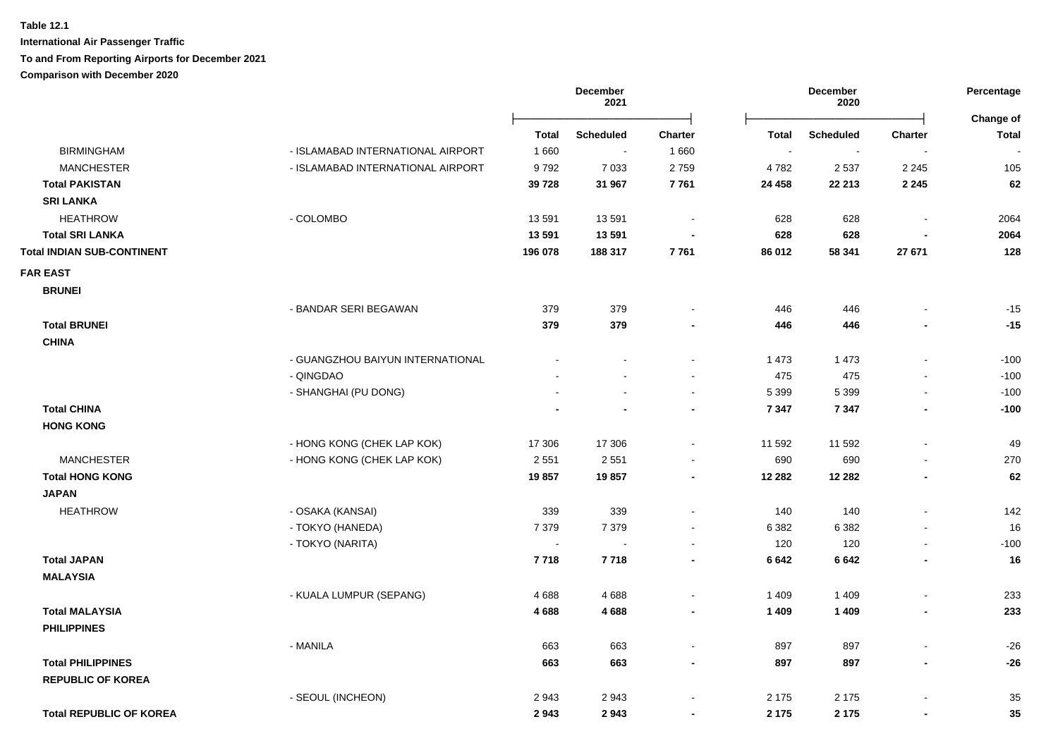**Table 12.1**

**International Air Passenger Traffic**

**To and From Reporting Airports for December 2021**

**Comparison with December 2020**

| | | December 2021 | | | December 2020 | | | Percentage |
|---|---|---|---|---|---|---|---|---|
| | | **Total** | **Scheduled** | **Charter** | **Total** | **Scheduled** | **Charter** | **Change of Total** |
| BIRMINGHAM | - ISLAMABAD INTERNATIONAL AIRPORT | 1 660 | - | 1 660 | - | - | - | - |
| MANCHESTER | - ISLAMABAD INTERNATIONAL AIRPORT | 9 792 | 7 033 | 2 759 | 4 782 | 2 537 | 2 245 | 105 |
| **Total PAKISTAN** | | **39 728** | **31 967** | **7 761** | **24 458** | **22 213** | **2 245** | **62** |
| **SRI LANKA** | | | | | | | | |
| HEATHROW | - COLOMBO | 13 591 | 13 591 | - | 628 | 628 | - | 2064 |
| **Total SRI LANKA** | | **13 591** | **13 591** | **-** | **628** | **628** | **-** | **2064** |
| **Total INDIAN SUB-CONTINENT** | | **196 078** | **188 317** | **7 761** | **86 012** | **58 341** | **27 671** | **128** |
| **FAR EAST** | | | | | | | | |
| **BRUNEI** | | | | | | | | |
| | - BANDAR SERI BEGAWAN | 379 | 379 | - | 446 | 446 | - | -15 |
| **Total BRUNEI** | | **379** | **379** | **-** | **446** | **446** | **-** | **-15** |
| **CHINA** | | | | | | | | |
| | - GUANGZHOU BAIYUN INTERNATIONAL | - | - | - | 1 473 | 1 473 | - | -100 |
| | - QINGDAO | - | - | - | 475 | 475 | - | -100 |
| | - SHANGHAI (PU DONG) | - | - | - | 5 399 | 5 399 | - | -100 |
| **Total CHINA** | | **-** | **-** | **-** | **7 347** | **7 347** | **-** | **-100** |
| **HONG KONG** | | | | | | | | |
| | - HONG KONG (CHEK LAP KOK) | 17 306 | 17 306 | - | 11 592 | 11 592 | - | 49 |
| MANCHESTER | - HONG KONG (CHEK LAP KOK) | 2 551 | 2 551 | - | 690 | 690 | - | 270 |
| **Total HONG KONG** | | **19 857** | **19 857** | **-** | **12 282** | **12 282** | **-** | **62** |
| **JAPAN** | | | | | | | | |
| HEATHROW | - OSAKA (KANSAI) | 339 | 339 | - | 140 | 140 | - | 142 |
| | - TOKYO (HANEDA) | 7 379 | 7 379 | - | 6 382 | 6 382 | - | 16 |
| | - TOKYO (NARITA) | - | - | - | 120 | 120 | - | -100 |
| **Total JAPAN** | | **7 718** | **7 718** | **-** | **6 642** | **6 642** | **-** | **16** |
| **MALAYSIA** | | | | | | | | |
| | - KUALA LUMPUR (SEPANG) | 4 688 | 4 688 | - | 1 409 | 1 409 | - | 233 |
| **Total MALAYSIA** | | **4 688** | **4 688** | **-** | **1 409** | **1 409** | **-** | **233** |
| **PHILIPPINES** | | | | | | | | |
| | - MANILA | 663 | 663 | - | 897 | 897 | - | -26 |
| **Total PHILIPPINES** | | **663** | **663** | **-** | **897** | **897** | **-** | **-26** |
| **REPUBLIC OF KOREA** | | | | | | | | |
| | - SEOUL (INCHEON) | 2 943 | 2 943 | - | 2 175 | 2 175 | - | 35 |
| **Total REPUBLIC OF KOREA** | | **2 943** | **2 943** | **-** | **2 175** | **2 175** | **-** | **35** |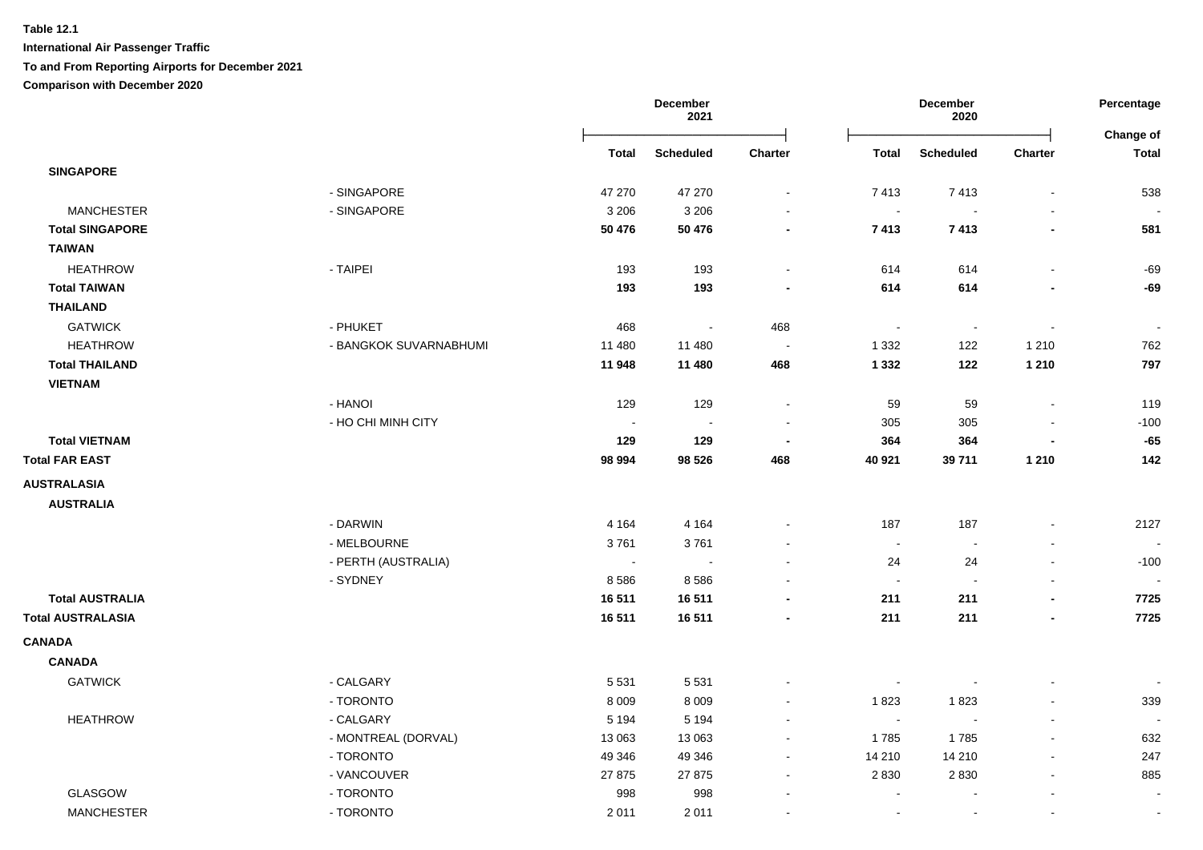**Table 12.1**

**International Air Passenger Traffic**

**To and From Reporting Airports for December 2021**

**Comparison with December 2020**

| | | December 2021 | | | December 2020 | | | Percentage |
|---|---|---|---|---|---|---|---|---|
| | | Total | Scheduled | Charter | Total | Scheduled | Charter | Change of Total |
| **SINGAPORE** | | | | | | | | |
| | - SINGAPORE | 47 270 | 47 270 | - | 7 413 | 7 413 | - | 538 |
| MANCHESTER | - SINGAPORE | 3 206 | 3 206 | - | - | - | - | - |
| **Total SINGAPORE** | | **50 476** | **50 476** | **-** | **7 413** | **7 413** | **-** | **581** |
| **TAIWAN** | | | | | | | | |
| HEATHROW | - TAIPEI | 193 | 193 | - | 614 | 614 | - | -69 |
| **Total TAIWAN** | | **193** | **193** | **-** | **614** | **614** | **-** | **-69** |
| **THAILAND** | | | | | | | | |
| GATWICK | - PHUKET | 468 | - | 468 | - | - | - | - |
| HEATHROW | - BANGKOK SUVARNABHUMI | 11 480 | 11 480 | - | 1 332 | 122 | 1 210 | 762 |
| **Total THAILAND** | | **11 948** | **11 480** | **468** | **1 332** | **122** | **1 210** | **797** |
| **VIETNAM** | | | | | | | | |
| | - HANOI | 129 | 129 | - | 59 | 59 | - | 119 |
| | - HO CHI MINH CITY | - | - | - | 305 | 305 | - | -100 |
| **Total VIETNAM** | | **129** | **129** | **-** | **364** | **364** | **-** | **-65** |
| **Total FAR EAST** | | **98 994** | **98 526** | **468** | **40 921** | **39 711** | **1 210** | **142** |
| **AUSTRALASIA** | | | | | | | | |
| **AUSTRALIA** | | | | | | | | |
| | - DARWIN | 4 164 | 4 164 | - | 187 | 187 | - | 2127 |
| | - MELBOURNE | 3 761 | 3 761 | - | - | - | - | - |
| | - PERTH (AUSTRALIA) | - | - | - | 24 | 24 | - | -100 |
| | - SYDNEY | 8 586 | 8 586 | - | - | - | - | - |
| **Total AUSTRALIA** | | **16 511** | **16 511** | **-** | **211** | **211** | **-** | **7725** |
| **Total AUSTRALASIA** | | **16 511** | **16 511** | **-** | **211** | **211** | **-** | **7725** |
| **CANADA** | | | | | | | | |
| **CANADA** | | | | | | | | |
| GATWICK | - CALGARY | 5 531 | 5 531 | - | - | - | - | - |
| | - TORONTO | 8 009 | 8 009 | - | 1 823 | 1 823 | - | 339 |
| HEATHROW | - CALGARY | 5 194 | 5 194 | - | - | - | - | - |
| | - MONTREAL (DORVAL) | 13 063 | 13 063 | - | 1 785 | 1 785 | - | 632 |
| | - TORONTO | 49 346 | 49 346 | - | 14 210 | 14 210 | - | 247 |
| | - VANCOUVER | 27 875 | 27 875 | - | 2 830 | 2 830 | - | 885 |
| GLASGOW | - TORONTO | 998 | 998 | - | - | - | - | - |
| MANCHESTER | - TORONTO | 2 011 | 2 011 | - | - | - | - | - |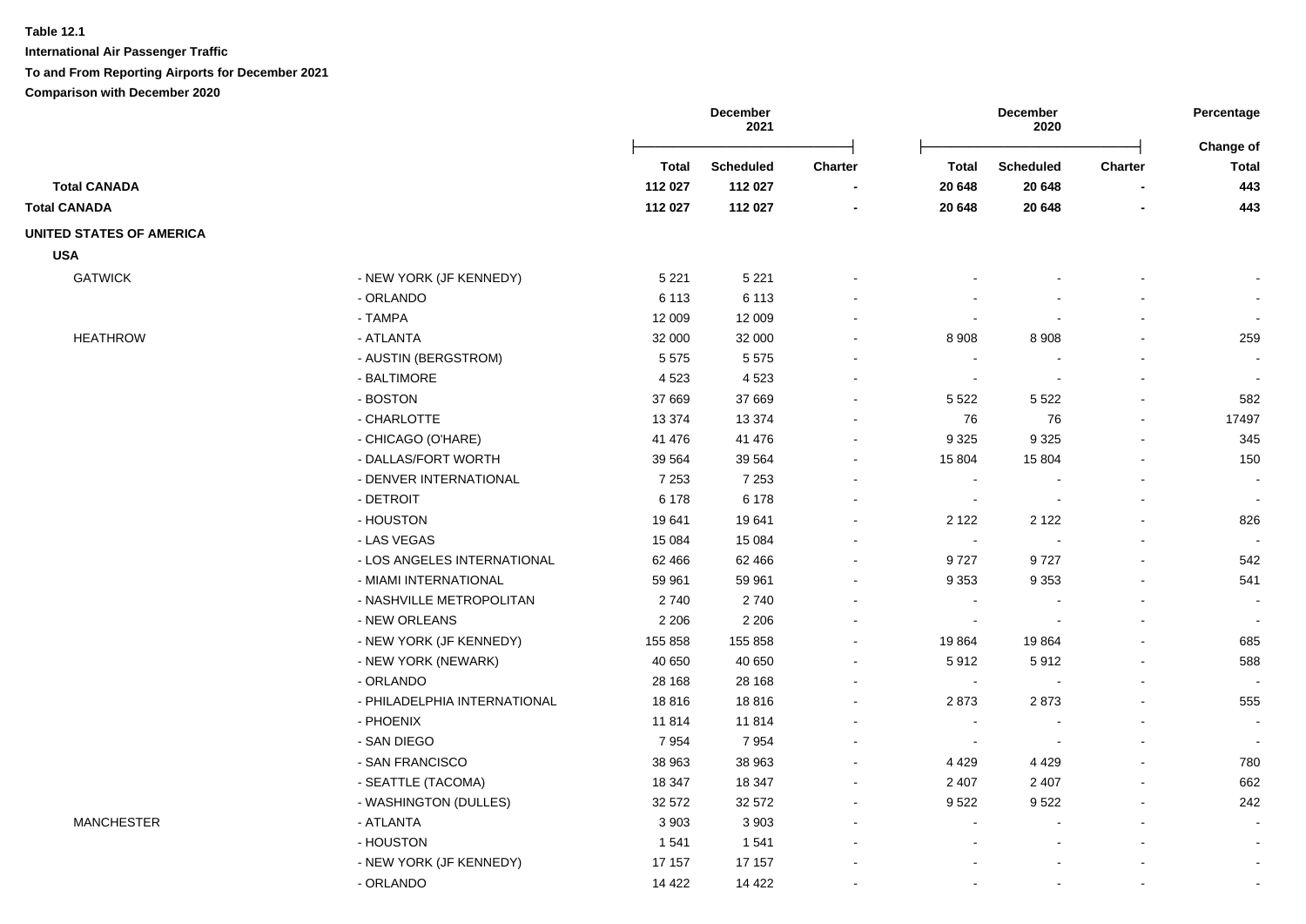**Table 12.1**

**International Air Passenger Traffic**

**To and From Reporting Airports for December 2021**

**Comparison with December 2020**

| | | December 2021 | | | December 2020 | | | Percentage |
|---|---|---|---|---|---|---|---|---|
| | | Total | Scheduled | Charter | Total | Scheduled | Charter | Change of Total |
| **Total CANADA** | | **112 027** | **112 027** | **-** | **20 648** | **20 648** | **-** | **443** |
| **Total CANADA** | | **112 027** | **112 027** | **-** | **20 648** | **20 648** | **-** | **443** |
| **UNITED STATES OF AMERICA** | | | | | | | | |
| **USA** | | | | | | | | |
| GATWICK | - NEW YORK (JF KENNEDY) | 5 221 | 5 221 | - | - | - | - | - |
| | - ORLANDO | 6 113 | 6 113 | - | - | - | - | - |
| | - TAMPA | 12 009 | 12 009 | - | - | - | - | - |
| HEATHROW | - ATLANTA | 32 000 | 32 000 | - | 8 908 | 8 908 | - | 259 |
| | - AUSTIN (BERGSTROM) | 5 575 | 5 575 | - | - | - | - | - |
| | - BALTIMORE | 4 523 | 4 523 | - | - | - | - | - |
| | - BOSTON | 37 669 | 37 669 | - | 5 522 | 5 522 | - | 582 |
| | - CHARLOTTE | 13 374 | 13 374 | - | 76 | 76 | - | 17497 |
| | - CHICAGO (O'HARE) | 41 476 | 41 476 | - | 9 325 | 9 325 | - | 345 |
| | - DALLAS/FORT WORTH | 39 564 | 39 564 | - | 15 804 | 15 804 | - | 150 |
| | - DENVER INTERNATIONAL | 7 253 | 7 253 | - | - | - | - | - |
| | - DETROIT | 6 178 | 6 178 | - | - | - | - | - |
| | - HOUSTON | 19 641 | 19 641 | - | 2 122 | 2 122 | - | 826 |
| | - LAS VEGAS | 15 084 | 15 084 | - | - | - | - | - |
| | - LOS ANGELES INTERNATIONAL | 62 466 | 62 466 | - | 9 727 | 9 727 | - | 542 |
| | - MIAMI INTERNATIONAL | 59 961 | 59 961 | - | 9 353 | 9 353 | - | 541 |
| | - NASHVILLE METROPOLITAN | 2 740 | 2 740 | - | - | - | - | - |
| | - NEW ORLEANS | 2 206 | 2 206 | - | - | - | - | - |
| | - NEW YORK (JF KENNEDY) | 155 858 | 155 858 | - | 19 864 | 19 864 | - | 685 |
| | - NEW YORK (NEWARK) | 40 650 | 40 650 | - | 5 912 | 5 912 | - | 588 |
| | - ORLANDO | 28 168 | 28 168 | - | - | - | - | - |
| | - PHILADELPHIA INTERNATIONAL | 18 816 | 18 816 | - | 2 873 | 2 873 | - | 555 |
| | - PHOENIX | 11 814 | 11 814 | - | - | - | - | - |
| | - SAN DIEGO | 7 954 | 7 954 | - | - | - | - | - |
| | - SAN FRANCISCO | 38 963 | 38 963 | - | 4 429 | 4 429 | - | 780 |
| | - SEATTLE (TACOMA) | 18 347 | 18 347 | - | 2 407 | 2 407 | - | 662 |
| | - WASHINGTON (DULLES) | 32 572 | 32 572 | - | 9 522 | 9 522 | - | 242 |
| MANCHESTER | - ATLANTA | 3 903 | 3 903 | - | - | - | - | - |
| | - HOUSTON | 1 541 | 1 541 | - | - | - | - | - |
| | - NEW YORK (JF KENNEDY) | 17 157 | 17 157 | - | - | - | - | - |
| | - ORLANDO | 14 422 | 14 422 | - | - | - | - | - |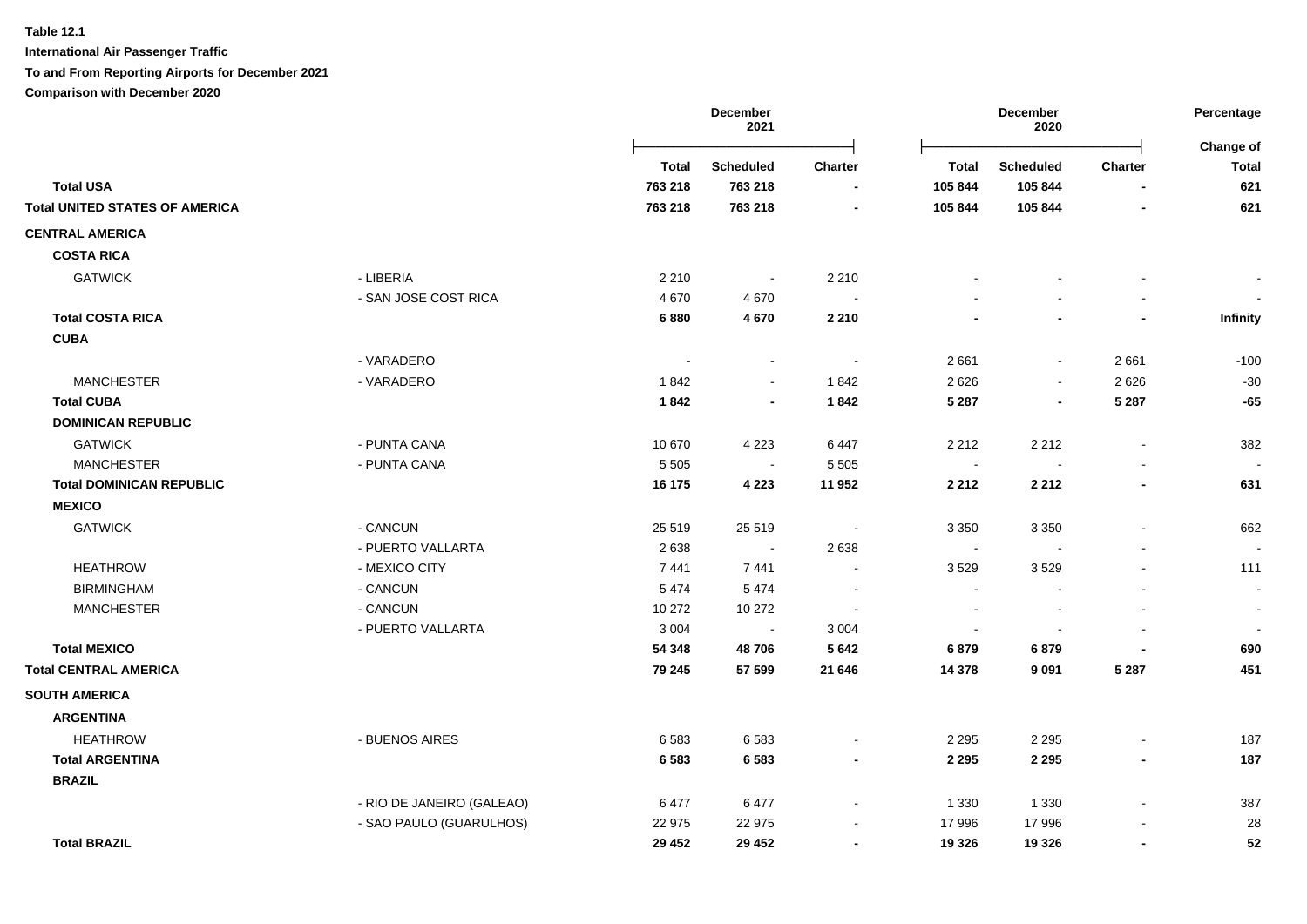**Table 12.1**

**International Air Passenger Traffic**

**To and From Reporting Airports for December 2021**

**Comparison with December 2020**

| | | December 2021 | | | December 2020 | | | Percentage |
|---|---|---|---|---|---|---|---|---|
| | | **Total** | **Scheduled** | **Charter** | **Total** | **Scheduled** | **Charter** | **Change of Total** |
| **Total USA** | | **763 218** | **763 218** | **-** | **105 844** | **105 844** | **-** | **621** |
| **Total UNITED STATES OF AMERICA** | | **763 218** | **763 218** | **-** | **105 844** | **105 844** | **-** | **621** |
| **CENTRAL AMERICA** | | | | | | | | |
| **COSTA RICA** | | | | | | | | |
| GATWICK | - LIBERIA | 2 210 | - | 2 210 | - | - | - | - |
| | - SAN JOSE COST RICA | 4 670 | 4 670 | - | - | - | - | - |
| **Total COSTA RICA** | | **6 880** | **4 670** | **2 210** | **-** | **-** | **-** | **Infinity** |
| **CUBA** | | | | | | | | |
| | - VARADERO | - | - | - | 2 661 | - | 2 661 | -100 |
| MANCHESTER | - VARADERO | 1 842 | - | 1 842 | 2 626 | - | 2 626 | -30 |
| **Total CUBA** | | **1 842** | **-** | **1 842** | **5 287** | **-** | **5 287** | **-65** |
| **DOMINICAN REPUBLIC** | | | | | | | | |
| GATWICK | - PUNTA CANA | 10 670 | 4 223 | 6 447 | 2 212 | 2 212 | - | 382 |
| MANCHESTER | - PUNTA CANA | 5 505 | - | 5 505 | - | - | - | - |
| **Total DOMINICAN REPUBLIC** | | **16 175** | **4 223** | **11 952** | **2 212** | **2 212** | **-** | **631** |
| **MEXICO** | | | | | | | | |
| GATWICK | - CANCUN | 25 519 | 25 519 | - | 3 350 | 3 350 | - | 662 |
| | - PUERTO VALLARTA | 2 638 | - | 2 638 | - | - | - | - |
| HEATHROW | - MEXICO CITY | 7 441 | 7 441 | - | 3 529 | 3 529 | - | 111 |
| BIRMINGHAM | - CANCUN | 5 474 | 5 474 | - | - | - | - | - |
| MANCHESTER | - CANCUN | 10 272 | 10 272 | - | - | - | - | - |
| | - PUERTO VALLARTA | 3 004 | - | 3 004 | - | - | - | - |
| **Total MEXICO** | | **54 348** | **48 706** | **5 642** | **6 879** | **6 879** | **-** | **690** |
| **Total CENTRAL AMERICA** | | **79 245** | **57 599** | **21 646** | **14 378** | **9 091** | **5 287** | **451** |
| **SOUTH AMERICA** | | | | | | | | |
| **ARGENTINA** | | | | | | | | |
| HEATHROW | - BUENOS AIRES | 6 583 | 6 583 | - | 2 295 | 2 295 | - | 187 |
| **Total ARGENTINA** | | **6 583** | **6 583** | **-** | **2 295** | **2 295** | **-** | **187** |
| **BRAZIL** | | | | | | | | |
| | - RIO DE JANEIRO (GALEAO) | 6 477 | 6 477 | - | 1 330 | 1 330 | - | 387 |
| | - SAO PAULO (GUARULHOS) | 22 975 | 22 975 | - | 17 996 | 17 996 | - | 28 |
| **Total BRAZIL** | | **29 452** | **29 452** | **-** | **19 326** | **19 326** | **-** | **52** |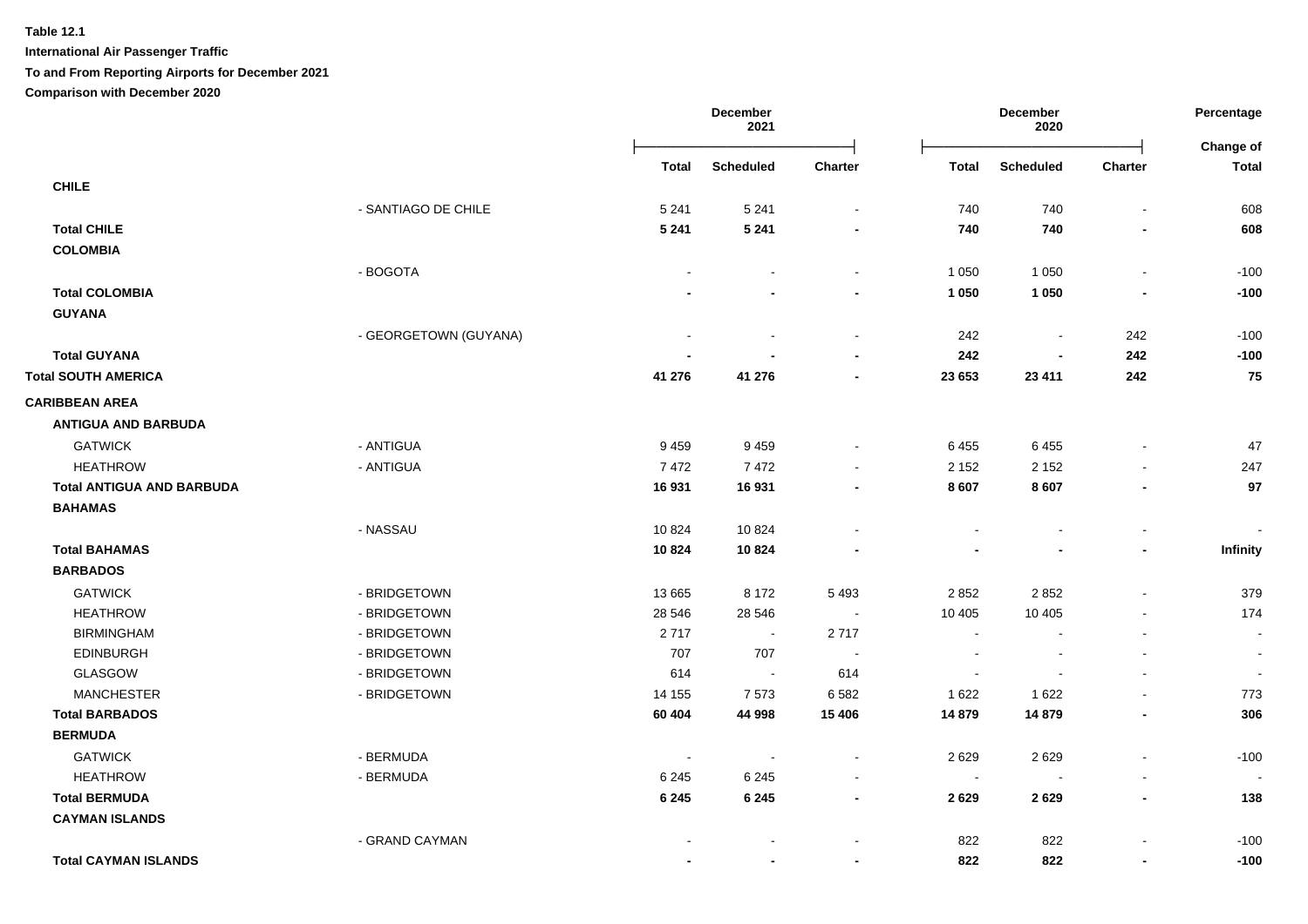**Table 12.1**

**International Air Passenger Traffic**

**To and From Reporting Airports for December 2021**

**Comparison with December 2020**

| | | December 2021 | | | December 2020 | | | Percentage |
|---|---|---|---|---|---|---|---|---|
| | | Total | Scheduled | Charter | Total | Scheduled | Charter | Change of Total |
| **CHILE** | | | | | | | | |
| | - SANTIAGO DE CHILE | 5 241 | 5 241 | - | 740 | 740 | - | 608 |
| **Total CHILE** | | **5 241** | **5 241** | **-** | **740** | **740** | **-** | **608** |
| **COLOMBIA** | | | | | | | | |
| | - BOGOTA | - | - | - | 1 050 | 1 050 | - | -100 |
| **Total COLOMBIA** | | **-** | **-** | **-** | **1 050** | **1 050** | **-** | **-100** |
| **GUYANA** | | | | | | | | |
| | - GEORGETOWN (GUYANA) | - | - | - | 242 | - | 242 | -100 |
| **Total GUYANA** | | **-** | **-** | **-** | **242** | **-** | **242** | **-100** |
| **Total SOUTH AMERICA** | | **41 276** | **41 276** | **-** | **23 653** | **23 411** | **242** | **75** |
| **CARIBBEAN AREA** | | | | | | | | |
| **ANTIGUA AND BARBUDA** | | | | | | | | |
| GATWICK | - ANTIGUA | 9 459 | 9 459 | - | 6 455 | 6 455 | - | 47 |
| HEATHROW | - ANTIGUA | 7 472 | 7 472 | - | 2 152 | 2 152 | - | 247 |
| **Total ANTIGUA AND BARBUDA** | | **16 931** | **16 931** | **-** | **8 607** | **8 607** | **-** | **97** |
| **BAHAMAS** | | | | | | | | |
| | - NASSAU | 10 824 | 10 824 | - | - | - | - | - |
| **Total BAHAMAS** | | **10 824** | **10 824** | **-** | **-** | **-** | **-** | **Infinity** |
| **BARBADOS** | | | | | | | | |
| GATWICK | - BRIDGETOWN | 13 665 | 8 172 | 5 493 | 2 852 | 2 852 | - | 379 |
| HEATHROW | - BRIDGETOWN | 28 546 | 28 546 | - | 10 405 | 10 405 | - | 174 |
| BIRMINGHAM | - BRIDGETOWN | 2 717 | - | 2 717 | - | - | - | - |
| EDINBURGH | - BRIDGETOWN | 707 | 707 | - | - | - | - | - |
| GLASGOW | - BRIDGETOWN | 614 | - | 614 | - | - | - | - |
| MANCHESTER | - BRIDGETOWN | 14 155 | 7 573 | 6 582 | 1 622 | 1 622 | - | 773 |
| **Total BARBADOS** | | **60 404** | **44 998** | **15 406** | **14 879** | **14 879** | **-** | **306** |
| **BERMUDA** | | | | | | | | |
| GATWICK | - BERMUDA | - | - | - | 2 629 | 2 629 | - | -100 |
| HEATHROW | - BERMUDA | 6 245 | 6 245 | - | - | - | - | - |
| **Total BERMUDA** | | **6 245** | **6 245** | **-** | **2 629** | **2 629** | **-** | **138** |
| **CAYMAN ISLANDS** | | | | | | | | |
| | - GRAND CAYMAN | - | - | - | 822 | 822 | - | -100 |
| **Total CAYMAN ISLANDS** | | **-** | **-** | **-** | **822** | **822** | **-** | **-100** |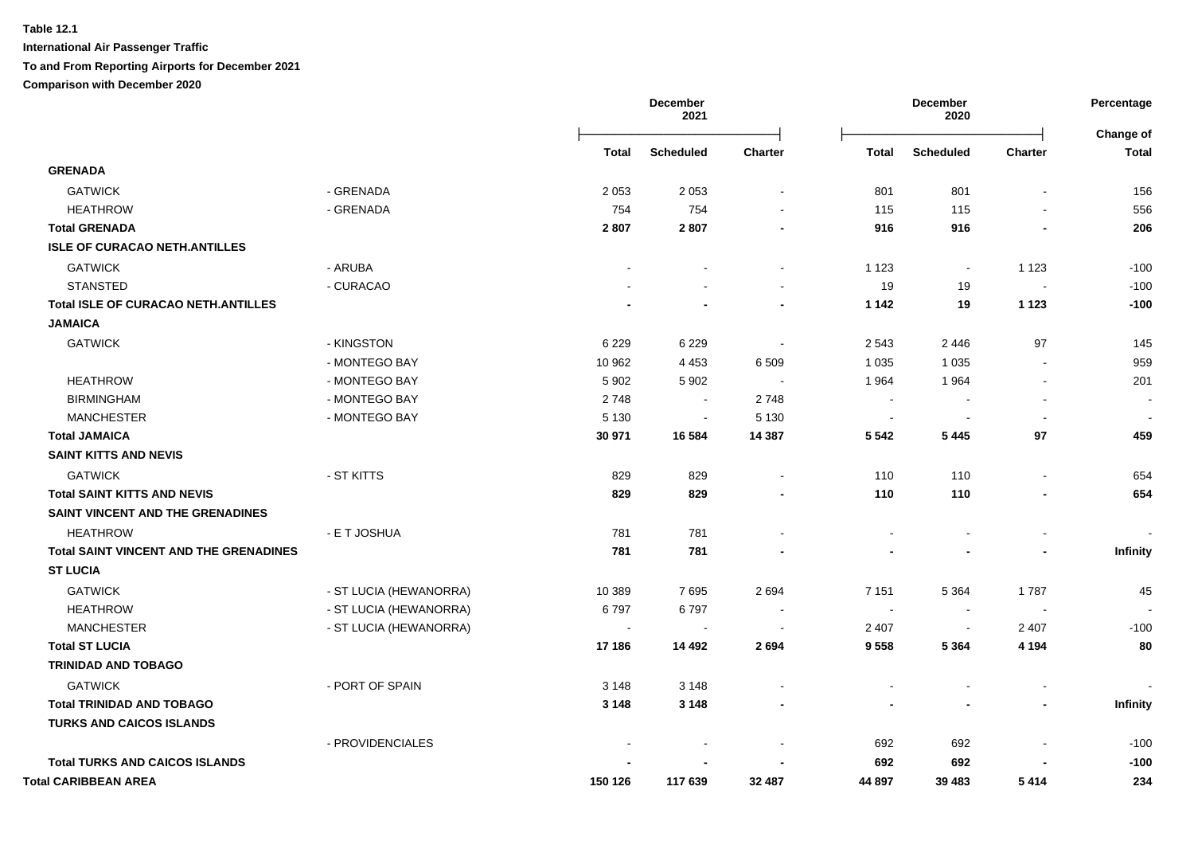**Table 12.1**

**International Air Passenger Traffic**

**To and From Reporting Airports for December 2021**

**Comparison with December 2020**

| | | December 2021 | | | December 2020 | | | Percentage |
|---|---|---|---|---|---|---|---|---|
| | | Total | Scheduled | Charter | Total | Scheduled | Charter | Change of Total |
| **GRENADA** | | | | | | | | |
| GATWICK | - GRENADA | 2 053 | 2 053 | - | 801 | 801 | - | 156 |
| HEATHROW | - GRENADA | 754 | 754 | - | 115 | 115 | - | 556 |
| **Total GRENADA** | | **2 807** | **2 807** | **-** | **916** | **916** | **-** | **206** |
| **ISLE OF CURACAO NETH.ANTILLES** | | | | | | | | |
| GATWICK | - ARUBA | - | - | - | 1 123 | - | 1 123 | -100 |
| STANSTED | - CURACAO | - | - | - | 19 | 19 | - | -100 |
| **Total ISLE OF CURACAO NETH.ANTILLES** | | **-** | **-** | **-** | **1 142** | **19** | **1 123** | **-100** |
| **JAMAICA** | | | | | | | | |
| GATWICK | - KINGSTON | 6 229 | 6 229 | - | 2 543 | 2 446 | 97 | 145 |
| | - MONTEGO BAY | 10 962 | 4 453 | 6 509 | 1 035 | 1 035 | - | 959 |
| HEATHROW | - MONTEGO BAY | 5 902 | 5 902 | - | 1 964 | 1 964 | - | 201 |
| BIRMINGHAM | - MONTEGO BAY | 2 748 | - | 2 748 | - | - | - | - |
| MANCHESTER | - MONTEGO BAY | 5 130 | - | 5 130 | - | - | - | - |
| **Total JAMAICA** | | **30 971** | **16 584** | **14 387** | **5 542** | **5 445** | **97** | **459** |
| **SAINT KITTS AND NEVIS** | | | | | | | | |
| GATWICK | - ST KITTS | 829 | 829 | - | 110 | 110 | - | 654 |
| **Total SAINT KITTS AND NEVIS** | | **829** | **829** | **-** | **110** | **110** | **-** | **654** |
| **SAINT VINCENT AND THE GRENADINES** | | | | | | | | |
| HEATHROW | - E T JOSHUA | 781 | 781 | - | - | - | - | - |
| **Total SAINT VINCENT AND THE GRENADINES** | | **781** | **781** | **-** | **-** | **-** | **-** | **Infinity** |
| **ST LUCIA** | | | | | | | | |
| GATWICK | - ST LUCIA (HEWANORRA) | 10 389 | 7 695 | 2 694 | 7 151 | 5 364 | 1 787 | 45 |
| HEATHROW | - ST LUCIA (HEWANORRA) | 6 797 | 6 797 | - | - | - | - | - |
| MANCHESTER | - ST LUCIA (HEWANORRA) | - | - | - | 2 407 | - | 2 407 | -100 |
| **Total ST LUCIA** | | **17 186** | **14 492** | **2 694** | **9 558** | **5 364** | **4 194** | **80** |
| **TRINIDAD AND TOBAGO** | | | | | | | | |
| GATWICK | - PORT OF SPAIN | 3 148 | 3 148 | - | - | - | - | - |
| **Total TRINIDAD AND TOBAGO** | | **3 148** | **3 148** | **-** | **-** | **-** | **-** | **Infinity** |
| **TURKS AND CAICOS ISLANDS** | | | | | | | | |
| | - PROVIDENCIALES | - | - | - | 692 | 692 | - | -100 |
| **Total TURKS AND CAICOS ISLANDS** | | **-** | **-** | **-** | **692** | **692** | **-** | **-100** |
| **Total CARIBBEAN AREA** | | **150 126** | **117 639** | **32 487** | **44 897** | **39 483** | **5 414** | **234** |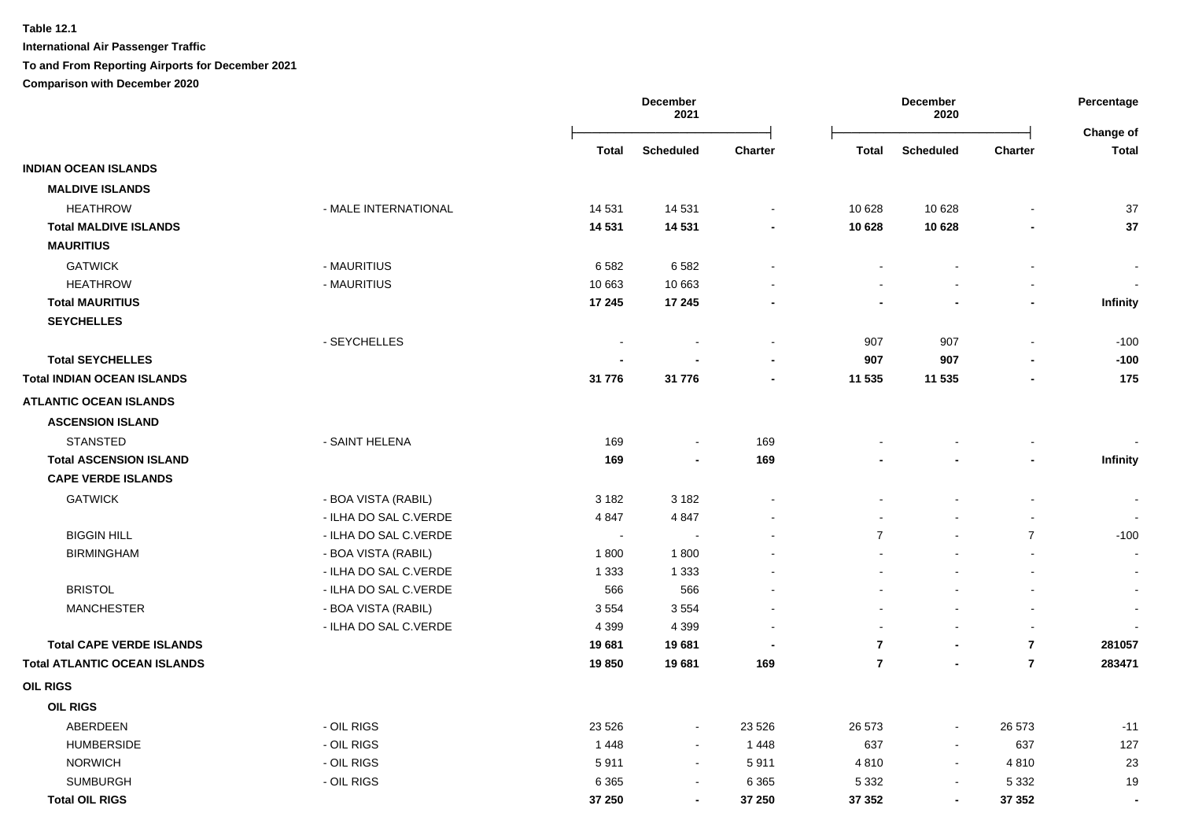**Table 12.1**

**International Air Passenger Traffic**

**To and From Reporting Airports for December 2021**

**Comparison with December 2020**

| | | December 2021 | | | December 2020 | | | Percentage Change of |
|---|---|---|---|---|---|---|---|---|
| | | Total | Scheduled | Charter | Total | Scheduled | Charter | Total |
| **INDIAN OCEAN ISLANDS** | | | | | | | | |
| **MALDIVE ISLANDS** | | | | | | | | |
| HEATHROW | - MALE INTERNATIONAL | 14 531 | 14 531 | - | 10 628 | 10 628 | - | 37 |
| **Total MALDIVE ISLANDS** | | **14 531** | **14 531** | **-** | **10 628** | **10 628** | **-** | **37** |
| **MAURITIUS** | | | | | | | | |
| GATWICK | - MAURITIUS | 6 582 | 6 582 | - | - | - | - | - |
| HEATHROW | - MAURITIUS | 10 663 | 10 663 | - | - | - | - | - |
| **Total MAURITIUS** | | **17 245** | **17 245** | **-** | **-** | **-** | **-** | **Infinity** |
| **SEYCHELLES** | | | | | | | | |
| | - SEYCHELLES | - | - | - | 907 | 907 | - | -100 |
| **Total SEYCHELLES** | | **-** | **-** | **-** | **907** | **907** | **-** | **-100** |
| **Total INDIAN OCEAN ISLANDS** | | **31 776** | **31 776** | **-** | **11 535** | **11 535** | **-** | **175** |
| **ATLANTIC OCEAN ISLANDS** | | | | | | | | |
| **ASCENSION ISLAND** | | | | | | | | |
| STANSTED | - SAINT HELENA | 169 | - | 169 | - | - | - | - |
| **Total ASCENSION ISLAND** | | **169** | **-** | **169** | **-** | **-** | **-** | **Infinity** |
| **CAPE VERDE ISLANDS** | | | | | | | | |
| GATWICK | - BOA VISTA (RABIL) | 3 182 | 3 182 | - | - | - | - | - |
| | - ILHA DO SAL C.VERDE | 4 847 | 4 847 | - | - | - | - | - |
| BIGGIN HILL | - ILHA DO SAL C.VERDE | - | - | - | 7 | - | 7 | -100 |
| BIRMINGHAM | - BOA VISTA (RABIL) | 1 800 | 1 800 | - | - | - | - | - |
| | - ILHA DO SAL C.VERDE | 1 333 | 1 333 | - | - | - | - | - |
| BRISTOL | - ILHA DO SAL C.VERDE | 566 | 566 | - | - | - | - | - |
| MANCHESTER | - BOA VISTA (RABIL) | 3 554 | 3 554 | - | - | - | - | - |
| | - ILHA DO SAL C.VERDE | 4 399 | 4 399 | - | - | - | - | - |
| **Total CAPE VERDE ISLANDS** | | **19 681** | **19 681** | **-** | **7** | **-** | **7** | **281057** |
| **Total ATLANTIC OCEAN ISLANDS** | | **19 850** | **19 681** | **169** | **7** | **-** | **7** | **283471** |
| **OIL RIGS** | | | | | | | | |
| **OIL RIGS** | | | | | | | | |
| ABERDEEN | - OIL RIGS | 23 526 | - | 23 526 | 26 573 | - | 26 573 | -11 |
| HUMBERSIDE | - OIL RIGS | 1 448 | - | 1 448 | 637 | - | 637 | 127 |
| NORWICH | - OIL RIGS | 5 911 | - | 5 911 | 4 810 | - | 4 810 | 23 |
| SUMBURGH | - OIL RIGS | 6 365 | - | 6 365 | 5 332 | - | 5 332 | 19 |
| **Total OIL RIGS** | | **37 250** | **-** | **37 250** | **37 352** | **-** | **37 352** | **-** |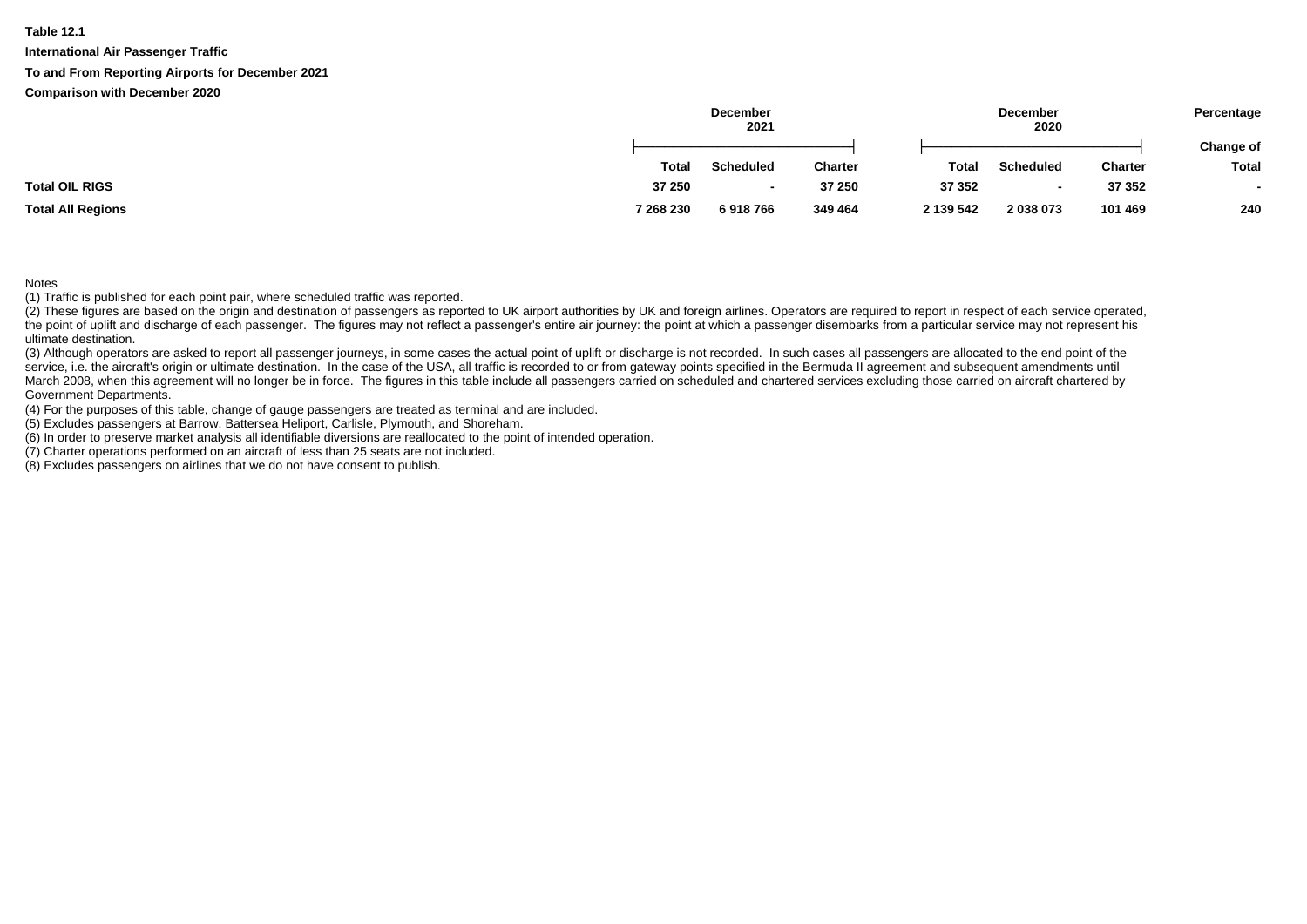**Table 12.1**

**International Air Passenger Traffic**

**To and From Reporting Airports for December 2021**

**Comparison with December 2020**

| | December 2021 | | | December 2020 | | | Percentage Change of |
|---|---|---|---|---|---|---|---|
| | Total | Scheduled | Charter | Total | Scheduled | Charter | Total |
| **Total OIL RIGS** | **37 250** | **-** | **37 250** | **37 352** | **-** | **37 352** | **-** |
| **Total All Regions** | **7 268 230** | **6 918 766** | **349 464** | **2 139 542** | **2 038 073** | **101 469** | **240** |

Notes

(1) Traffic is published for each point pair, where scheduled traffic was reported.

(2) These figures are based on the origin and destination of passengers as reported to UK airport authorities by UK and foreign airlines. Operators are required to report in respect of each service operated, the point of uplift and discharge of each passenger. The figures may not reflect a passenger's entire air journey: the point at which a passenger disembarks from a particular service may not represent his ultimate destination.

(3) Although operators are asked to report all passenger journeys, in some cases the actual point of uplift or discharge is not recorded. In such cases all passengers are allocated to the end point of the service, i.e. the aircraft's origin or ultimate destination. In the case of the USA, all traffic is recorded to or from gateway points specified in the Bermuda II agreement and subsequent amendments until March 2008, when this agreement will no longer be in force. The figures in this table include all passengers carried on scheduled and chartered services excluding those carried on aircraft chartered by Government Departments.

(4) For the purposes of this table, change of gauge passengers are treated as terminal and are included.

(5) Excludes passengers at Barrow, Battersea Heliport, Carlisle, Plymouth, and Shoreham.

(6) In order to preserve market analysis all identifiable diversions are reallocated to the point of intended operation.

(7) Charter operations performed on an aircraft of less than 25 seats are not included.

(8) Excludes passengers on airlines that we do not have consent to publish.